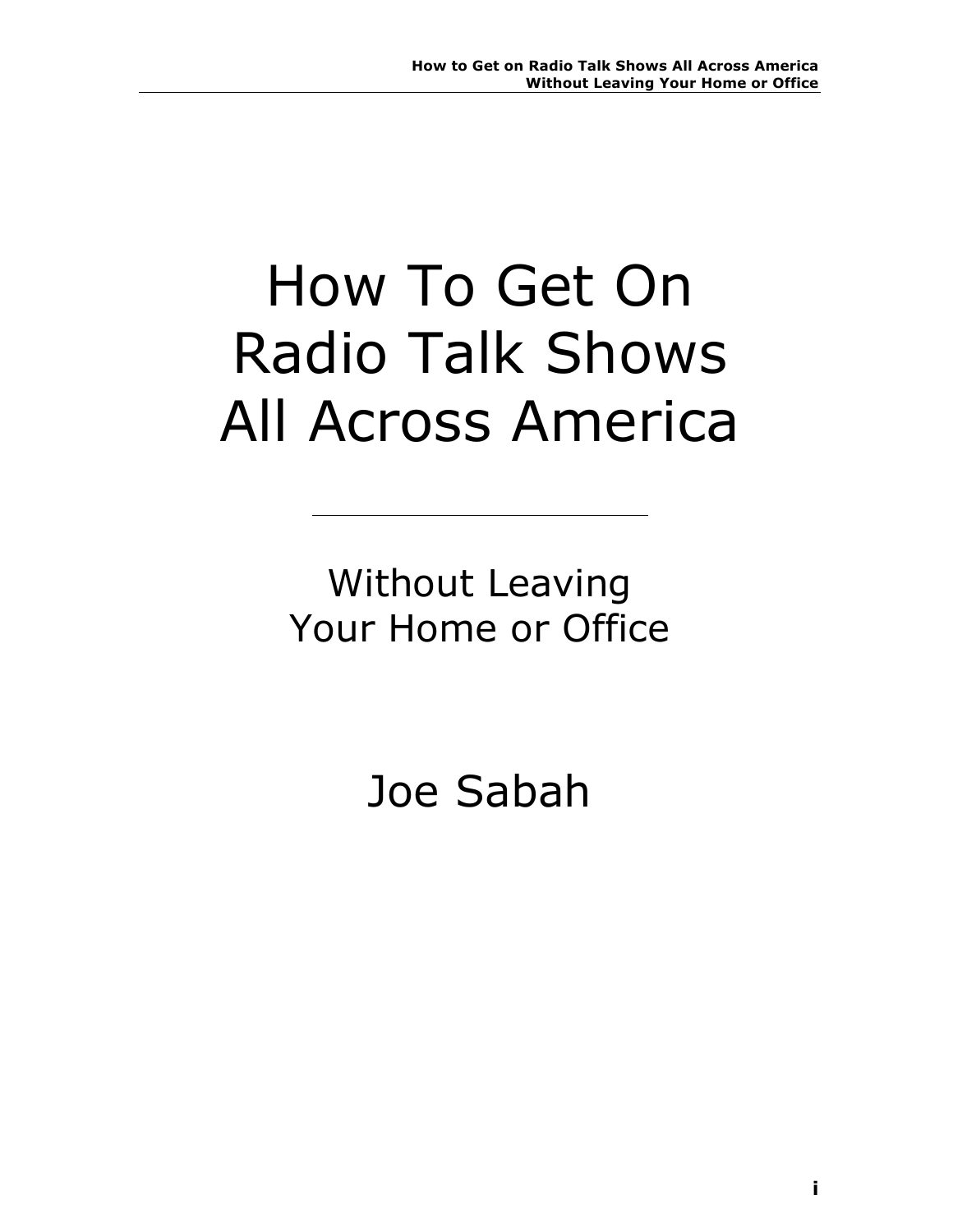# How To Get On Radio Talk Shows All Across America

## Without Leaving Your Home or Office

Joe Sabah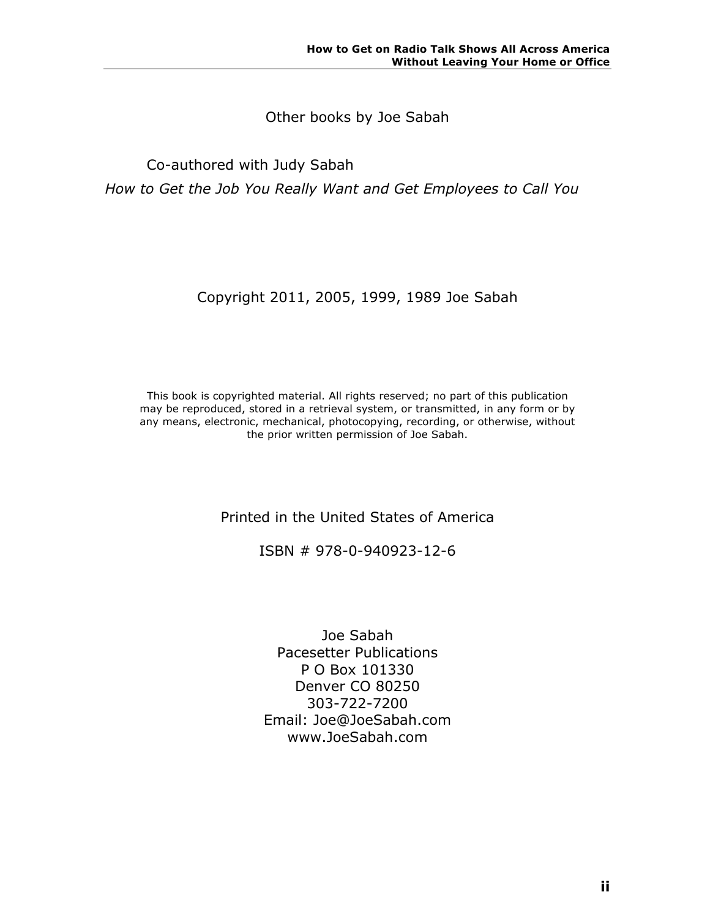Other books by Joe Sabah

Co-authored with Judy Sabah

*How to Get the Job You Really Want and Get Employees to Call You*

Copyright 2011, 2005, 1999, 1989 Joe Sabah

This book is copyrighted material. All rights reserved; no part of this publication may be reproduced, stored in a retrieval system, or transmitted, in any form or by any means, electronic, mechanical, photocopying, recording, or otherwise, without the prior written permission of Joe Sabah.

Printed in the United States of America

ISBN # 978-0-940923-12-6

Joe Sabah
Pacesetter Publications
P O Box 101330
Denver CO 80250
303-722-7200
Email: Joe@JoeSabah.com
www.JoeSabah.com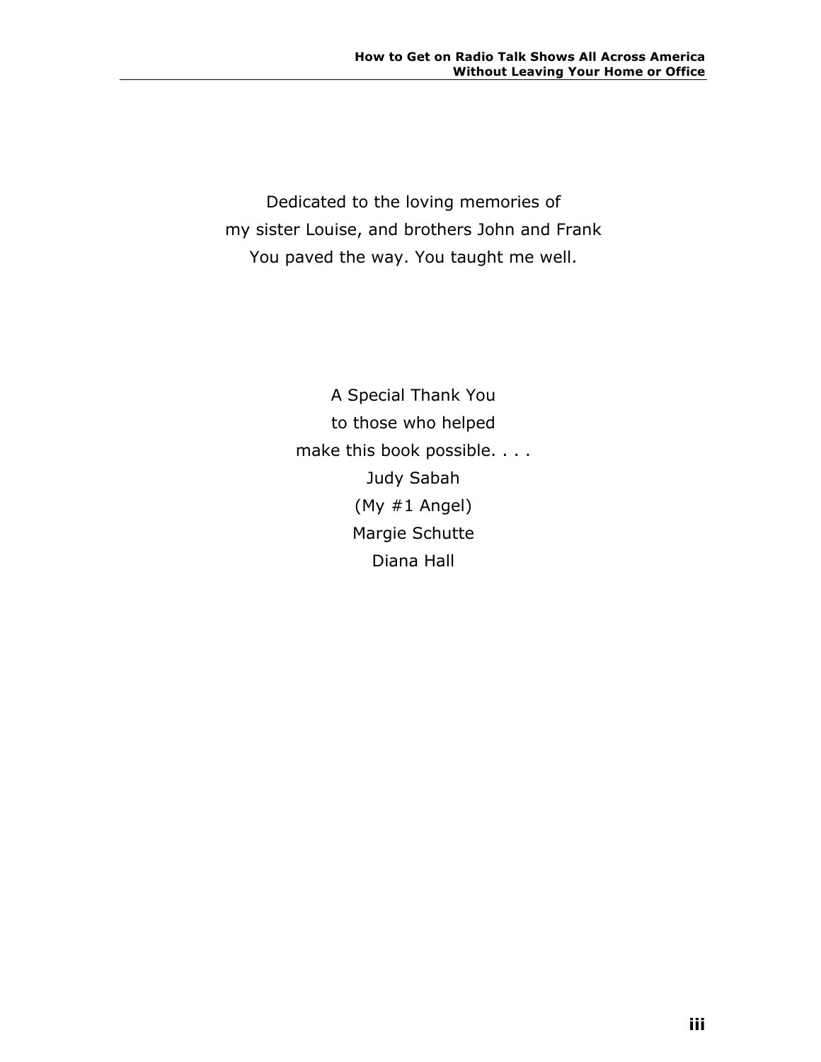Dedicated to the loving memories of
my sister Louise, and brothers John and Frank
You paved the way. You taught me well.

A Special Thank You
to those who helped
make this book possible. . . .
Judy Sabah
(My #1 Angel)
Margie Schutte
Diana Hall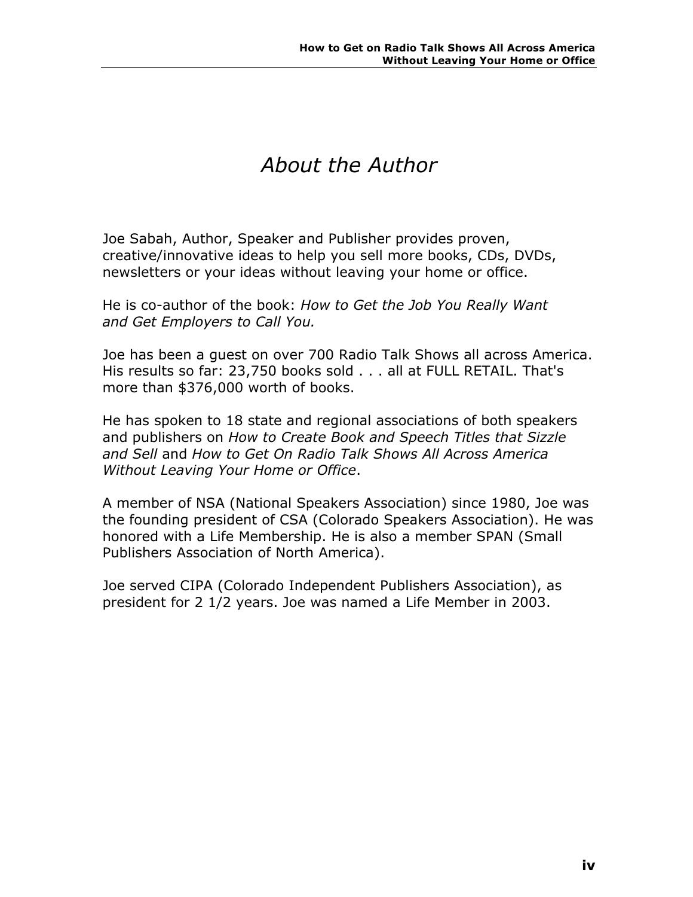# *About the Author*

Joe Sabah, Author, Speaker and Publisher provides proven, creative/innovative ideas to help you sell more books, CDs, DVDs, newsletters or your ideas without leaving your home or office.

He is co-author of the book: *How to Get the Job You Really Want and Get Employers to Call You.*

Joe has been a guest on over 700 Radio Talk Shows all across America. His results so far: 23,750 books sold . . . all at FULL RETAIL. That's more than $376,000 worth of books.

He has spoken to 18 state and regional associations of both speakers and publishers on *How to Create Book and Speech Titles that Sizzle and Sell* and *How to Get On Radio Talk Shows All Across America Without Leaving Your Home or Office*.

A member of NSA (National Speakers Association) since 1980, Joe was the founding president of CSA (Colorado Speakers Association). He was honored with a Life Membership. He is also a member SPAN (Small Publishers Association of North America).

Joe served CIPA (Colorado Independent Publishers Association), as president for 2 1/2 years. Joe was named a Life Member in 2003.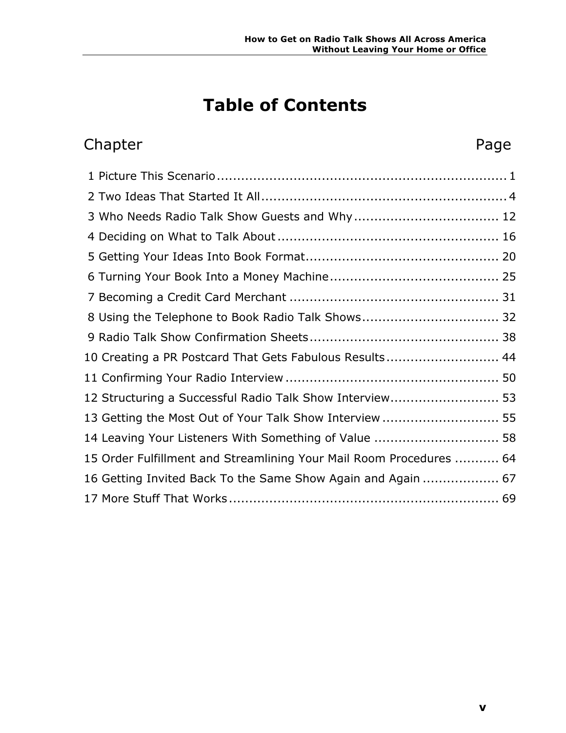# Table of Contents

| Chapter | Page |
|---|---|
| 1 Picture This Scenario | 1 |
| 2 Two Ideas That Started It All | 4 |
| 3 Who Needs Radio Talk Show Guests and Why | 12 |
| 4 Deciding on What to Talk About | 16 |
| 5 Getting Your Ideas Into Book Format | 20 |
| 6 Turning Your Book Into a Money Machine | 25 |
| 7 Becoming a Credit Card Merchant | 31 |
| 8 Using the Telephone to Book Radio Talk Shows | 32 |
| 9 Radio Talk Show Confirmation Sheets | 38 |
| 10 Creating a PR Postcard That Gets Fabulous Results | 44 |
| 11 Confirming Your Radio Interview | 50 |
| 12 Structuring a Successful Radio Talk Show Interview | 53 |
| 13 Getting the Most Out of Your Talk Show Interview | 55 |
| 14 Leaving Your Listeners With Something of Value | 58 |
| 15 Order Fulfillment and Streamlining Your Mail Room Procedures | 64 |
| 16 Getting Invited Back To the Same Show Again and Again | 67 |
| 17 More Stuff That Works | 69 |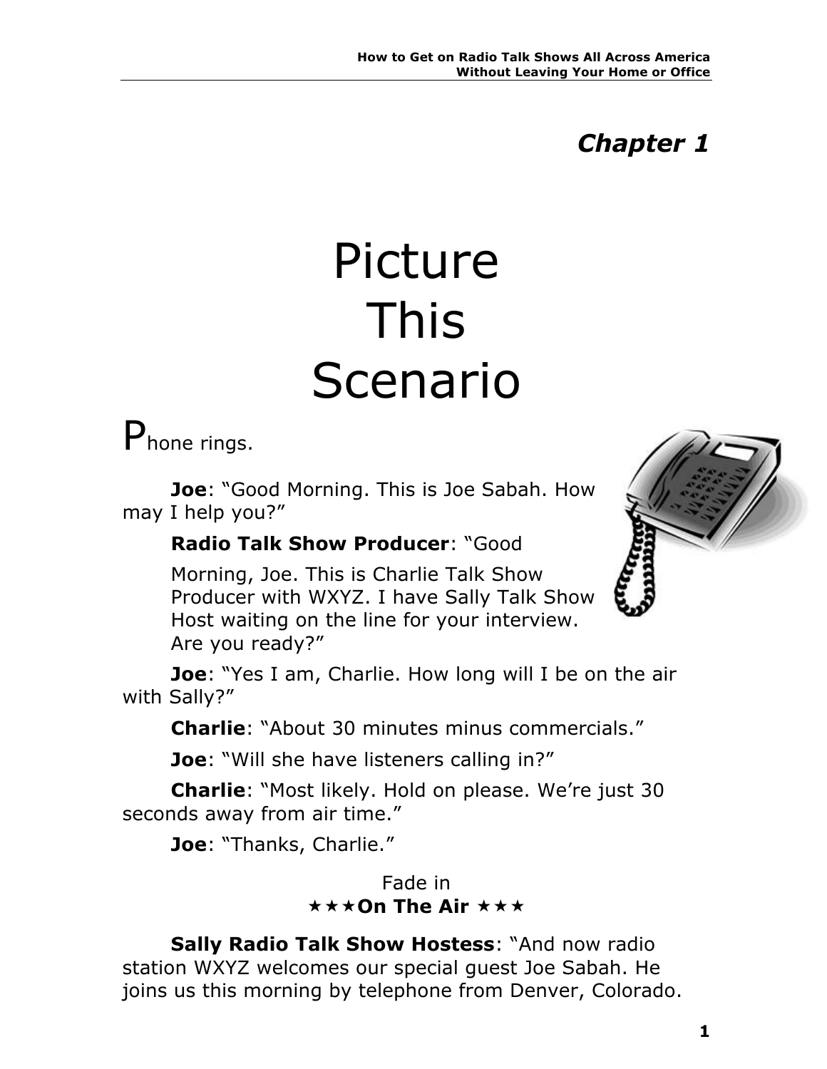*Chapter 1*

# Picture This Scenario

Phone rings.

**Joe**: "Good Morning. This is Joe Sabah. How may I help you?"

**Radio Talk Show Producer**: "Good Morning, Joe. This is Charlie Talk Show Producer with WXYZ. I have Sally Talk Show Host waiting on the line for your interview. Are you ready?"

**Joe**: "Yes I am, Charlie. How long will I be on the air with Sally?"

**Charlie**: "About 30 minutes minus commercials."

**Joe**: "Will she have listeners calling in?"

**Charlie**: "Most likely. Hold on please. We're just 30 seconds away from air time."

**Joe**: "Thanks, Charlie."

Fade in
★★★**On The Air** ★★★

**Sally Radio Talk Show Hostess**: "And now radio station WXYZ welcomes our special guest Joe Sabah. He joins us this morning by telephone from Denver, Colorado.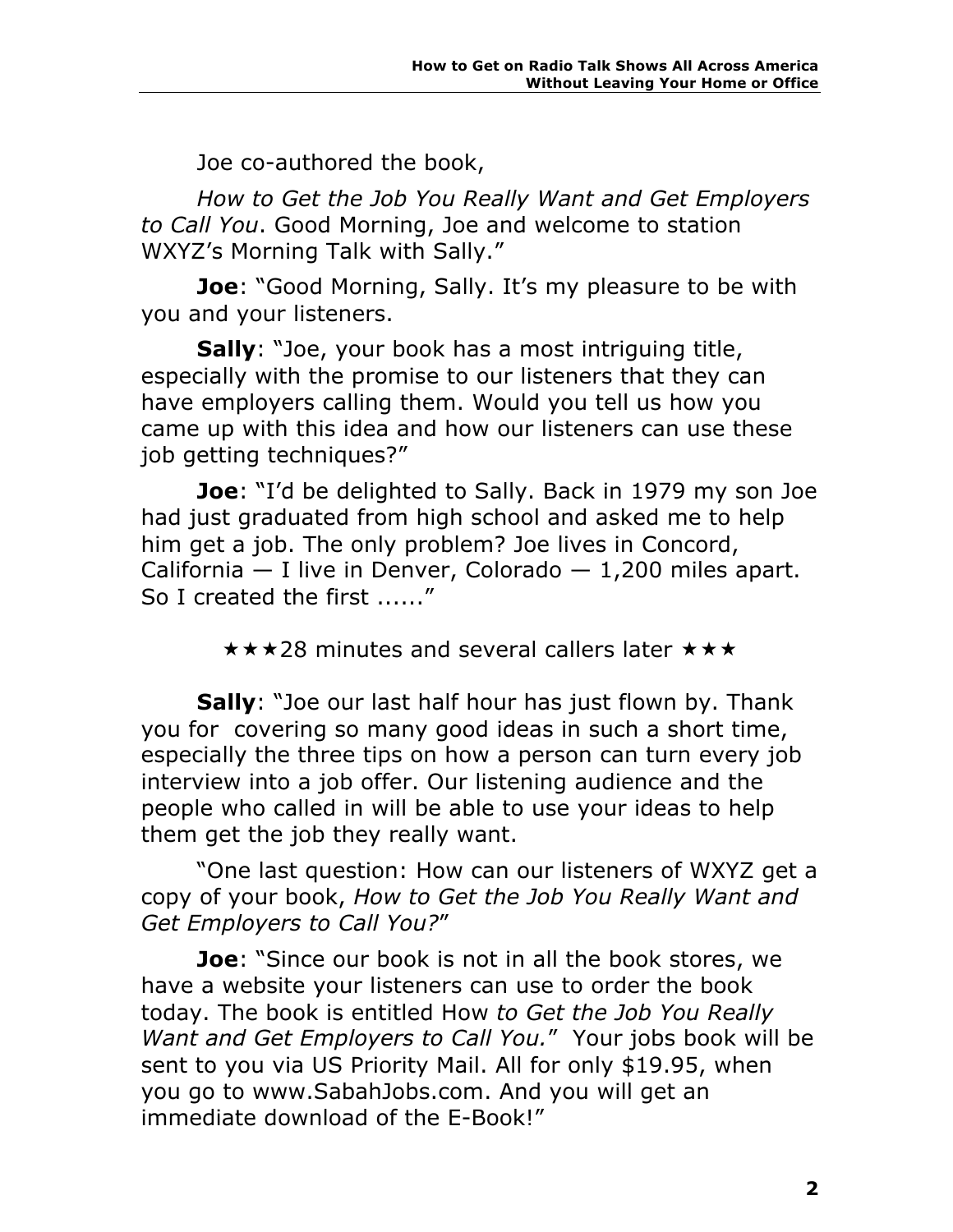Joe co-authored the book,

*How to Get the Job You Really Want and Get Employers to Call You*. Good Morning, Joe and welcome to station WXYZ's Morning Talk with Sally."

**Joe**: "Good Morning, Sally. It's my pleasure to be with you and your listeners.

**Sally**: "Joe, your book has a most intriguing title, especially with the promise to our listeners that they can have employers calling them. Would you tell us how you came up with this idea and how our listeners can use these job getting techniques?"

**Joe**: "I'd be delighted to Sally. Back in 1979 my son Joe had just graduated from high school and asked me to help him get a job. The only problem? Joe lives in Concord, California — I live in Denver, Colorado — 1,200 miles apart. So I created the first ......"

★★★28 minutes and several callers later ★★★

**Sally**: "Joe our last half hour has just flown by. Thank you for covering so many good ideas in such a short time, especially the three tips on how a person can turn every job interview into a job offer. Our listening audience and the people who called in will be able to use your ideas to help them get the job they really want.

"One last question: How can our listeners of WXYZ get a copy of your book, *How to Get the Job You Really Want and Get Employers to Call You?*"

**Joe**: "Since our book is not in all the book stores, we have a website your listeners can use to order the book today. The book is entitled How *to Get the Job You Really Want and Get Employers to Call You.*" Your jobs book will be sent to you via US Priority Mail. All for only $19.95, when you go to www.SabahJobs.com. And you will get an immediate download of the E-Book!"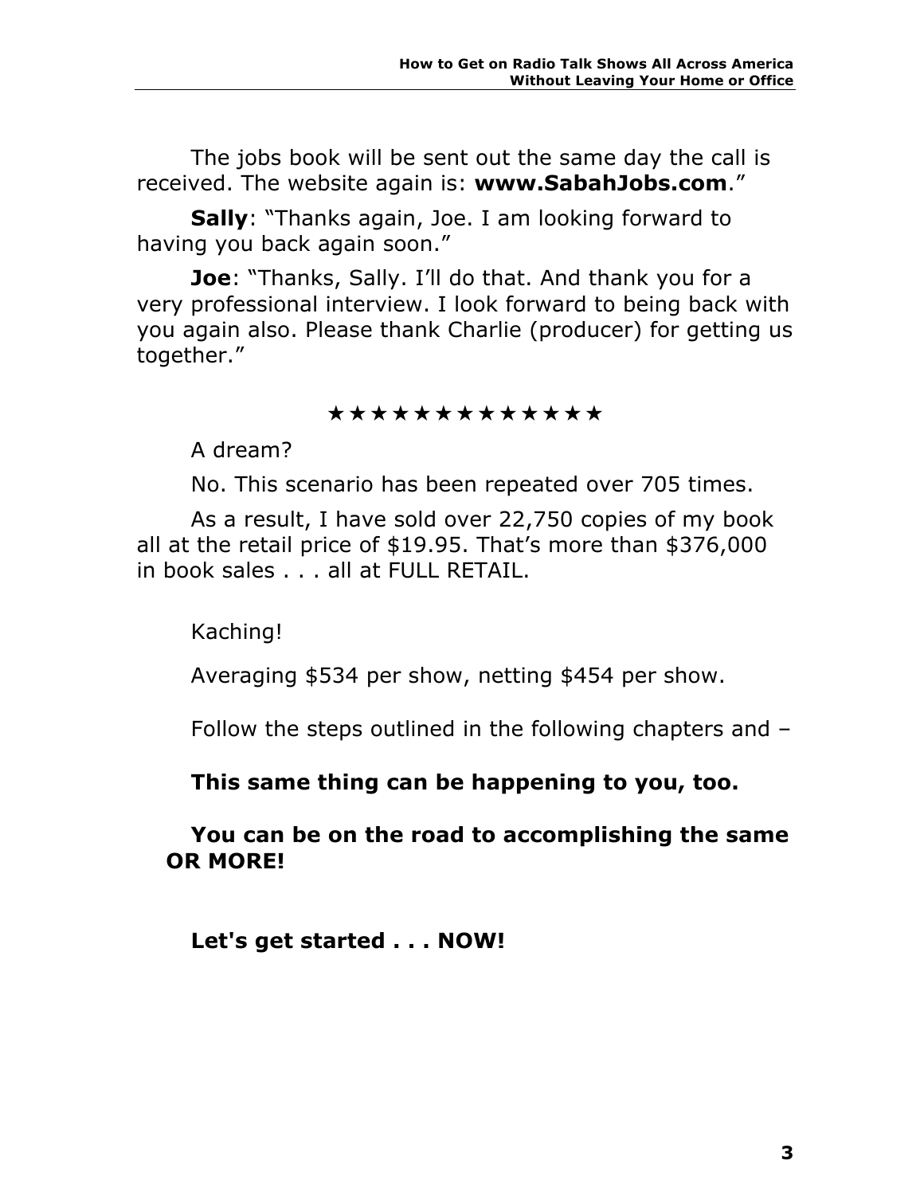The jobs book will be sent out the same day the call is received. The website again is: **www.SabahJobs.com**."

**Sally**: "Thanks again, Joe. I am looking forward to having you back again soon."

**Joe**: "Thanks, Sally. I'll do that. And thank you for a very professional interview. I look forward to being back with you again also. Please thank Charlie (producer) for getting us together."

★★★★★★★★★★★★★★

A dream?

No. This scenario has been repeated over 705 times.

As a result, I have sold over 22,750 copies of my book all at the retail price of $19.95. That's more than $376,000 in book sales . . . all at FULL RETAIL.

Kaching!

Averaging $534 per show, netting $454 per show.

Follow the steps outlined in the following chapters and –

**This same thing can be happening to you, too.**

**You can be on the road to accomplishing the same OR MORE!**

**Let's get started . . . NOW!**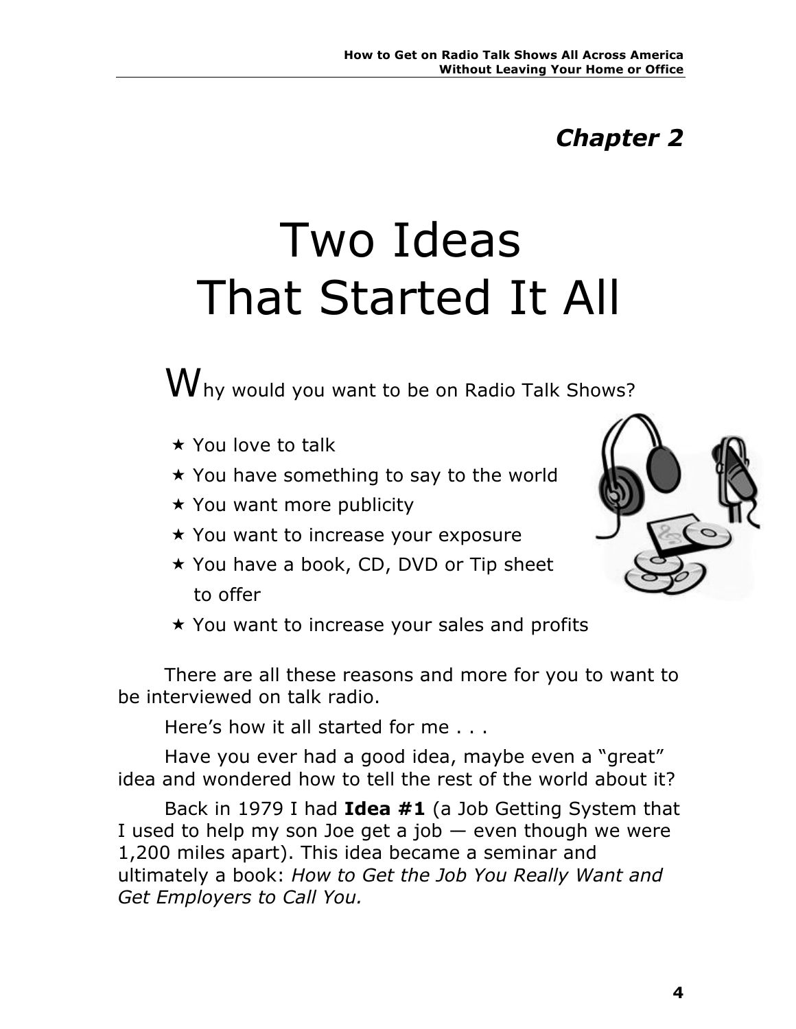## Chapter 2

# Two Ideas That Started It All

Why would you want to be on Radio Talk Shows?

- ★ You love to talk
- ★ You have something to say to the world
- ★ You want more publicity
- ★ You want to increase your exposure
- ★ You have a book, CD, DVD or Tip sheet to offer
- ★ You want to increase your sales and profits

There are all these reasons and more for you to want to be interviewed on talk radio.

Here's how it all started for me . . .

Have you ever had a good idea, maybe even a "great" idea and wondered how to tell the rest of the world about it?

Back in 1979 I had **Idea #1** (a Job Getting System that I used to help my son Joe get a job — even though we were 1,200 miles apart). This idea became a seminar and ultimately a book: *How to Get the Job You Really Want and Get Employers to Call You.*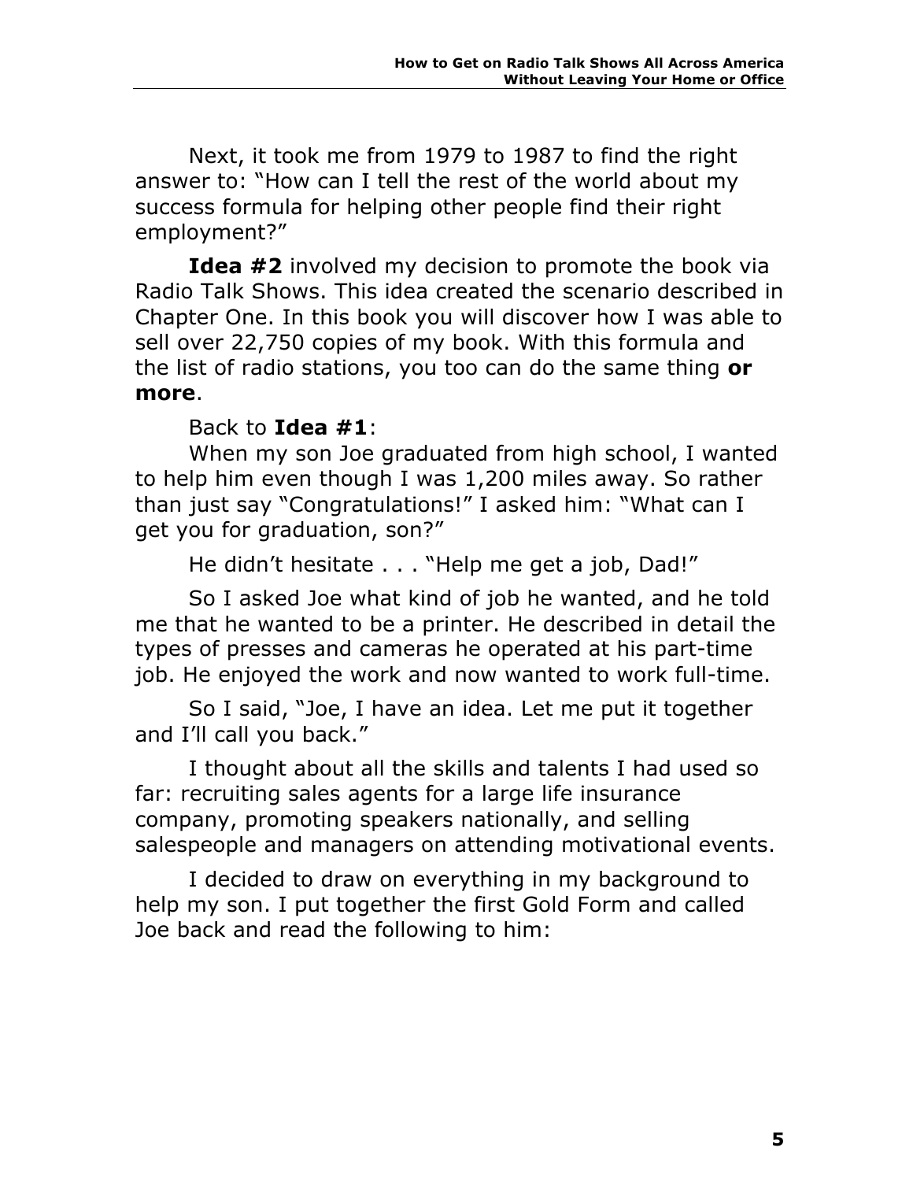Next, it took me from 1979 to 1987 to find the right answer to: "How can I tell the rest of the world about my success formula for helping other people find their right employment?"

**Idea #2** involved my decision to promote the book via Radio Talk Shows. This idea created the scenario described in Chapter One. In this book you will discover how I was able to sell over 22,750 copies of my book. With this formula and the list of radio stations, you too can do the same thing **or more**.

Back to **Idea #1**:

When my son Joe graduated from high school, I wanted to help him even though I was 1,200 miles away. So rather than just say "Congratulations!" I asked him: "What can I get you for graduation, son?"

He didn't hesitate . . . "Help me get a job, Dad!"

So I asked Joe what kind of job he wanted, and he told me that he wanted to be a printer. He described in detail the types of presses and cameras he operated at his part-time job. He enjoyed the work and now wanted to work full-time.

So I said, "Joe, I have an idea. Let me put it together and I'll call you back."

I thought about all the skills and talents I had used so far: recruiting sales agents for a large life insurance company, promoting speakers nationally, and selling salespeople and managers on attending motivational events.

I decided to draw on everything in my background to help my son. I put together the first Gold Form and called Joe back and read the following to him: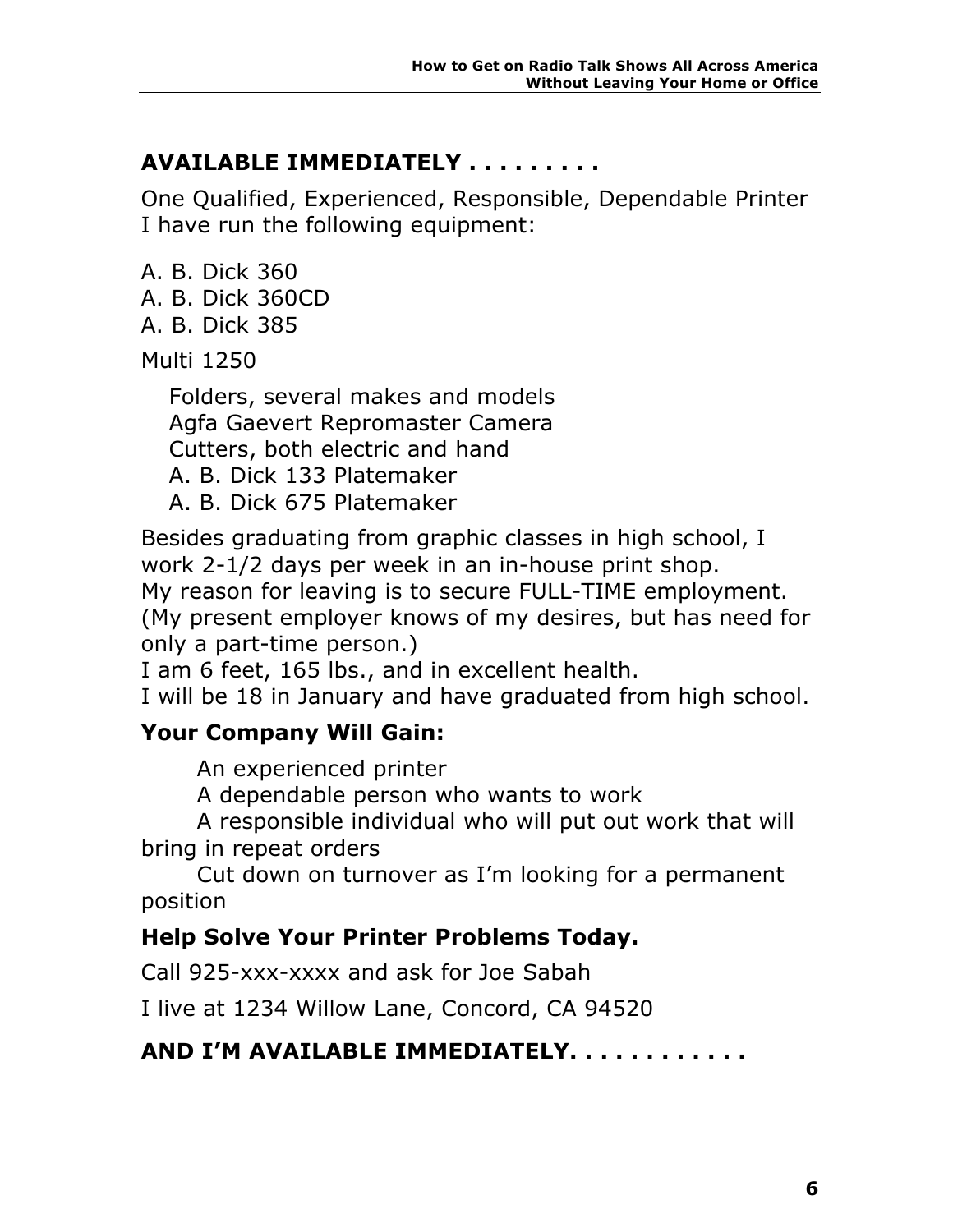**AVAILABLE IMMEDIATELY . . . . . . . . .**

One Qualified, Experienced, Responsible, Dependable Printer
I have run the following equipment:

A. B. Dick 360
A. B. Dick 360CD
A. B. Dick 385

Multi 1250

Folders, several makes and models
Agfa Gaevert Repromaster Camera
Cutters, both electric and hand
A. B. Dick 133 Platemaker
A. B. Dick 675 Platemaker

Besides graduating from graphic classes in high school, I work 2-1/2 days per week in an in-house print shop.
My reason for leaving is to secure FULL-TIME employment.
(My present employer knows of my desires, but has need for only a part-time person.)
I am 6 feet, 165 lbs., and in excellent health.
I will be 18 in January and have graduated from high school.

**Your Company Will Gain:**

An experienced printer
A dependable person who wants to work
A responsible individual who will put out work that will bring in repeat orders
Cut down on turnover as I'm looking for a permanent position

**Help Solve Your Printer Problems Today.**

Call 925-xxx-xxxx and ask for Joe Sabah

I live at 1234 Willow Lane, Concord, CA 94520

**AND I'M AVAILABLE IMMEDIATELY. . . . . . . . . . .**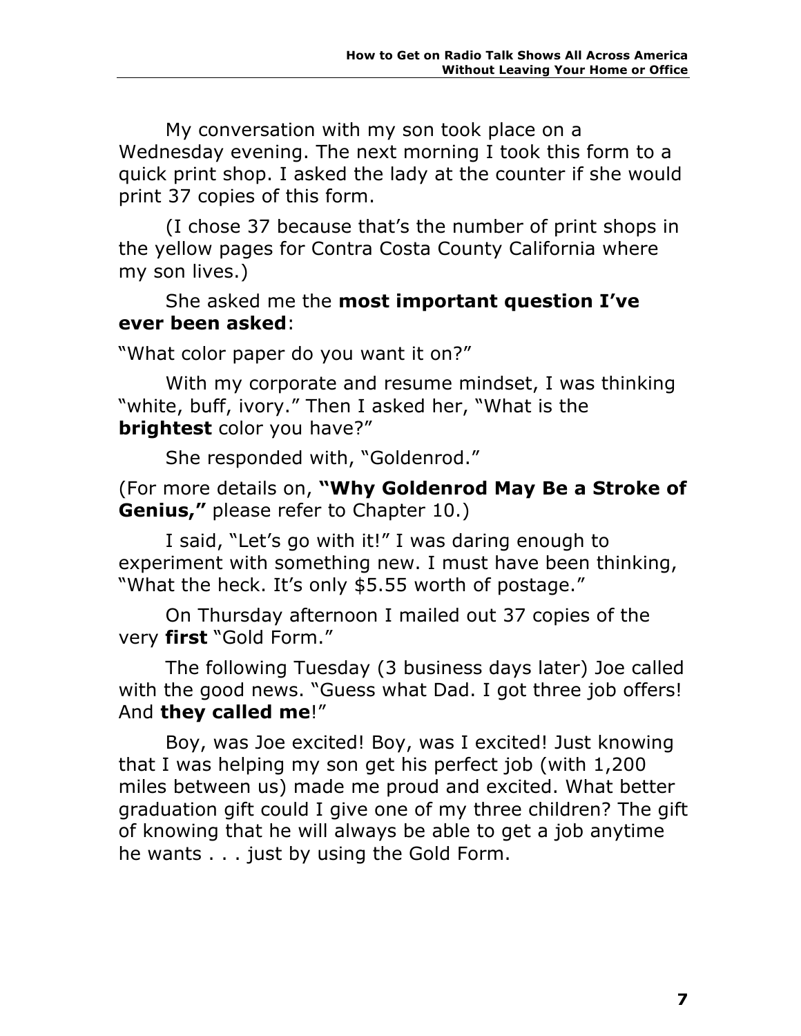My conversation with my son took place on a Wednesday evening. The next morning I took this form to a quick print shop. I asked the lady at the counter if she would print 37 copies of this form.

(I chose 37 because that's the number of print shops in the yellow pages for Contra Costa County California where my son lives.)

She asked me the **most important question I've ever been asked**:

"What color paper do you want it on?"

With my corporate and resume mindset, I was thinking "white, buff, ivory." Then I asked her, "What is the **brightest** color you have?"

She responded with, "Goldenrod."

(For more details on, **"Why Goldenrod May Be a Stroke of Genius,"** please refer to Chapter 10.)

I said, "Let's go with it!" I was daring enough to experiment with something new. I must have been thinking, "What the heck. It's only $5.55 worth of postage."

On Thursday afternoon I mailed out 37 copies of the very **first** "Gold Form."

The following Tuesday (3 business days later) Joe called with the good news. "Guess what Dad. I got three job offers! And **they called me**!"

Boy, was Joe excited! Boy, was I excited! Just knowing that I was helping my son get his perfect job (with 1,200 miles between us) made me proud and excited. What better graduation gift could I give one of my three children? The gift of knowing that he will always be able to get a job anytime he wants . . . just by using the Gold Form.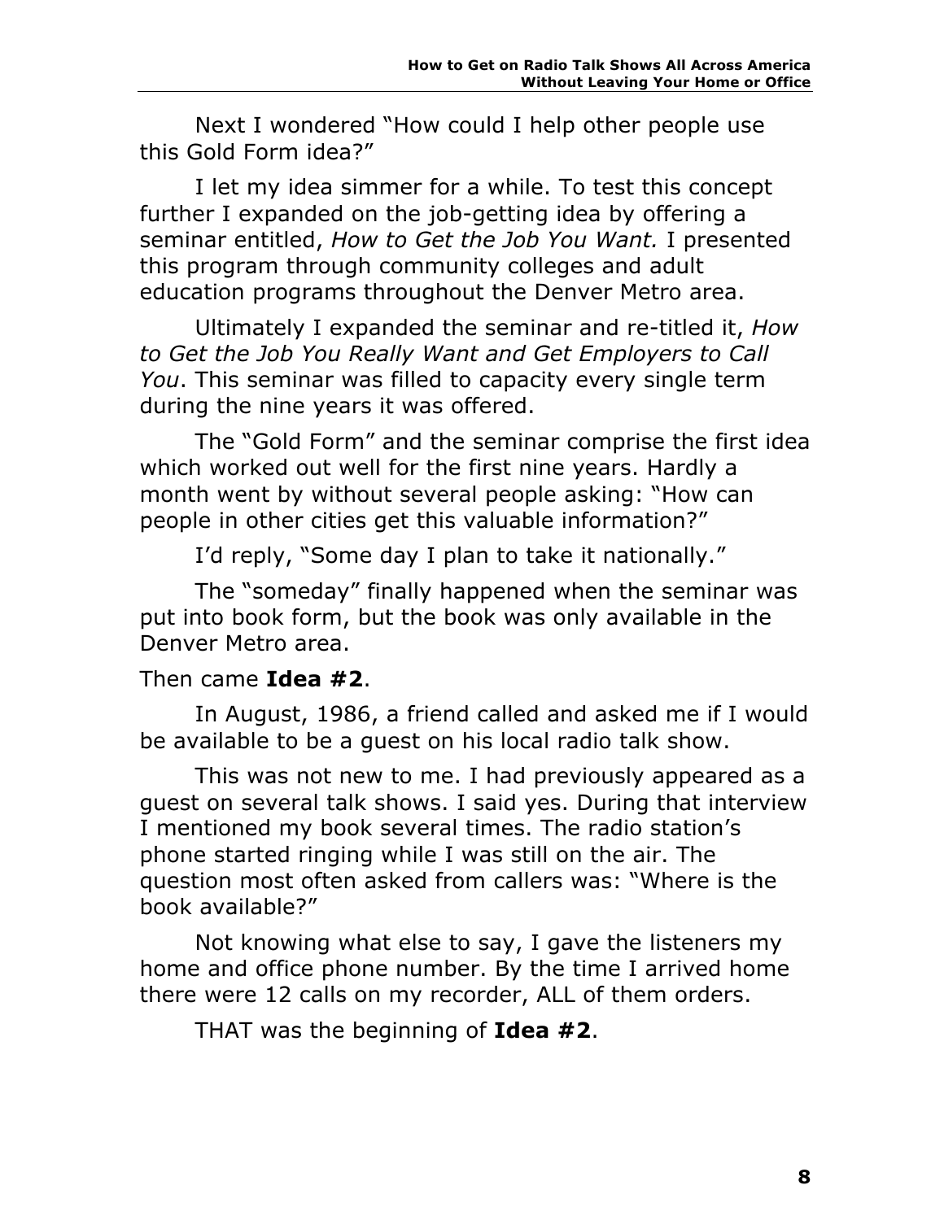Next I wondered "How could I help other people use this Gold Form idea?"

I let my idea simmer for a while. To test this concept further I expanded on the job-getting idea by offering a seminar entitled, *How to Get the Job You Want.* I presented this program through community colleges and adult education programs throughout the Denver Metro area.

Ultimately I expanded the seminar and re-titled it, *How to Get the Job You Really Want and Get Employers to Call You*. This seminar was filled to capacity every single term during the nine years it was offered.

The "Gold Form" and the seminar comprise the first idea which worked out well for the first nine years. Hardly a month went by without several people asking: "How can people in other cities get this valuable information?"

I'd reply, "Some day I plan to take it nationally."

The "someday" finally happened when the seminar was put into book form, but the book was only available in the Denver Metro area.

Then came **Idea #2**.

In August, 1986, a friend called and asked me if I would be available to be a guest on his local radio talk show.

This was not new to me. I had previously appeared as a guest on several talk shows. I said yes. During that interview I mentioned my book several times. The radio station's phone started ringing while I was still on the air. The question most often asked from callers was: "Where is the book available?"

Not knowing what else to say, I gave the listeners my home and office phone number. By the time I arrived home there were 12 calls on my recorder, ALL of them orders.

THAT was the beginning of **Idea #2**.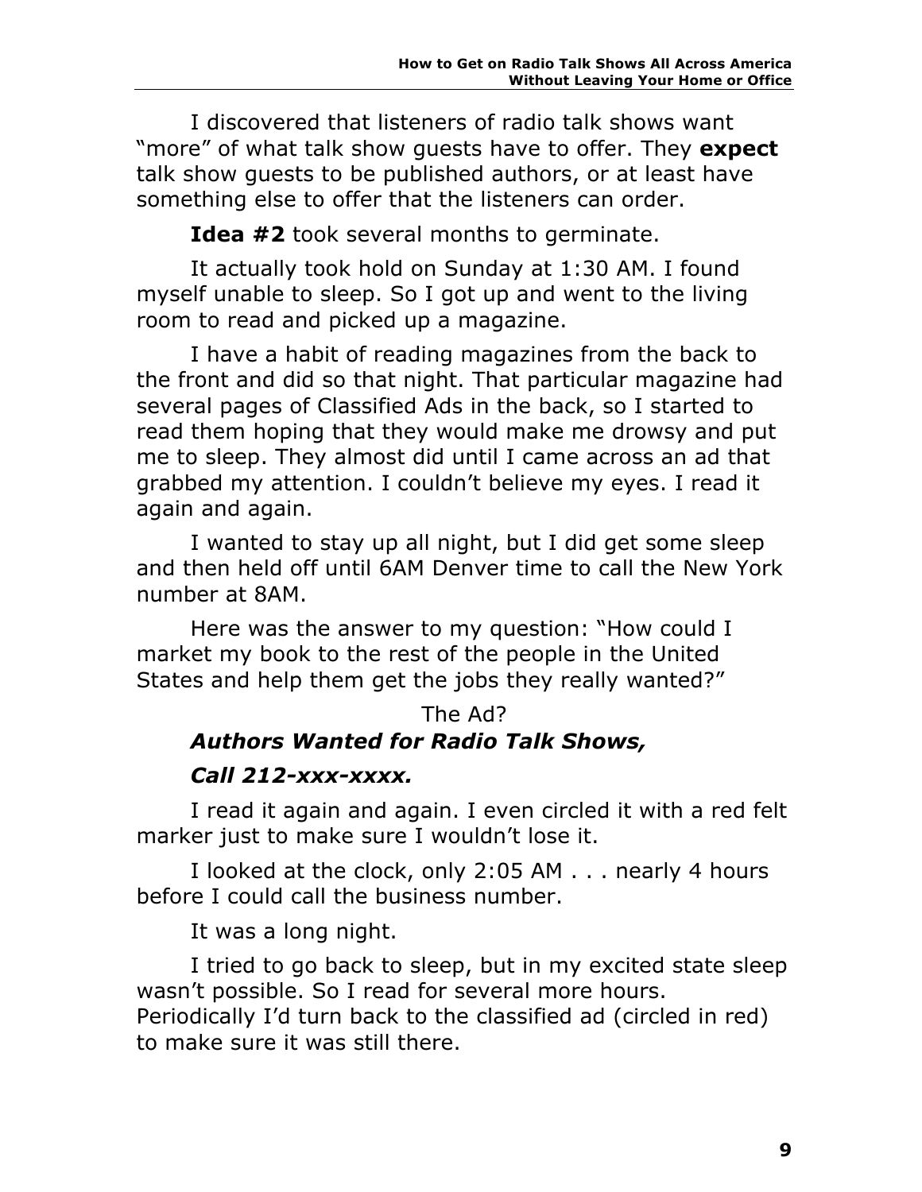I discovered that listeners of radio talk shows want "more" of what talk show guests have to offer. They **expect** talk show guests to be published authors, or at least have something else to offer that the listeners can order.

**Idea #2** took several months to germinate.

It actually took hold on Sunday at 1:30 AM. I found myself unable to sleep. So I got up and went to the living room to read and picked up a magazine.

I have a habit of reading magazines from the back to the front and did so that night. That particular magazine had several pages of Classified Ads in the back, so I started to read them hoping that they would make me drowsy and put me to sleep. They almost did until I came across an ad that grabbed my attention. I couldn't believe my eyes. I read it again and again.

I wanted to stay up all night, but I did get some sleep and then held off until 6AM Denver time to call the New York number at 8AM.

Here was the answer to my question: "How could I market my book to the rest of the people in the United States and help them get the jobs they really wanted?"

The Ad?

***Authors Wanted for Radio Talk Shows,***

***Call 212-xxx-xxxx.***

I read it again and again. I even circled it with a red felt marker just to make sure I wouldn't lose it.

I looked at the clock, only 2:05 AM . . . nearly 4 hours before I could call the business number.

It was a long night.

I tried to go back to sleep, but in my excited state sleep wasn't possible. So I read for several more hours. Periodically I'd turn back to the classified ad (circled in red) to make sure it was still there.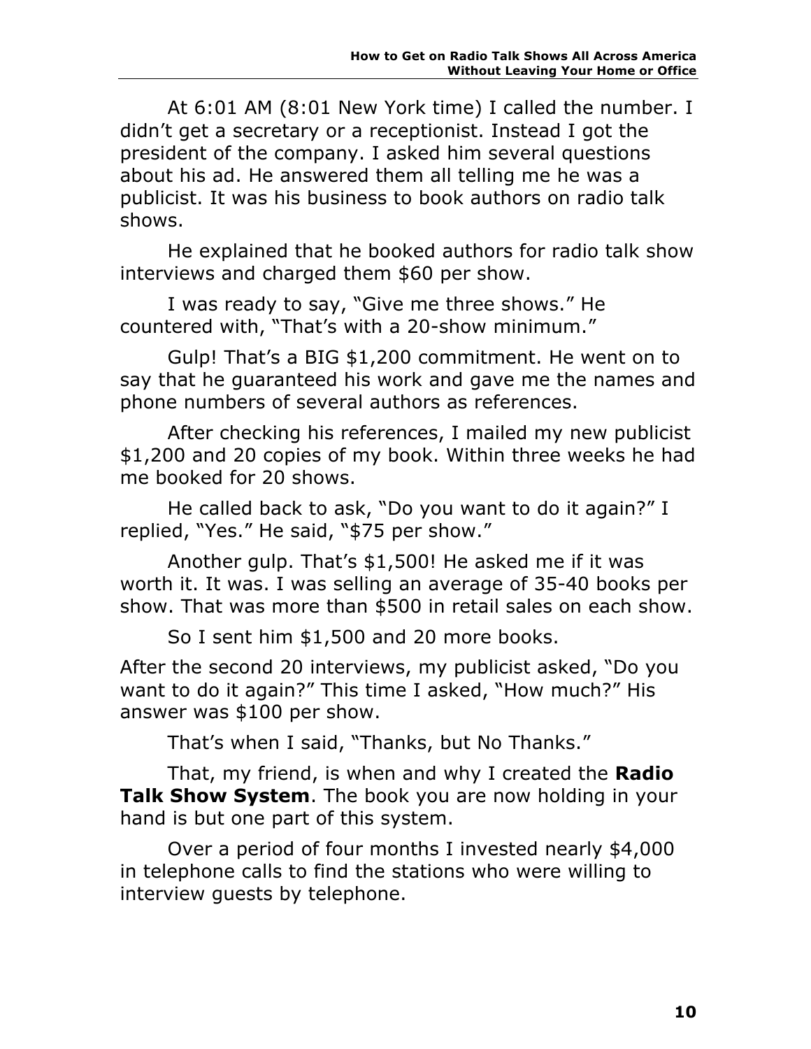At 6:01 AM (8:01 New York time) I called the number. I didn't get a secretary or a receptionist. Instead I got the president of the company. I asked him several questions about his ad. He answered them all telling me he was a publicist. It was his business to book authors on radio talk shows.

He explained that he booked authors for radio talk show interviews and charged them $60 per show.

I was ready to say, "Give me three shows." He countered with, "That's with a 20-show minimum."

Gulp! That's a BIG $1,200 commitment. He went on to say that he guaranteed his work and gave me the names and phone numbers of several authors as references.

After checking his references, I mailed my new publicist $1,200 and 20 copies of my book. Within three weeks he had me booked for 20 shows.

He called back to ask, "Do you want to do it again?" I replied, "Yes." He said, "$75 per show."

Another gulp. That's $1,500! He asked me if it was worth it. It was. I was selling an average of 35-40 books per show. That was more than $500 in retail sales on each show.

So I sent him $1,500 and 20 more books.

After the second 20 interviews, my publicist asked, "Do you want to do it again?" This time I asked, "How much?" His answer was $100 per show.

That's when I said, "Thanks, but No Thanks."

That, my friend, is when and why I created the **Radio Talk Show System**. The book you are now holding in your hand is but one part of this system.

Over a period of four months I invested nearly $4,000 in telephone calls to find the stations who were willing to interview guests by telephone.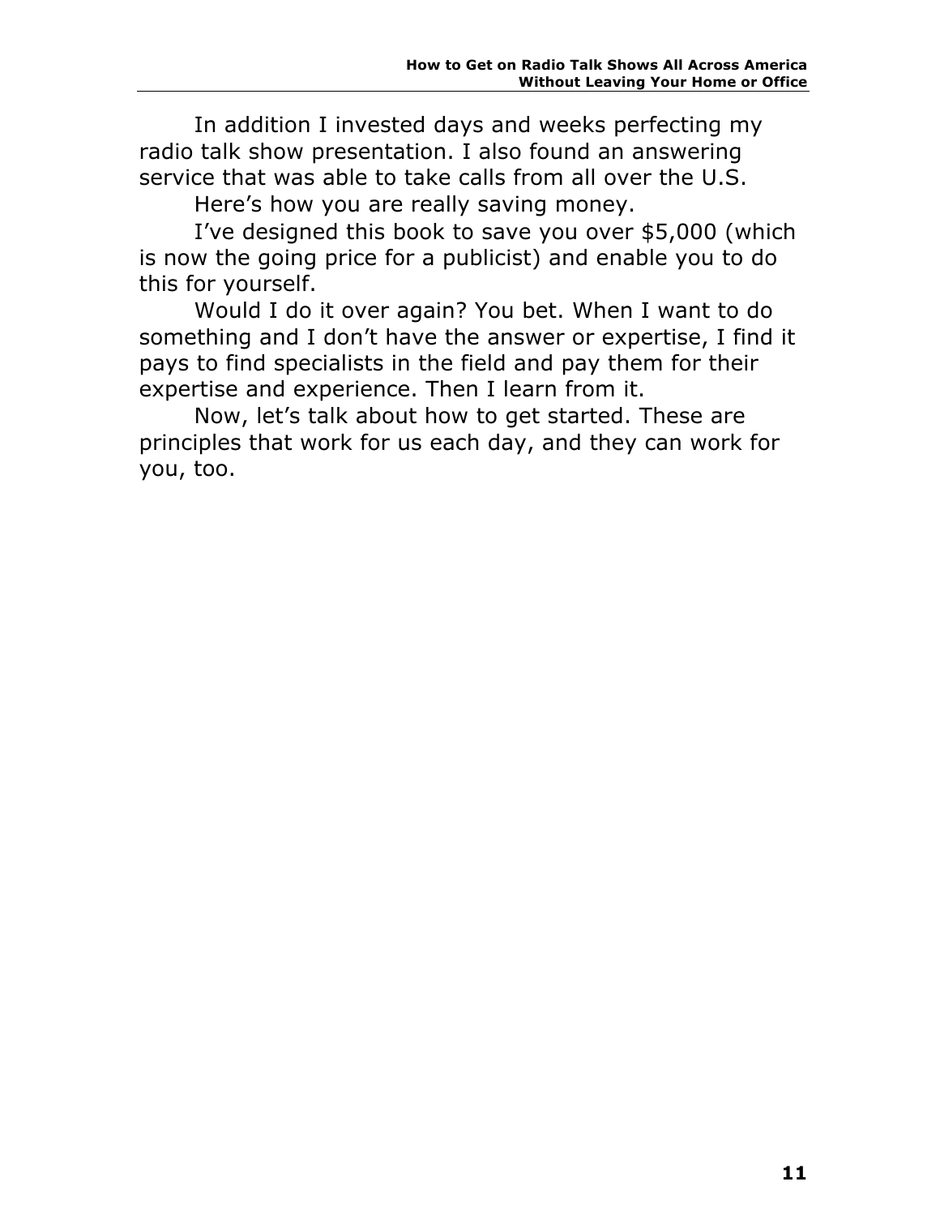In addition I invested days and weeks perfecting my radio talk show presentation. I also found an answering service that was able to take calls from all over the U.S.

Here's how you are really saving money.

I've designed this book to save you over $5,000 (which is now the going price for a publicist) and enable you to do this for yourself.

Would I do it over again? You bet. When I want to do something and I don't have the answer or expertise, I find it pays to find specialists in the field and pay them for their expertise and experience. Then I learn from it.

Now, let's talk about how to get started. These are principles that work for us each day, and they can work for you, too.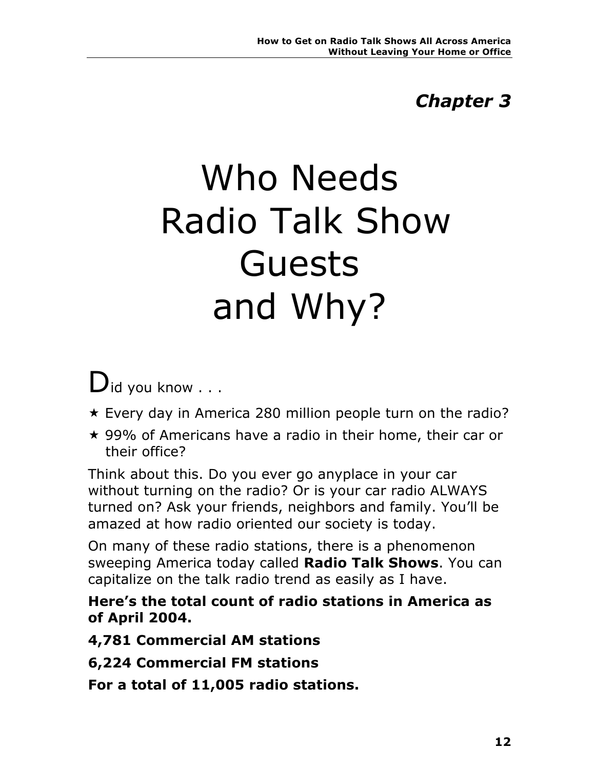*Chapter 3*

# Who Needs Radio Talk Show Guests and Why?

Did you know . . .

- ★ Every day in America 280 million people turn on the radio?
- ★ 99% of Americans have a radio in their home, their car or their office?

Think about this. Do you ever go anyplace in your car without turning on the radio? Or is your car radio ALWAYS turned on? Ask your friends, neighbors and family. You'll be amazed at how radio oriented our society is today.

On many of these radio stations, there is a phenomenon sweeping America today called **Radio Talk Shows**. You can capitalize on the talk radio trend as easily as I have.

**Here's the total count of radio stations in America as of April 2004.**

**4,781 Commercial AM stations**

**6,224 Commercial FM stations**

**For a total of 11,005 radio stations.**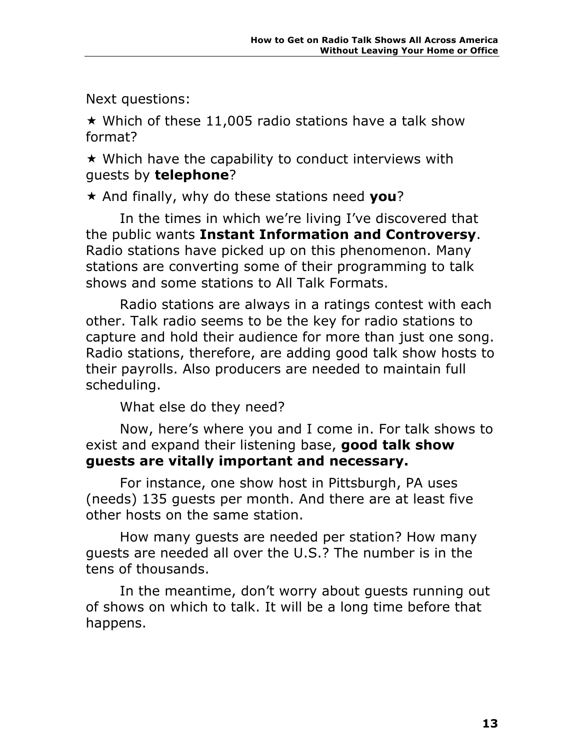Next questions:

★ Which of these 11,005 radio stations have a talk show format?

★ Which have the capability to conduct interviews with guests by **telephone**?

★ And finally, why do these stations need **you**?

In the times in which we're living I've discovered that the public wants **Instant Information and Controversy**. Radio stations have picked up on this phenomenon. Many stations are converting some of their programming to talk shows and some stations to All Talk Formats.

Radio stations are always in a ratings contest with each other. Talk radio seems to be the key for radio stations to capture and hold their audience for more than just one song. Radio stations, therefore, are adding good talk show hosts to their payrolls. Also producers are needed to maintain full scheduling.

What else do they need?

Now, here's where you and I come in. For talk shows to exist and expand their listening base, **good talk show guests are vitally important and necessary.**

For instance, one show host in Pittsburgh, PA uses (needs) 135 guests per month. And there are at least five other hosts on the same station.

How many guests are needed per station? How many guests are needed all over the U.S.? The number is in the tens of thousands.

In the meantime, don't worry about guests running out of shows on which to talk. It will be a long time before that happens.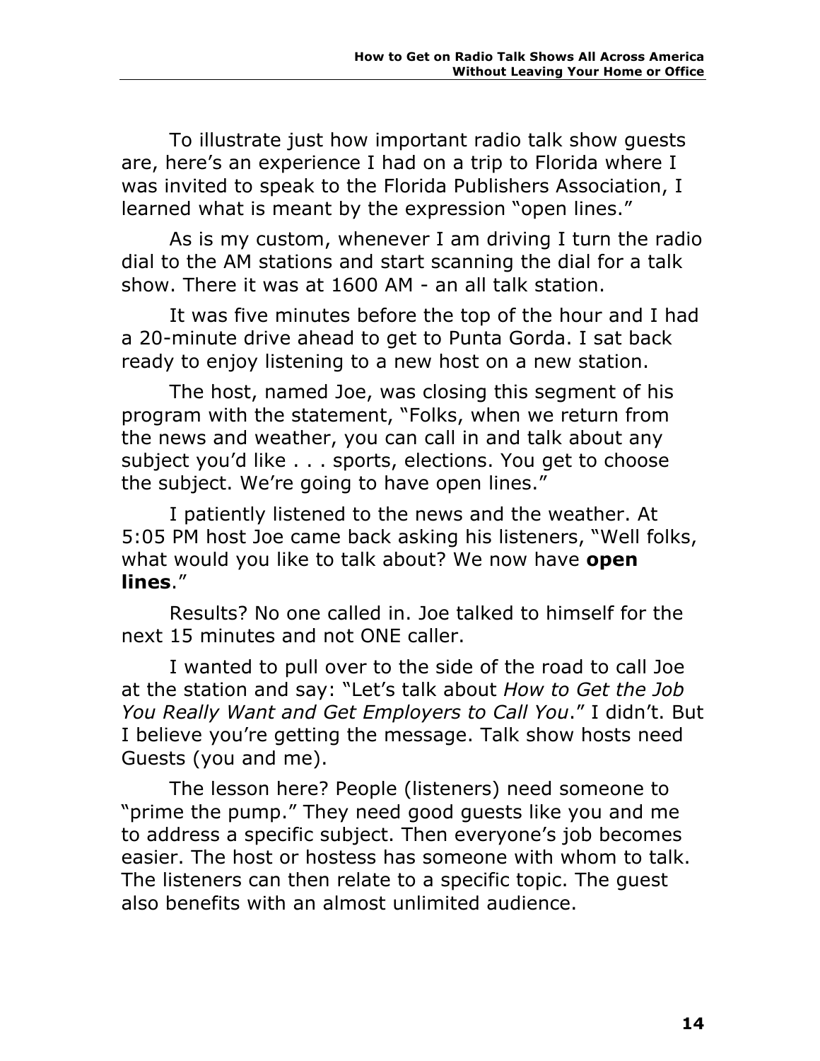To illustrate just how important radio talk show guests are, here's an experience I had on a trip to Florida where I was invited to speak to the Florida Publishers Association, I learned what is meant by the expression "open lines."

As is my custom, whenever I am driving I turn the radio dial to the AM stations and start scanning the dial for a talk show. There it was at 1600 AM - an all talk station.

It was five minutes before the top of the hour and I had a 20-minute drive ahead to get to Punta Gorda. I sat back ready to enjoy listening to a new host on a new station.

The host, named Joe, was closing this segment of his program with the statement, "Folks, when we return from the news and weather, you can call in and talk about any subject you'd like . . . sports, elections. You get to choose the subject. We're going to have open lines."

I patiently listened to the news and the weather. At 5:05 PM host Joe came back asking his listeners, "Well folks, what would you like to talk about? We now have **open lines**."

Results? No one called in. Joe talked to himself for the next 15 minutes and not ONE caller.

I wanted to pull over to the side of the road to call Joe at the station and say: "Let's talk about *How to Get the Job You Really Want and Get Employers to Call You*." I didn't. But I believe you're getting the message. Talk show hosts need Guests (you and me).

The lesson here? People (listeners) need someone to "prime the pump." They need good guests like you and me to address a specific subject. Then everyone's job becomes easier. The host or hostess has someone with whom to talk. The listeners can then relate to a specific topic. The guest also benefits with an almost unlimited audience.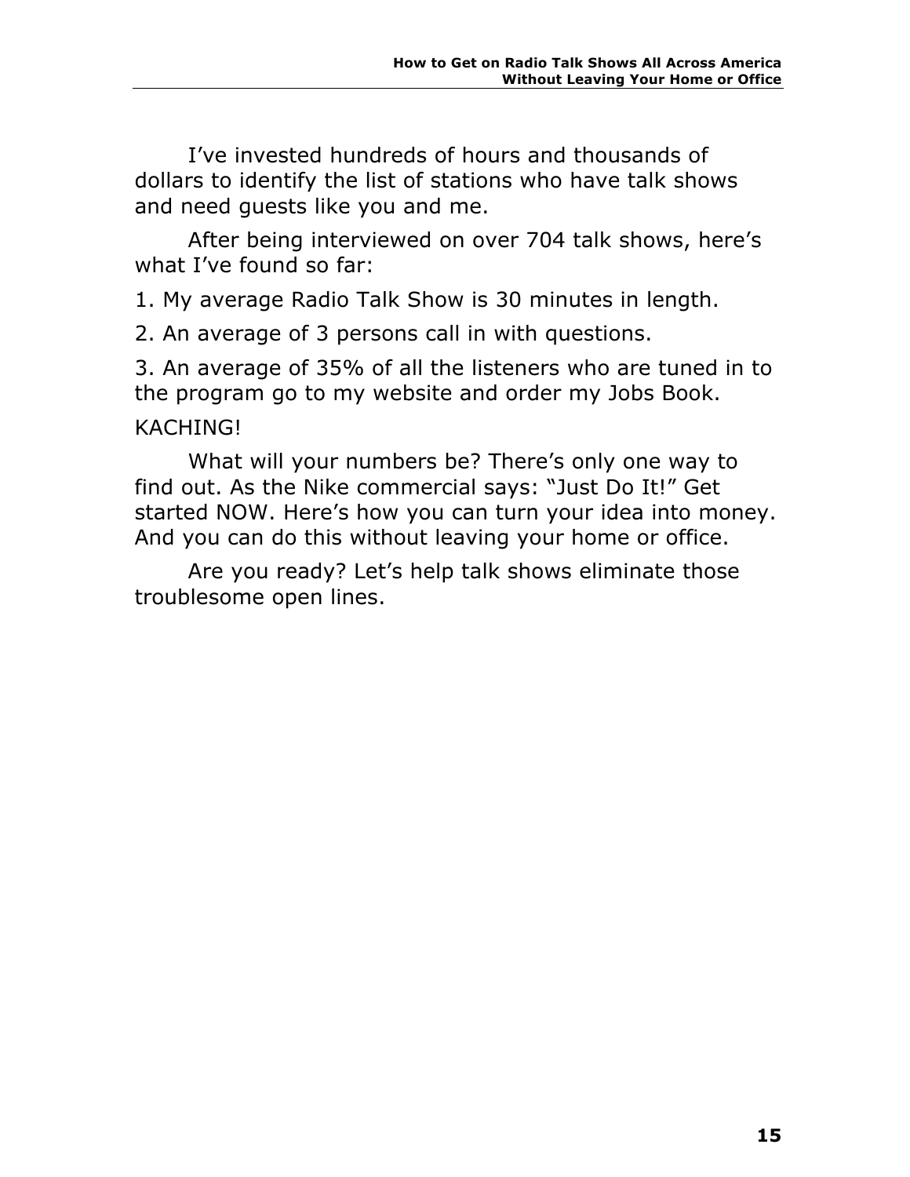I’ve invested hundreds of hours and thousands of dollars to identify the list of stations who have talk shows and need guests like you and me.

After being interviewed on over 704 talk shows, here’s what I’ve found so far:

1. My average Radio Talk Show is 30 minutes in length.

2. An average of 3 persons call in with questions.

3. An average of 35% of all the listeners who are tuned in to the program go to my website and order my Jobs Book.

KACHING!

What will your numbers be? There’s only one way to find out. As the Nike commercial says: “Just Do It!” Get started NOW. Here’s how you can turn your idea into money. And you can do this without leaving your home or office.

Are you ready? Let’s help talk shows eliminate those troublesome open lines.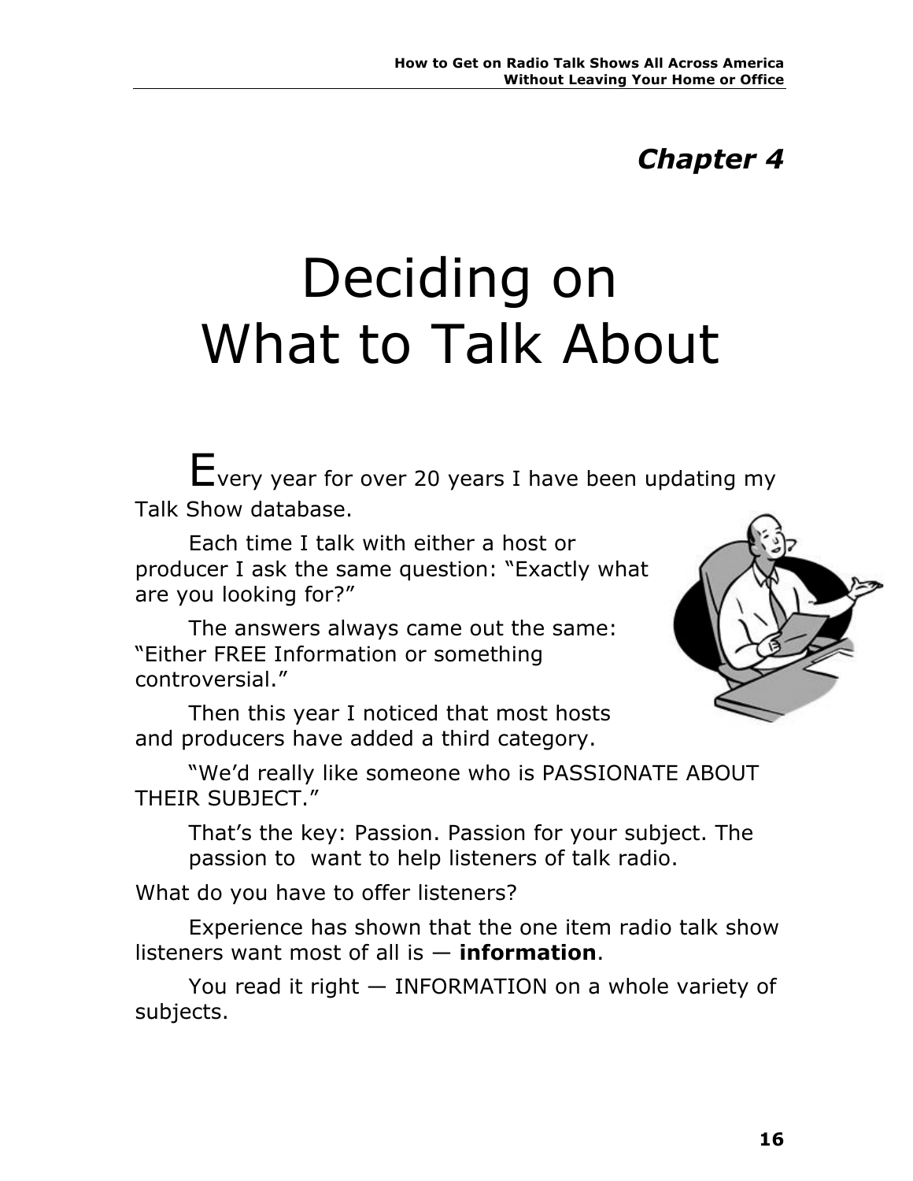*Chapter 4*

# Deciding on What to Talk About

Every year for over 20 years I have been updating my Talk Show database.

Each time I talk with either a host or producer I ask the same question: "Exactly what are you looking for?"

The answers always came out the same: "Either FREE Information or something controversial."

Then this year I noticed that most hosts and producers have added a third category.

"We'd really like someone who is PASSIONATE ABOUT THEIR SUBJECT."

That's the key: Passion. Passion for your subject. The passion to want to help listeners of talk radio.

What do you have to offer listeners?

Experience has shown that the one item radio talk show listeners want most of all is — **information**.

You read it right — INFORMATION on a whole variety of subjects.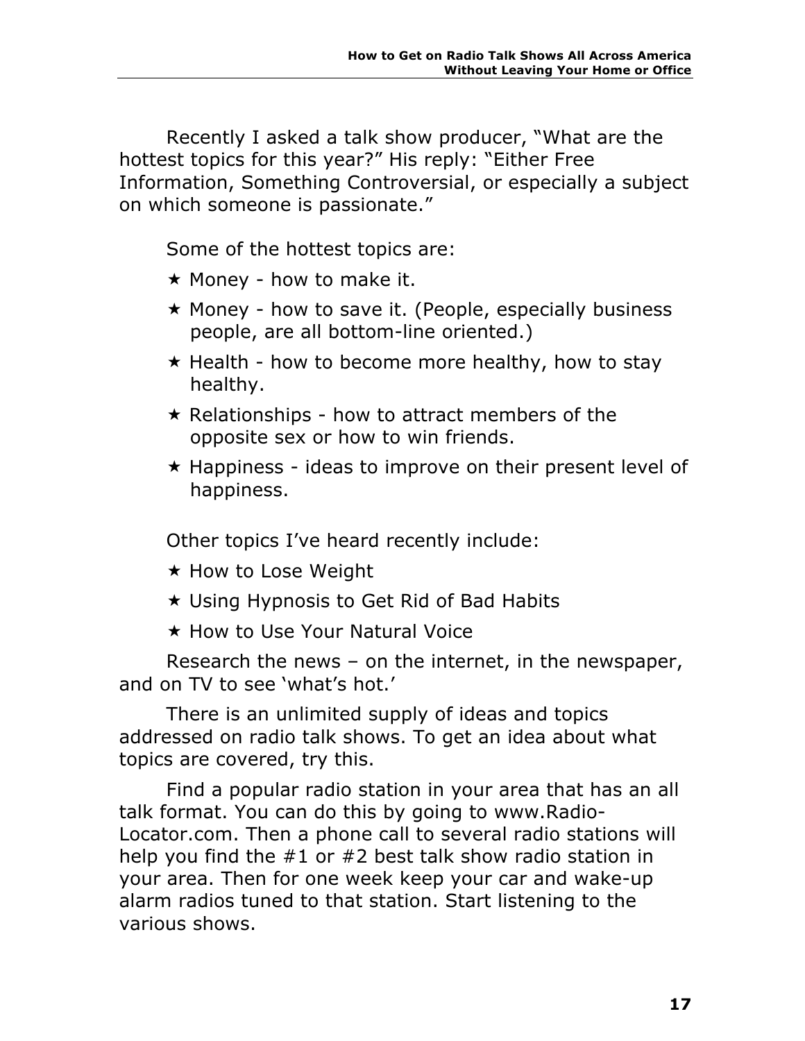Recently I asked a talk show producer, "What are the hottest topics for this year?" His reply: "Either Free Information, Something Controversial, or especially a subject on which someone is passionate."

Some of the hottest topics are:

- ★ Money - how to make it.
- ★ Money - how to save it. (People, especially business people, are all bottom-line oriented.)
- ★ Health - how to become more healthy, how to stay healthy.
- ★ Relationships - how to attract members of the opposite sex or how to win friends.
- ★ Happiness - ideas to improve on their present level of happiness.

Other topics I've heard recently include:

- ★ How to Lose Weight
- ★ Using Hypnosis to Get Rid of Bad Habits
- ★ How to Use Your Natural Voice

Research the news – on the internet, in the newspaper, and on TV to see 'what's hot.'

There is an unlimited supply of ideas and topics addressed on radio talk shows. To get an idea about what topics are covered, try this.

Find a popular radio station in your area that has an all talk format. You can do this by going to www.Radio-Locator.com. Then a phone call to several radio stations will help you find the #1 or #2 best talk show radio station in your area. Then for one week keep your car and wake-up alarm radios tuned to that station. Start listening to the various shows.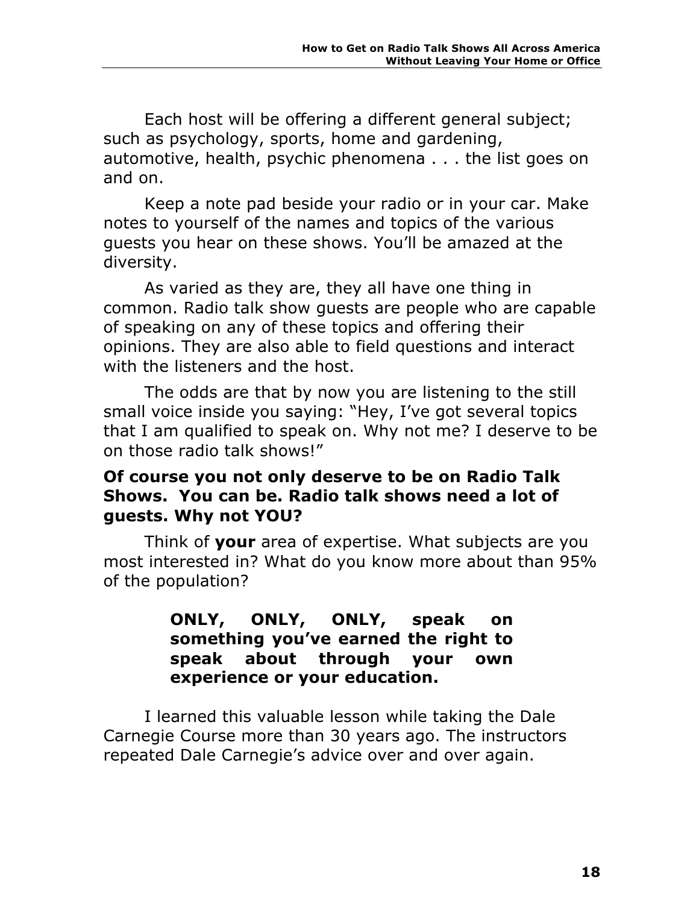Each host will be offering a different general subject; such as psychology, sports, home and gardening, automotive, health, psychic phenomena . . . the list goes on and on.

Keep a note pad beside your radio or in your car. Make notes to yourself of the names and topics of the various guests you hear on these shows. You'll be amazed at the diversity.

As varied as they are, they all have one thing in common. Radio talk show guests are people who are capable of speaking on any of these topics and offering their opinions. They are also able to field questions and interact with the listeners and the host.

The odds are that by now you are listening to the still small voice inside you saying: "Hey, I've got several topics that I am qualified to speak on. Why not me? I deserve to be on those radio talk shows!"

**Of course you not only deserve to be on Radio Talk Shows. You can be. Radio talk shows need a lot of guests. Why not YOU?**

Think of **your** area of expertise. What subjects are you most interested in? What do you know more about than 95% of the population?

> **ONLY, ONLY, ONLY, speak on something you've earned the right to speak about through your own experience or your education.**

I learned this valuable lesson while taking the Dale Carnegie Course more than 30 years ago. The instructors repeated Dale Carnegie's advice over and over again.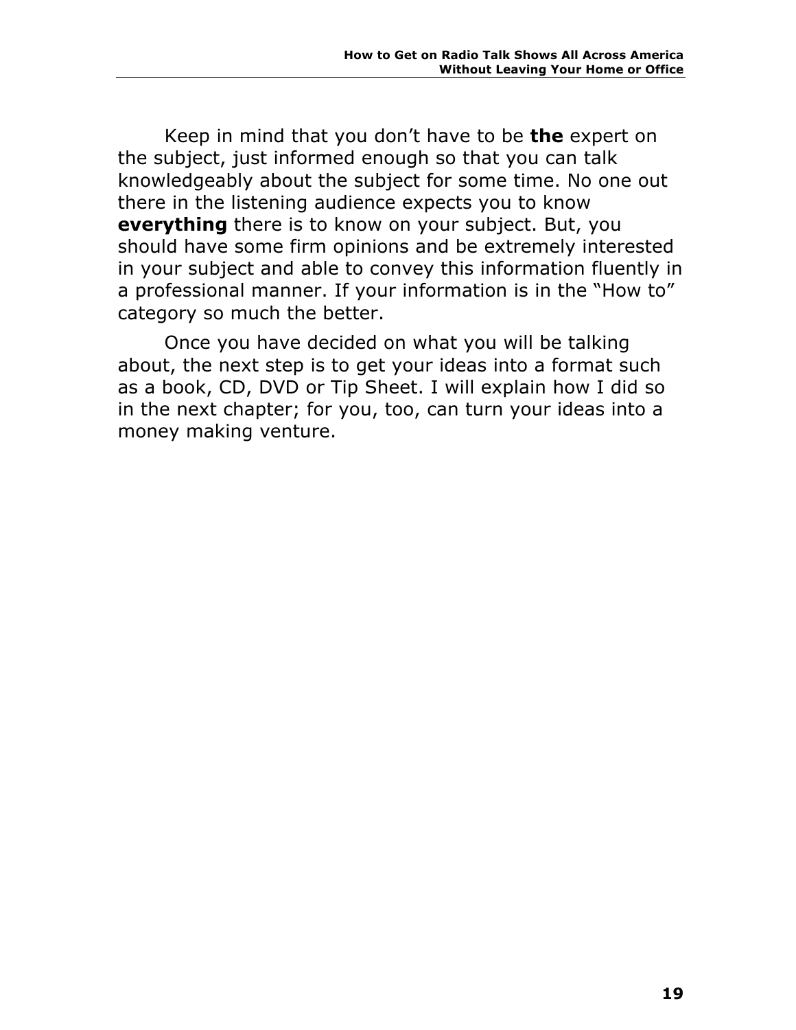Keep in mind that you don't have to be **the** expert on the subject, just informed enough so that you can talk knowledgeably about the subject for some time. No one out there in the listening audience expects you to know **everything** there is to know on your subject. But, you should have some firm opinions and be extremely interested in your subject and able to convey this information fluently in a professional manner. If your information is in the "How to" category so much the better.

Once you have decided on what you will be talking about, the next step is to get your ideas into a format such as a book, CD, DVD or Tip Sheet. I will explain how I did so in the next chapter; for you, too, can turn your ideas into a money making venture.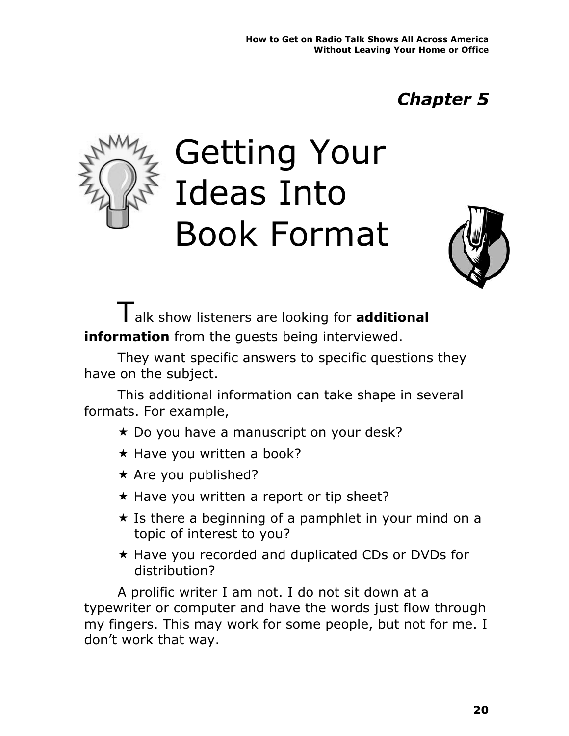*Chapter 5*

# Getting Your Ideas Into Book Format

Talk show listeners are looking for **additional information** from the guests being interviewed.

They want specific answers to specific questions they have on the subject.

This additional information can take shape in several formats. For example,

- Do you have a manuscript on your desk?
- Have you written a book?
- Are you published?
- Have you written a report or tip sheet?
- Is there a beginning of a pamphlet in your mind on a topic of interest to you?
- Have you recorded and duplicated CDs or DVDs for distribution?

A prolific writer I am not. I do not sit down at a typewriter or computer and have the words just flow through my fingers. This may work for some people, but not for me. I don't work that way.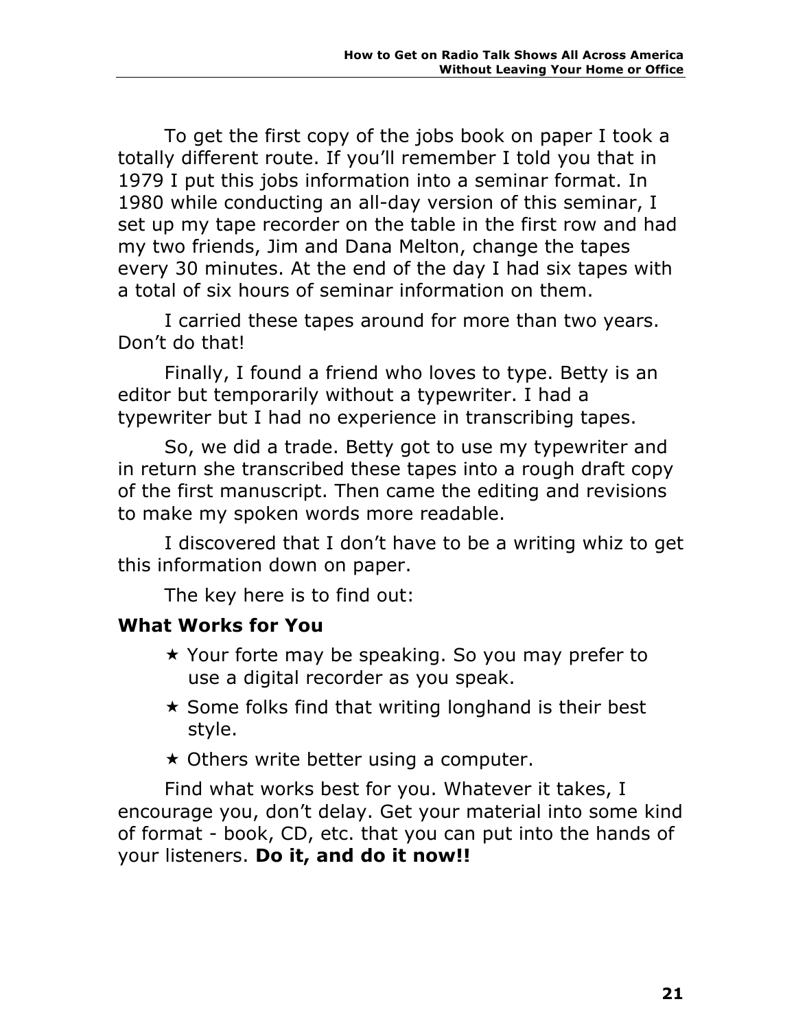To get the first copy of the jobs book on paper I took a totally different route. If you'll remember I told you that in 1979 I put this jobs information into a seminar format. In 1980 while conducting an all-day version of this seminar, I set up my tape recorder on the table in the first row and had my two friends, Jim and Dana Melton, change the tapes every 30 minutes. At the end of the day I had six tapes with a total of six hours of seminar information on them.

I carried these tapes around for more than two years. Don't do that!

Finally, I found a friend who loves to type. Betty is an editor but temporarily without a typewriter. I had a typewriter but I had no experience in transcribing tapes.

So, we did a trade. Betty got to use my typewriter and in return she transcribed these tapes into a rough draft copy of the first manuscript. Then came the editing and revisions to make my spoken words more readable.

I discovered that I don't have to be a writing whiz to get this information down on paper.

The key here is to find out:

### What Works for You

- ★ Your forte may be speaking. So you may prefer to use a digital recorder as you speak.
- ★ Some folks find that writing longhand is their best style.
- ★ Others write better using a computer.

Find what works best for you. Whatever it takes, I encourage you, don't delay. Get your material into some kind of format - book, CD, etc. that you can put into the hands of your listeners. **Do it, and do it now!!**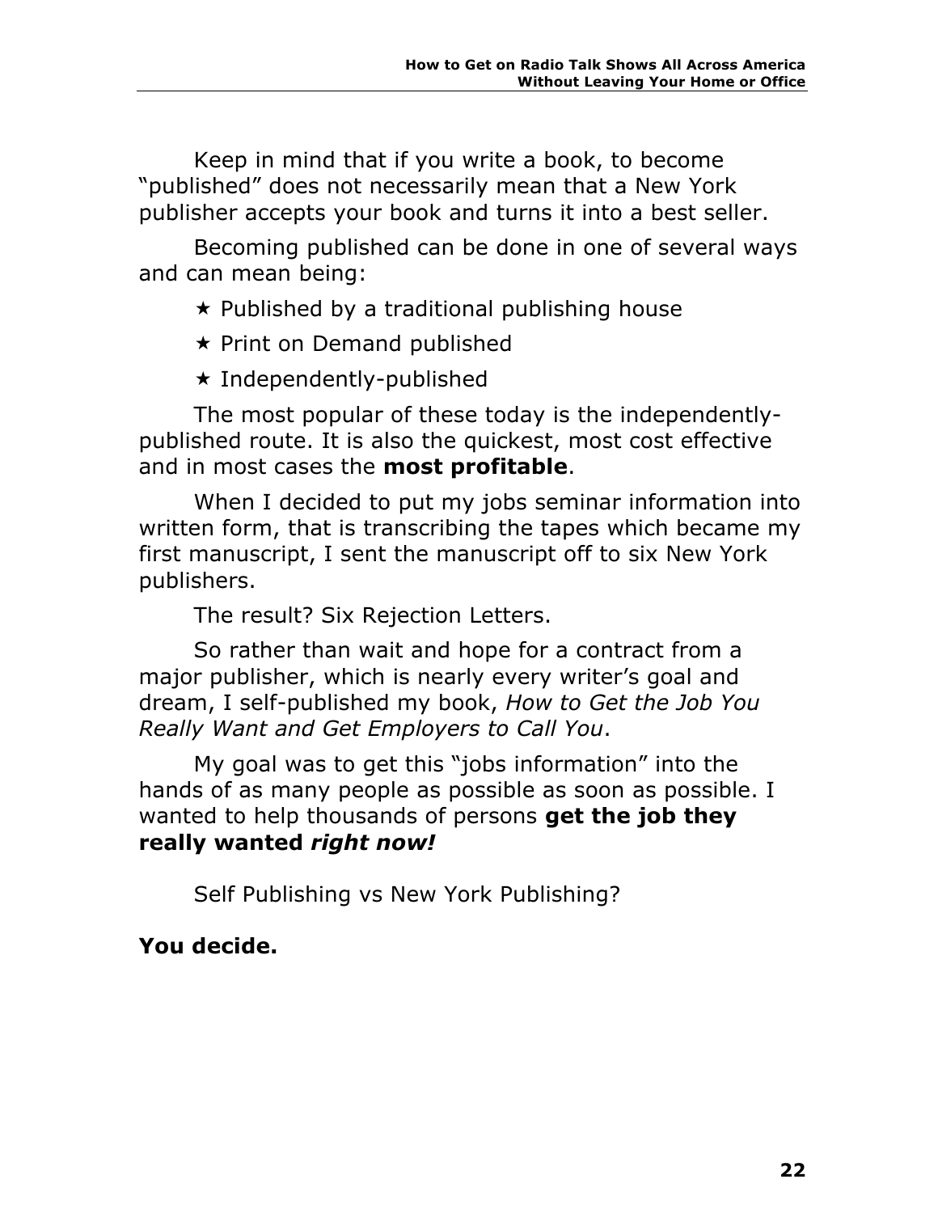Keep in mind that if you write a book, to become "published" does not necessarily mean that a New York publisher accepts your book and turns it into a best seller.

Becoming published can be done in one of several ways and can mean being:

- ★ Published by a traditional publishing house
- ★ Print on Demand published
- ★ Independently-published

The most popular of these today is the independently-published route. It is also the quickest, most cost effective and in most cases the **most profitable**.

When I decided to put my jobs seminar information into written form, that is transcribing the tapes which became my first manuscript, I sent the manuscript off to six New York publishers.

The result? Six Rejection Letters.

So rather than wait and hope for a contract from a major publisher, which is nearly every writer's goal and dream, I self-published my book, *How to Get the Job You Really Want and Get Employers to Call You*.

My goal was to get this "jobs information" into the hands of as many people as possible as soon as possible. I wanted to help thousands of persons **get the job they really wanted *right now!***

Self Publishing vs New York Publishing?

**You decide.**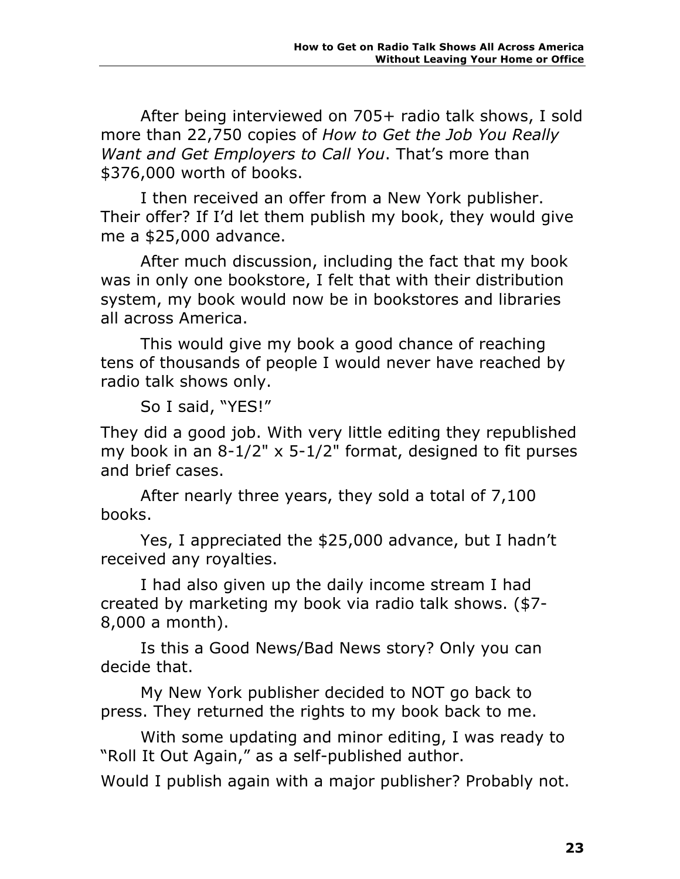After being interviewed on 705+ radio talk shows, I sold more than 22,750 copies of *How to Get the Job You Really Want and Get Employers to Call You*. That's more than $376,000 worth of books.

I then received an offer from a New York publisher. Their offer? If I'd let them publish my book, they would give me a $25,000 advance.

After much discussion, including the fact that my book was in only one bookstore, I felt that with their distribution system, my book would now be in bookstores and libraries all across America.

This would give my book a good chance of reaching tens of thousands of people I would never have reached by radio talk shows only.

So I said, "YES!"

They did a good job. With very little editing they republished my book in an 8-1/2" x 5-1/2" format, designed to fit purses and brief cases.

After nearly three years, they sold a total of 7,100 books.

Yes, I appreciated the $25,000 advance, but I hadn't received any royalties.

I had also given up the daily income stream I had created by marketing my book via radio talk shows. ($7-8,000 a month).

Is this a Good News/Bad News story? Only you can decide that.

My New York publisher decided to NOT go back to press. They returned the rights to my book back to me.

With some updating and minor editing, I was ready to "Roll It Out Again," as a self-published author.

Would I publish again with a major publisher? Probably not.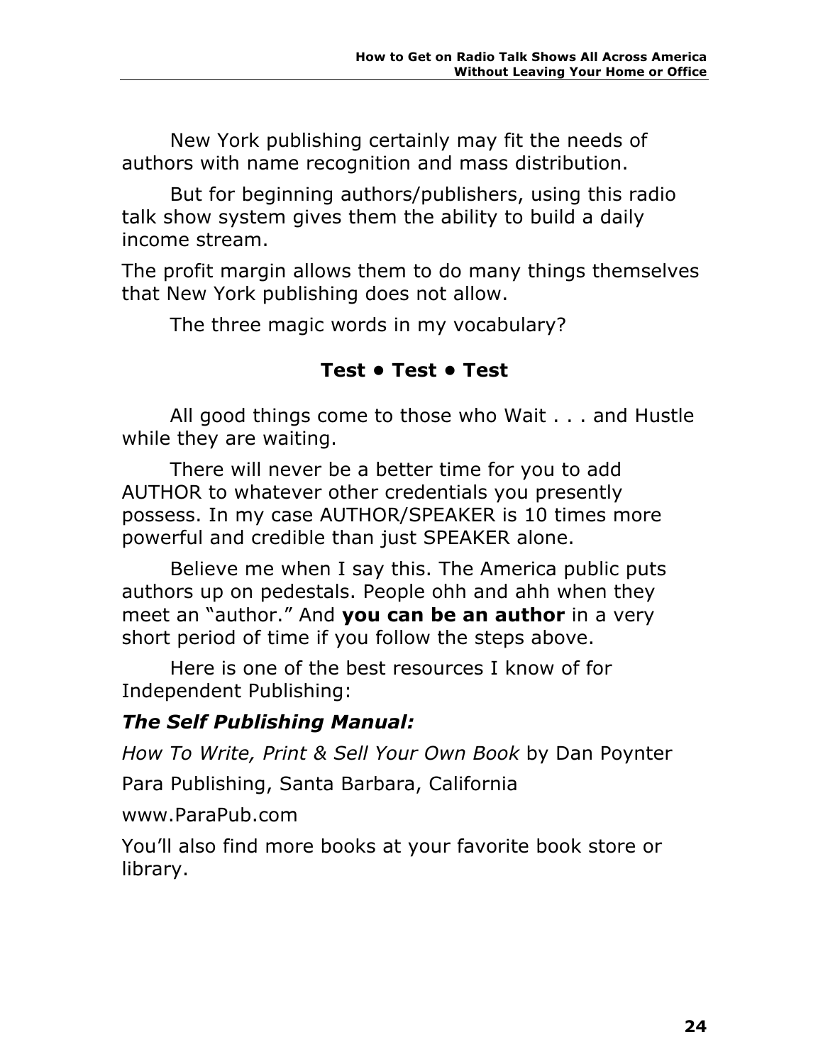New York publishing certainly may fit the needs of authors with name recognition and mass distribution.

But for beginning authors/publishers, using this radio talk show system gives them the ability to build a daily income stream.

The profit margin allows them to do many things themselves that New York publishing does not allow.

The three magic words in my vocabulary?

**Test • Test • Test**

All good things come to those who Wait . . . and Hustle while they are waiting.

There will never be a better time for you to add AUTHOR to whatever other credentials you presently possess. In my case AUTHOR/SPEAKER is 10 times more powerful and credible than just SPEAKER alone.

Believe me when I say this. The America public puts authors up on pedestals. People ohh and ahh when they meet an "author." And **you can be an author** in a very short period of time if you follow the steps above.

Here is one of the best resources I know of for Independent Publishing:

***The Self Publishing Manual:***

*How To Write, Print & Sell Your Own Book* by Dan Poynter

Para Publishing, Santa Barbara, California

www.ParaPub.com

You'll also find more books at your favorite book store or library.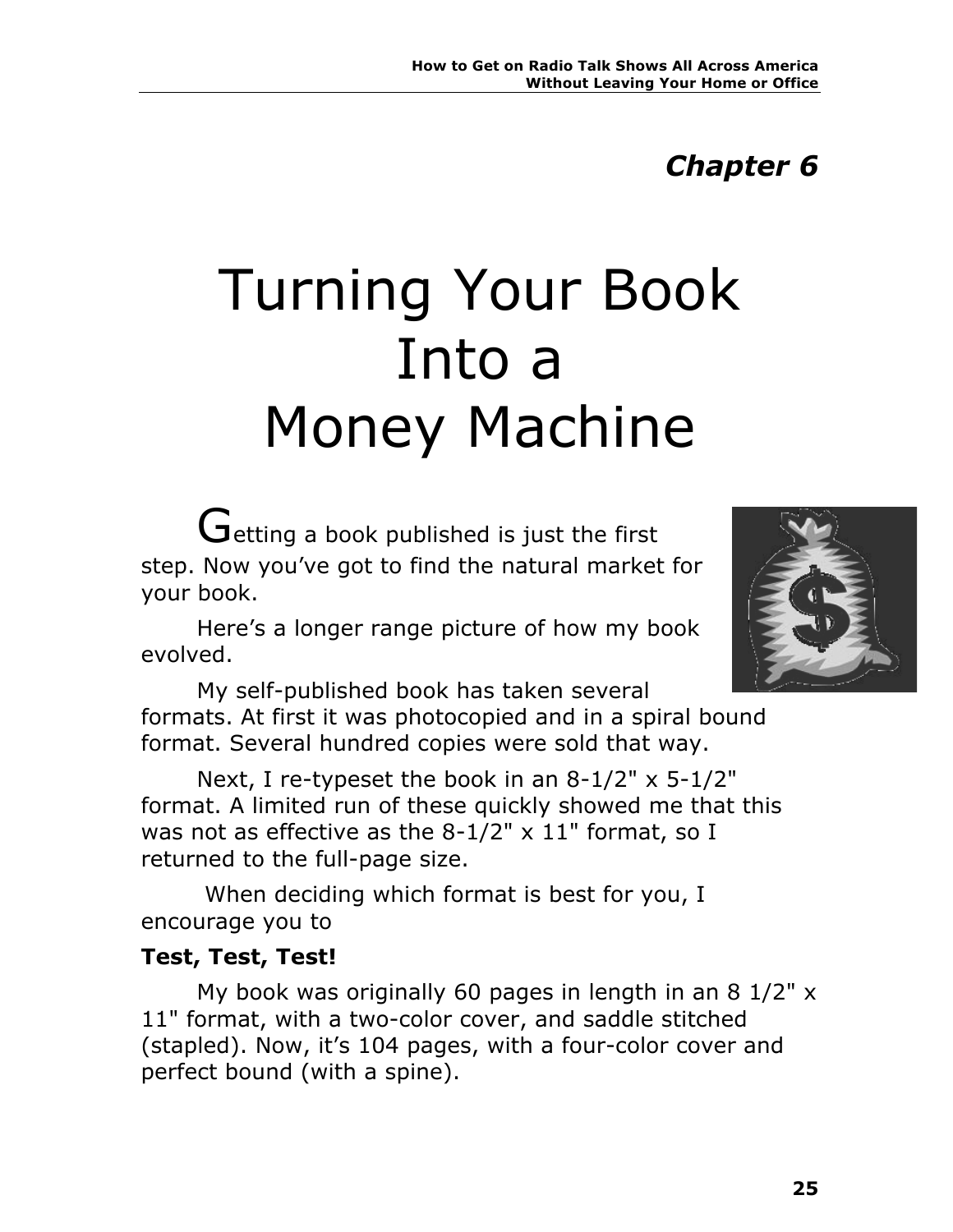*Chapter 6*

# Turning Your Book Into a Money Machine

Getting a book published is just the first step. Now you've got to find the natural market for your book.

Here's a longer range picture of how my book evolved.

My self-published book has taken several formats. At first it was photocopied and in a spiral bound format. Several hundred copies were sold that way.

Next, I re-typeset the book in an 8-1/2" x 5-1/2" format. A limited run of these quickly showed me that this was not as effective as the 8-1/2" x 11" format, so I returned to the full-page size.

When deciding which format is best for you, I encourage you to

**Test, Test, Test!**

My book was originally 60 pages in length in an 8 1/2" x 11" format, with a two-color cover, and saddle stitched (stapled). Now, it's 104 pages, with a four-color cover and perfect bound (with a spine).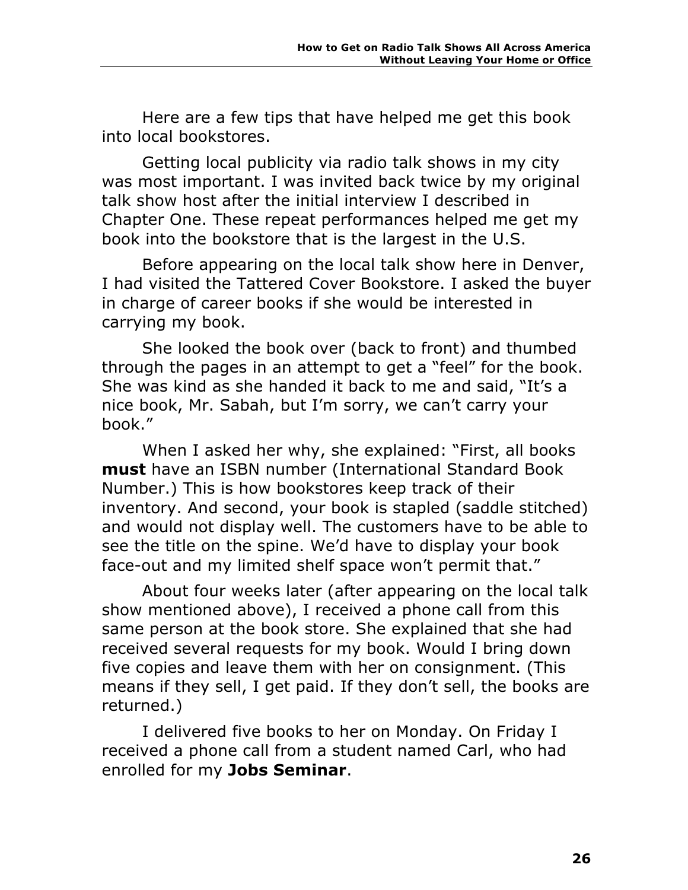Here are a few tips that have helped me get this book into local bookstores.

Getting local publicity via radio talk shows in my city was most important. I was invited back twice by my original talk show host after the initial interview I described in Chapter One. These repeat performances helped me get my book into the bookstore that is the largest in the U.S.

Before appearing on the local talk show here in Denver, I had visited the Tattered Cover Bookstore. I asked the buyer in charge of career books if she would be interested in carrying my book.

She looked the book over (back to front) and thumbed through the pages in an attempt to get a "feel" for the book. She was kind as she handed it back to me and said, "It's a nice book, Mr. Sabah, but I'm sorry, we can't carry your book."

When I asked her why, she explained: "First, all books **must** have an ISBN number (International Standard Book Number.) This is how bookstores keep track of their inventory. And second, your book is stapled (saddle stitched) and would not display well. The customers have to be able to see the title on the spine. We'd have to display your book face-out and my limited shelf space won't permit that."

About four weeks later (after appearing on the local talk show mentioned above), I received a phone call from this same person at the book store. She explained that she had received several requests for my book. Would I bring down five copies and leave them with her on consignment. (This means if they sell, I get paid. If they don't sell, the books are returned.)

I delivered five books to her on Monday. On Friday I received a phone call from a student named Carl, who had enrolled for my **Jobs Seminar**.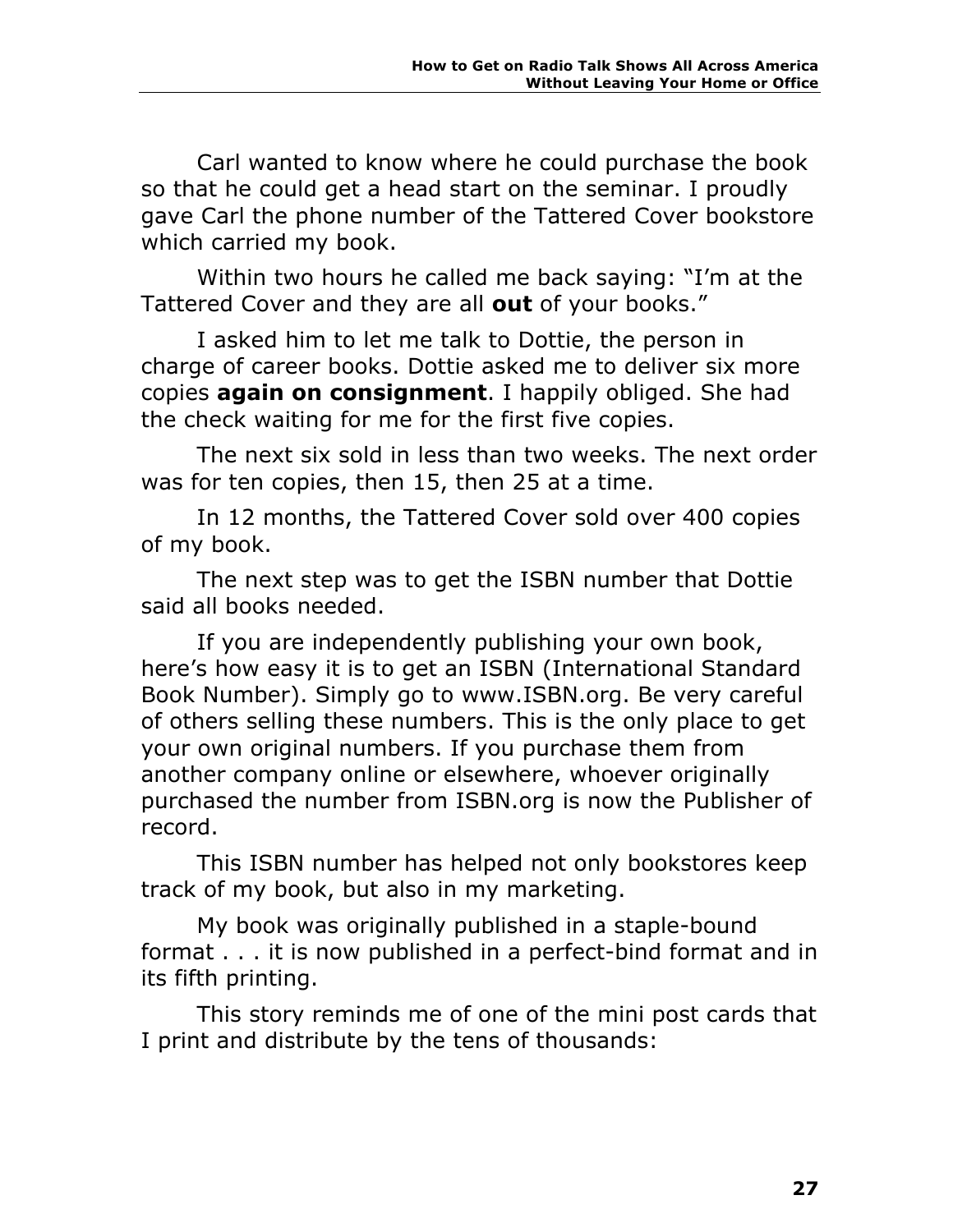Carl wanted to know where he could purchase the book so that he could get a head start on the seminar. I proudly gave Carl the phone number of the Tattered Cover bookstore which carried my book.

Within two hours he called me back saying: "I'm at the Tattered Cover and they are all **out** of your books."

I asked him to let me talk to Dottie, the person in charge of career books. Dottie asked me to deliver six more copies **again on consignment**. I happily obliged. She had the check waiting for me for the first five copies.

The next six sold in less than two weeks. The next order was for ten copies, then 15, then 25 at a time.

In 12 months, the Tattered Cover sold over 400 copies of my book.

The next step was to get the ISBN number that Dottie said all books needed.

If you are independently publishing your own book, here's how easy it is to get an ISBN (International Standard Book Number). Simply go to www.ISBN.org. Be very careful of others selling these numbers. This is the only place to get your own original numbers. If you purchase them from another company online or elsewhere, whoever originally purchased the number from ISBN.org is now the Publisher of record.

This ISBN number has helped not only bookstores keep track of my book, but also in my marketing.

My book was originally published in a staple-bound format . . . it is now published in a perfect-bind format and in its fifth printing.

This story reminds me of one of the mini post cards that I print and distribute by the tens of thousands: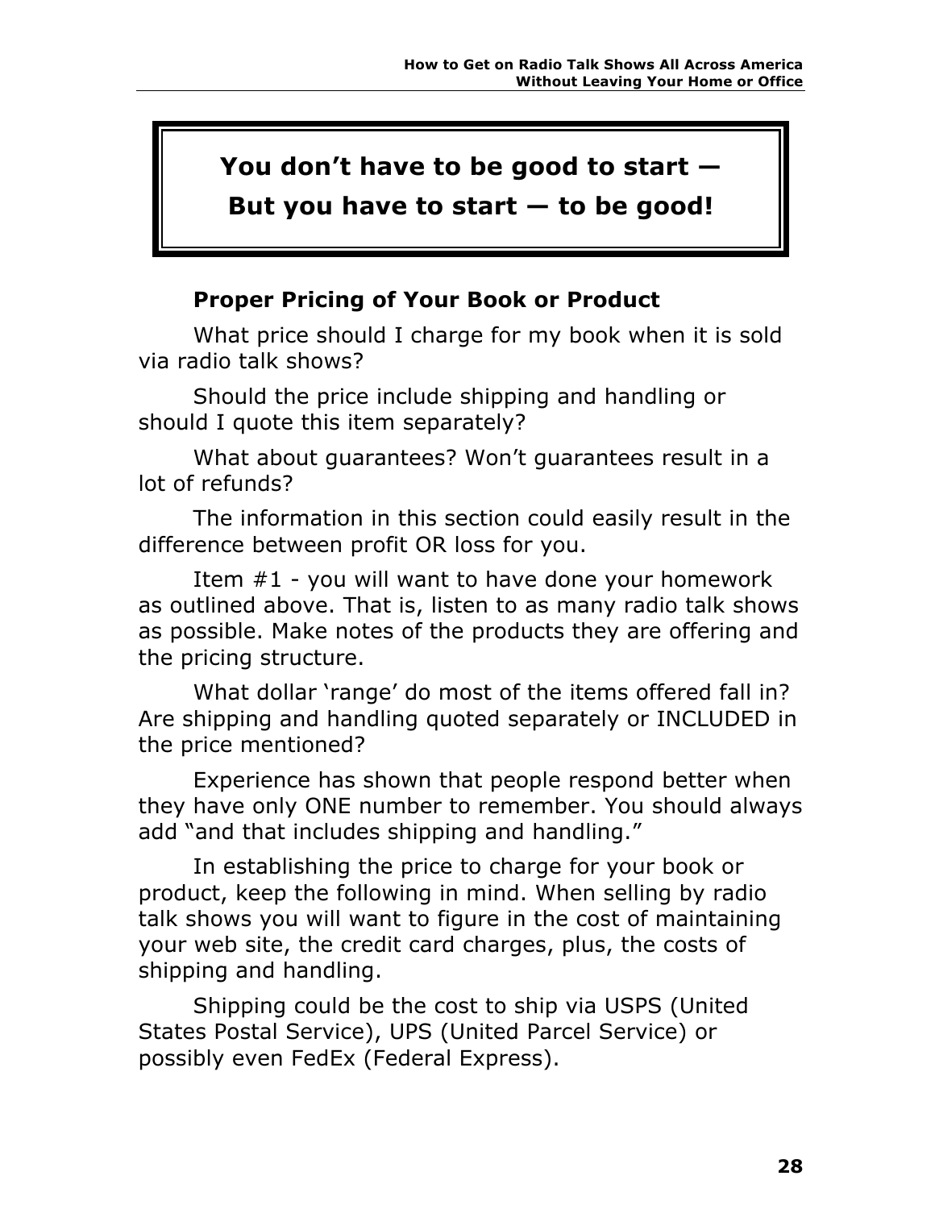**You don’t have to be good to start —**
**But you have to start — to be good!**

### Proper Pricing of Your Book or Product

What price should I charge for my book when it is sold via radio talk shows?

Should the price include shipping and handling or should I quote this item separately?

What about guarantees? Won’t guarantees result in a lot of refunds?

The information in this section could easily result in the difference between profit OR loss for you.

Item #1 - you will want to have done your homework as outlined above. That is, listen to as many radio talk shows as possible. Make notes of the products they are offering and the pricing structure.

What dollar ‘range’ do most of the items offered fall in? Are shipping and handling quoted separately or INCLUDED in the price mentioned?

Experience has shown that people respond better when they have only ONE number to remember. You should always add “and that includes shipping and handling.”

In establishing the price to charge for your book or product, keep the following in mind. When selling by radio talk shows you will want to figure in the cost of maintaining your web site, the credit card charges, plus, the costs of shipping and handling.

Shipping could be the cost to ship via USPS (United States Postal Service), UPS (United Parcel Service) or possibly even FedEx (Federal Express).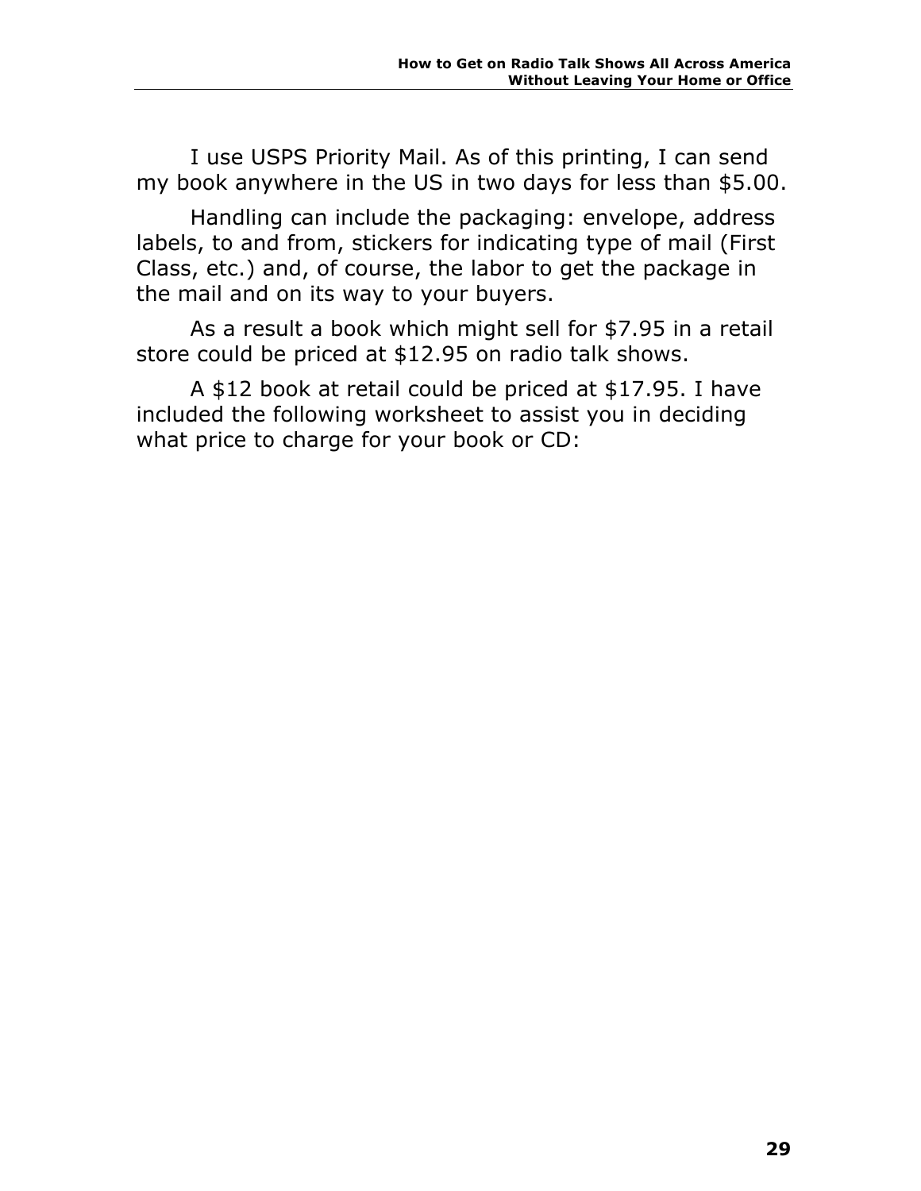I use USPS Priority Mail. As of this printing, I can send my book anywhere in the US in two days for less than $5.00.

Handling can include the packaging: envelope, address labels, to and from, stickers for indicating type of mail (First Class, etc.) and, of course, the labor to get the package in the mail and on its way to your buyers.

As a result a book which might sell for $7.95 in a retail store could be priced at $12.95 on radio talk shows.

A $12 book at retail could be priced at $17.95. I have included the following worksheet to assist you in deciding what price to charge for your book or CD: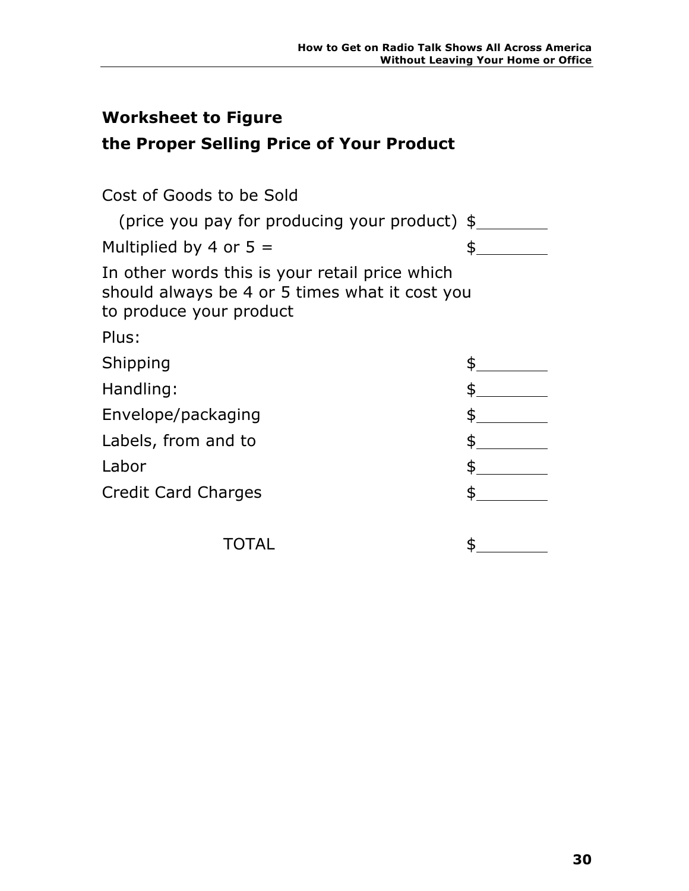## Worksheet to Figure the Proper Selling Price of Your Product

| | |
|---|---|
| Cost of Goods to be Sold<br>(price you pay for producing your product) | $________ |
| Multiplied by 4 or 5 = | $________ |
| In other words this is your retail price which should always be 4 or 5 times what it cost you to produce your product | |
| Plus: | |
| Shipping | $________ |
| Handling: | $________ |
| Envelope/packaging | $________ |
| Labels, from and to | $________ |
| Labor | $________ |
| Credit Card Charges | $________ |
| TOTAL | $________ |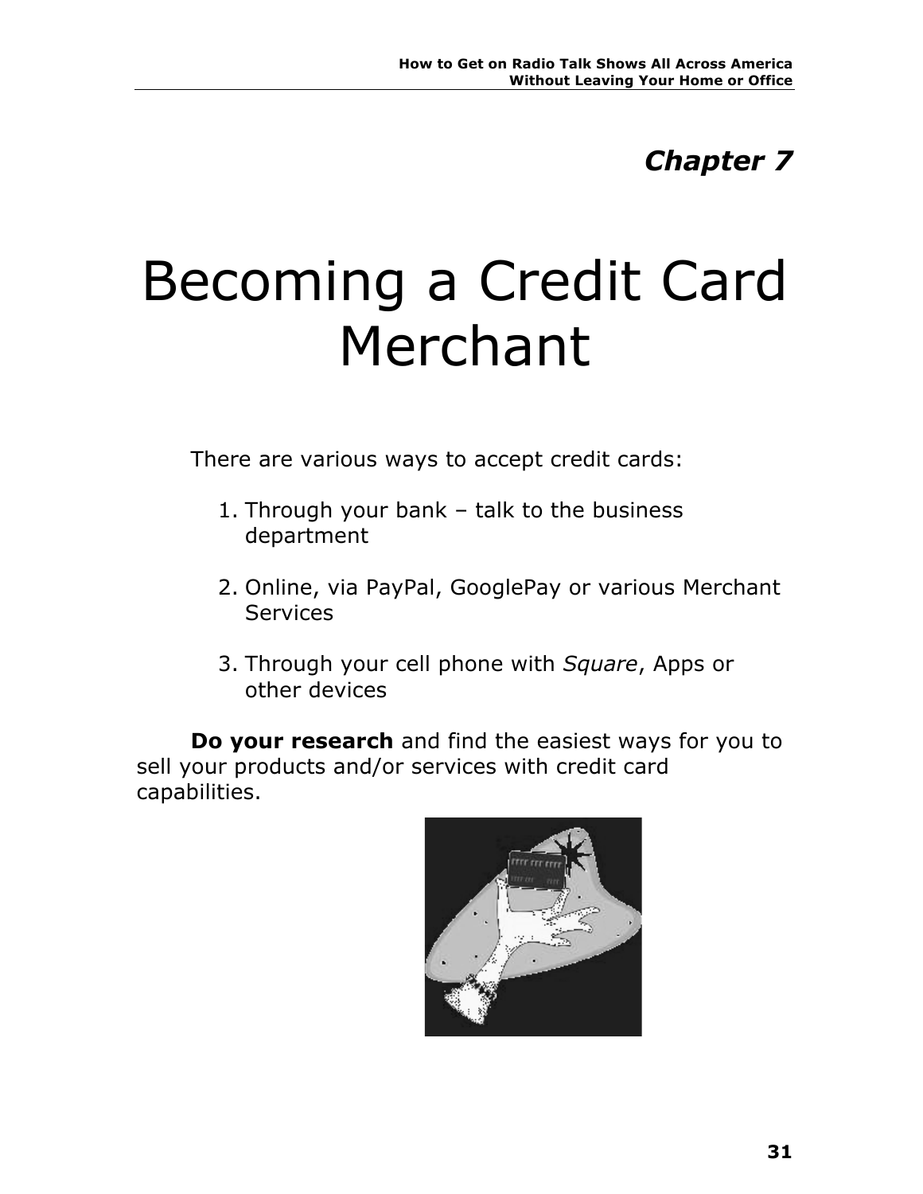*Chapter 7*

# Becoming a Credit Card Merchant

There are various ways to accept credit cards:

1. Through your bank – talk to the business department

2. Online, via PayPal, GooglePay or various Merchant Services

3. Through your cell phone with *Square*, Apps or other devices

**Do your research** and find the easiest ways for you to sell your products and/or services with credit card capabilities.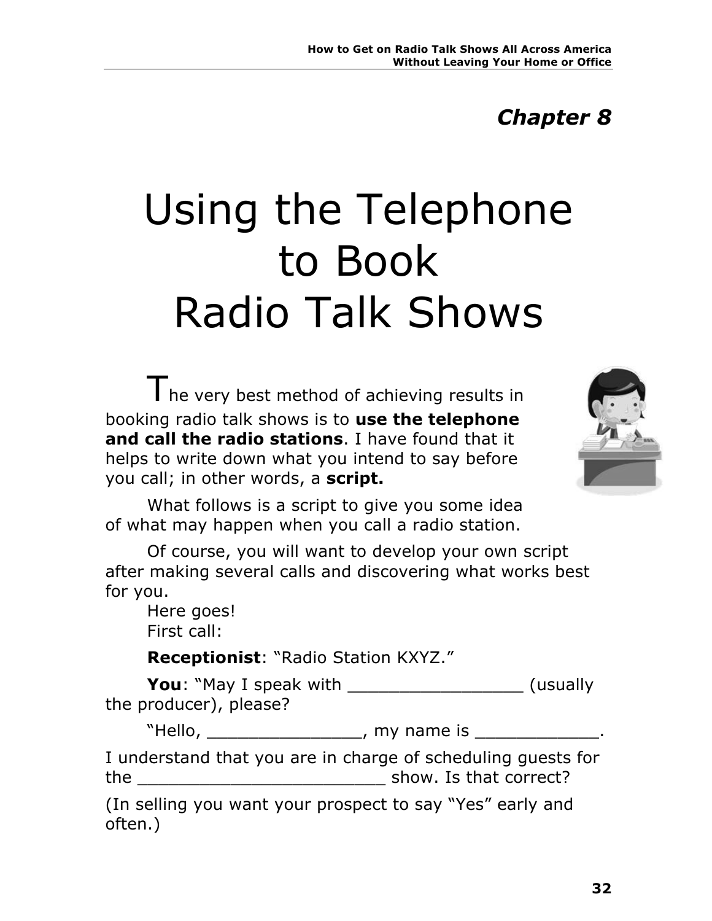*Chapter 8*

# Using the Telephone to Book Radio Talk Shows

The very best method of achieving results in booking radio talk shows is to **use the telephone and call the radio stations**. I have found that it helps to write down what you intend to say before you call; in other words, a **script.**

What follows is a script to give you some idea of what may happen when you call a radio station.

Of course, you will want to develop your own script after making several calls and discovering what works best for you.

Here goes!
First call:

**Receptionist**: "Radio Station KXYZ."

**You**: "May I speak with _________________ (usually the producer), please?

"Hello, _______________, my name is ____________. I understand that you are in charge of scheduling guests for the _________________________ show. Is that correct?

(In selling you want your prospect to say "Yes" early and often.)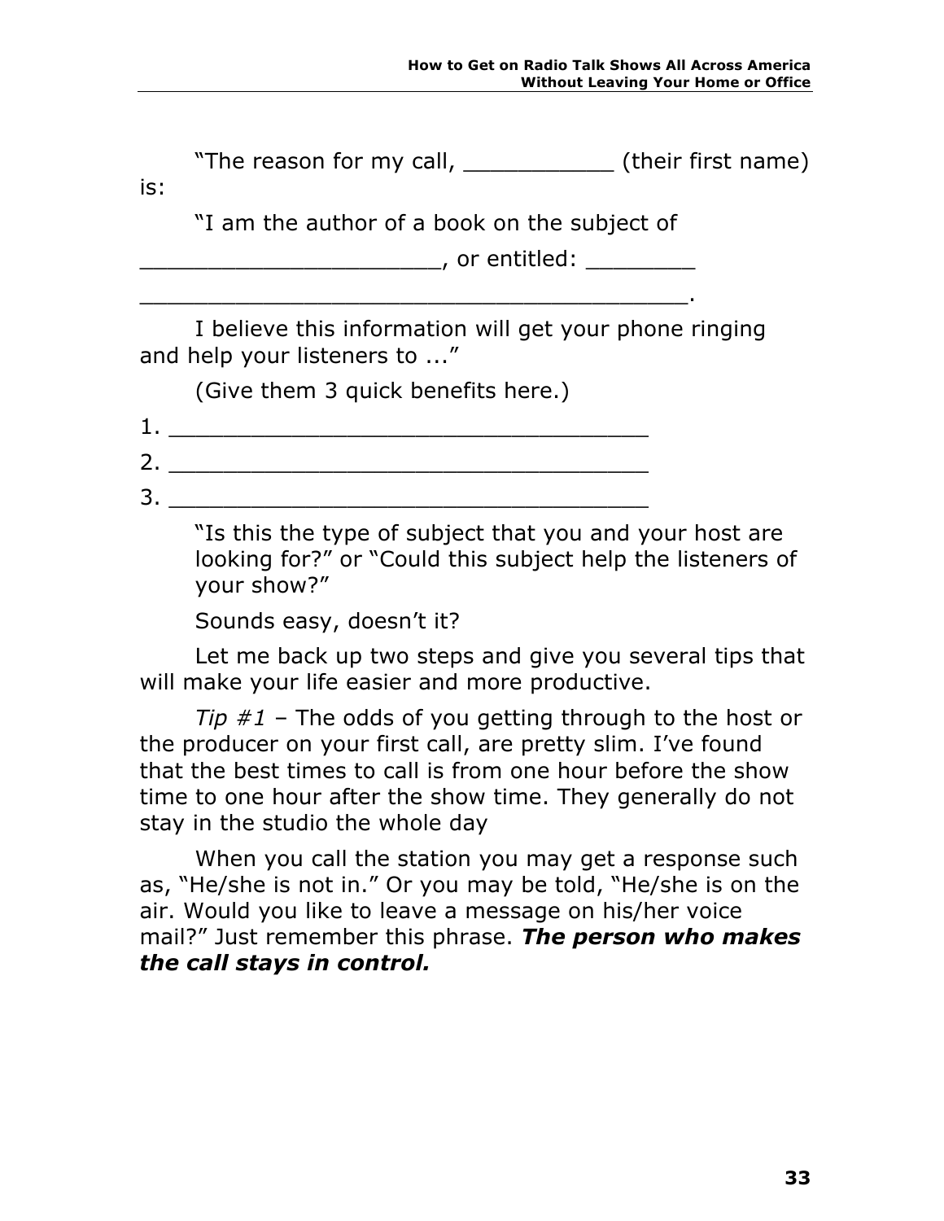"The reason for my call, ___________ (their first name) is:

"I am the author of a book on the subject of ______________________, or entitled: ________ _________________________________________.

I believe this information will get your phone ringing and help your listeners to ..."

(Give them 3 quick benefits here.)

1. ____________________________________
2. ____________________________________
3. ____________________________________

"Is this the type of subject that you and your host are looking for?" or "Could this subject help the listeners of your show?"

Sounds easy, doesn't it?

Let me back up two steps and give you several tips that will make your life easier and more productive.

*Tip #1* – The odds of you getting through to the host or the producer on your first call, are pretty slim. I've found that the best times to call is from one hour before the show time to one hour after the show time. They generally do not stay in the studio the whole day

When you call the station you may get a response such as, "He/she is not in." Or you may be told, "He/she is on the air. Would you like to leave a message on his/her voice mail?" Just remember this phrase. ***The person who makes the call stays in control.***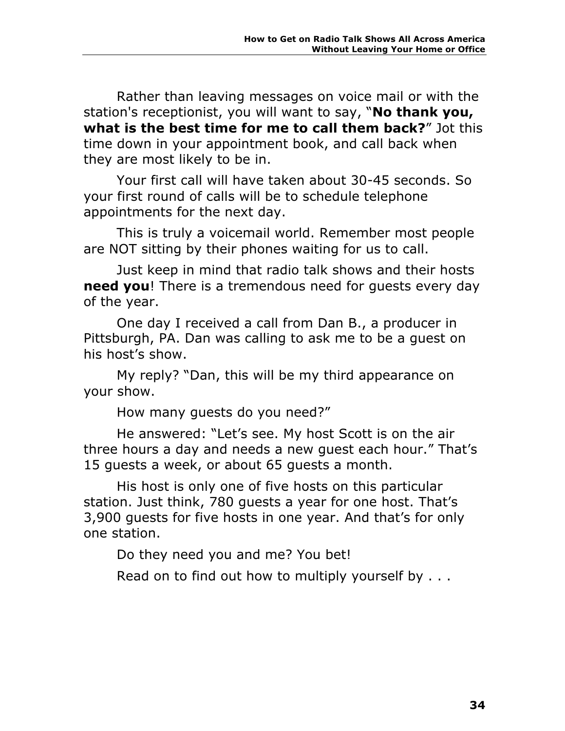Rather than leaving messages on voice mail or with the station's receptionist, you will want to say, "**No thank you, what is the best time for me to call them back?**" Jot this time down in your appointment book, and call back when they are most likely to be in.

Your first call will have taken about 30-45 seconds. So your first round of calls will be to schedule telephone appointments for the next day.

This is truly a voicemail world. Remember most people are NOT sitting by their phones waiting for us to call.

Just keep in mind that radio talk shows and their hosts **need you**! There is a tremendous need for guests every day of the year.

One day I received a call from Dan B., a producer in Pittsburgh, PA. Dan was calling to ask me to be a guest on his host's show.

My reply? "Dan, this will be my third appearance on your show.

How many guests do you need?"

He answered: "Let's see. My host Scott is on the air three hours a day and needs a new guest each hour." That's 15 guests a week, or about 65 guests a month.

His host is only one of five hosts on this particular station. Just think, 780 guests a year for one host. That's 3,900 guests for five hosts in one year. And that's for only one station.

Do they need you and me? You bet!

Read on to find out how to multiply yourself by . . .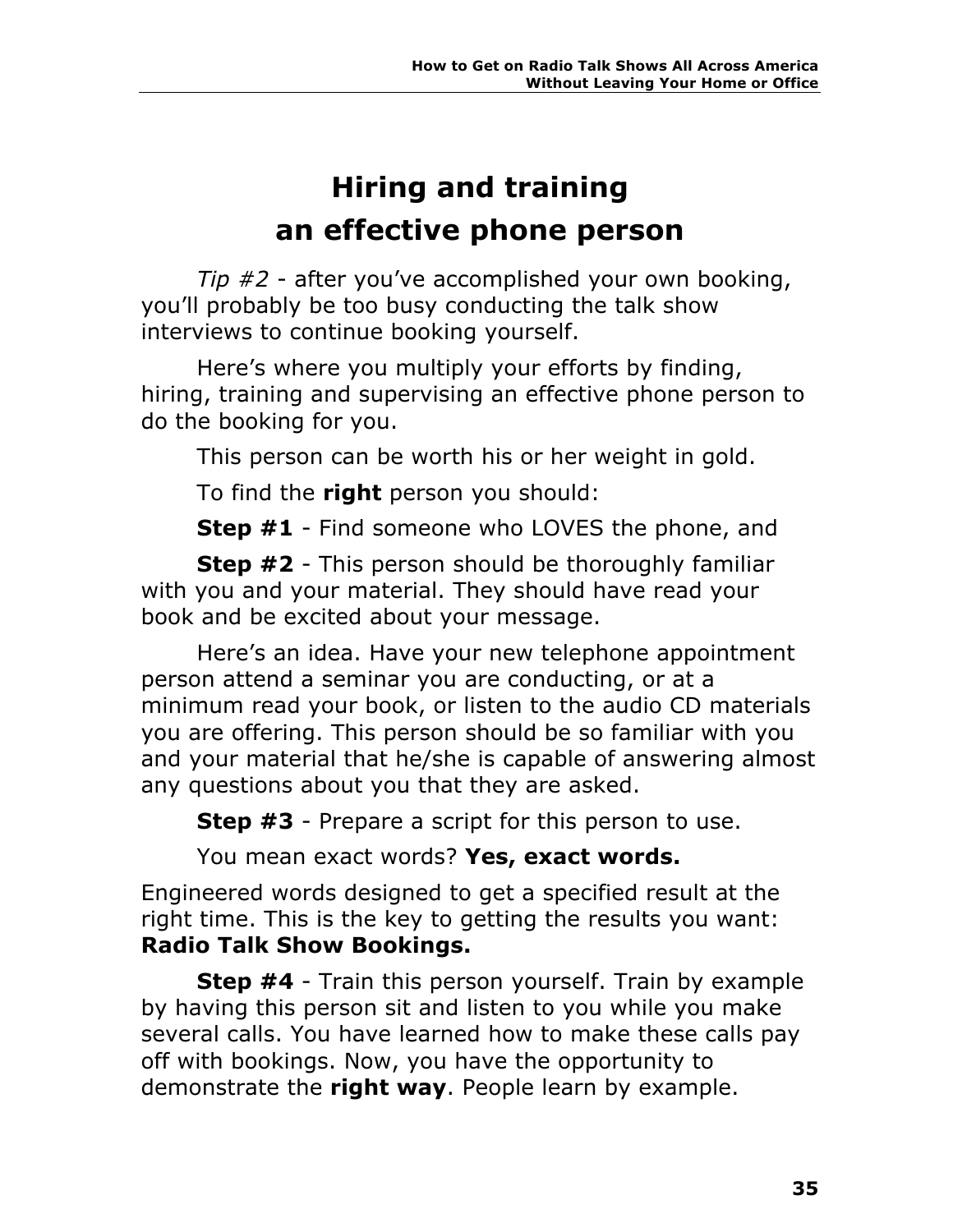# Hiring and training an effective phone person

*Tip #2* - after you've accomplished your own booking, you'll probably be too busy conducting the talk show interviews to continue booking yourself.

Here's where you multiply your efforts by finding, hiring, training and supervising an effective phone person to do the booking for you.

This person can be worth his or her weight in gold.

To find the **right** person you should:

**Step #1** - Find someone who LOVES the phone, and

**Step #2** - This person should be thoroughly familiar with you and your material. They should have read your book and be excited about your message.

Here's an idea. Have your new telephone appointment person attend a seminar you are conducting, or at a minimum read your book, or listen to the audio CD materials you are offering. This person should be so familiar with you and your material that he/she is capable of answering almost any questions about you that they are asked.

**Step #3** - Prepare a script for this person to use.

You mean exact words? **Yes, exact words.**

Engineered words designed to get a specified result at the right time. This is the key to getting the results you want: **Radio Talk Show Bookings.**

**Step #4** - Train this person yourself. Train by example by having this person sit and listen to you while you make several calls. You have learned how to make these calls pay off with bookings. Now, you have the opportunity to demonstrate the **right way**. People learn by example.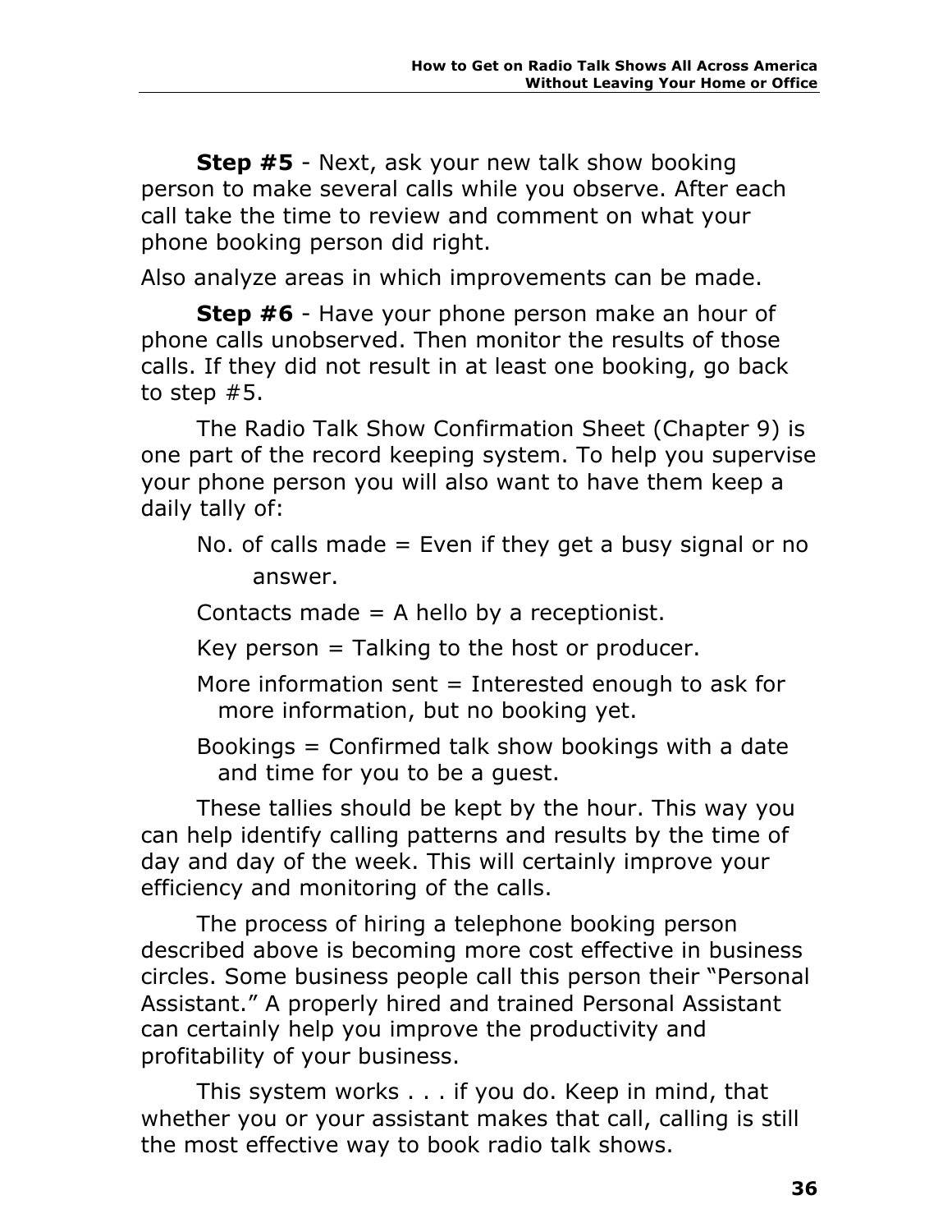**Step #5** - Next, ask your new talk show booking person to make several calls while you observe. After each call take the time to review and comment on what your phone booking person did right.

Also analyze areas in which improvements can be made.

**Step #6** - Have your phone person make an hour of phone calls unobserved. Then monitor the results of those calls. If they did not result in at least one booking, go back to step #5.

The Radio Talk Show Confirmation Sheet (Chapter 9) is one part of the record keeping system. To help you supervise your phone person you will also want to have them keep a daily tally of:

No. of calls made = Even if they get a busy signal or no answer.

Contacts made = A hello by a receptionist.

Key person = Talking to the host or producer.

More information sent = Interested enough to ask for more information, but no booking yet.

Bookings = Confirmed talk show bookings with a date and time for you to be a guest.

These tallies should be kept by the hour. This way you can help identify calling patterns and results by the time of day and day of the week. This will certainly improve your efficiency and monitoring of the calls.

The process of hiring a telephone booking person described above is becoming more cost effective in business circles. Some business people call this person their "Personal Assistant." A properly hired and trained Personal Assistant can certainly help you improve the productivity and profitability of your business.

This system works . . . if you do. Keep in mind, that whether you or your assistant makes that call, calling is still the most effective way to book radio talk shows.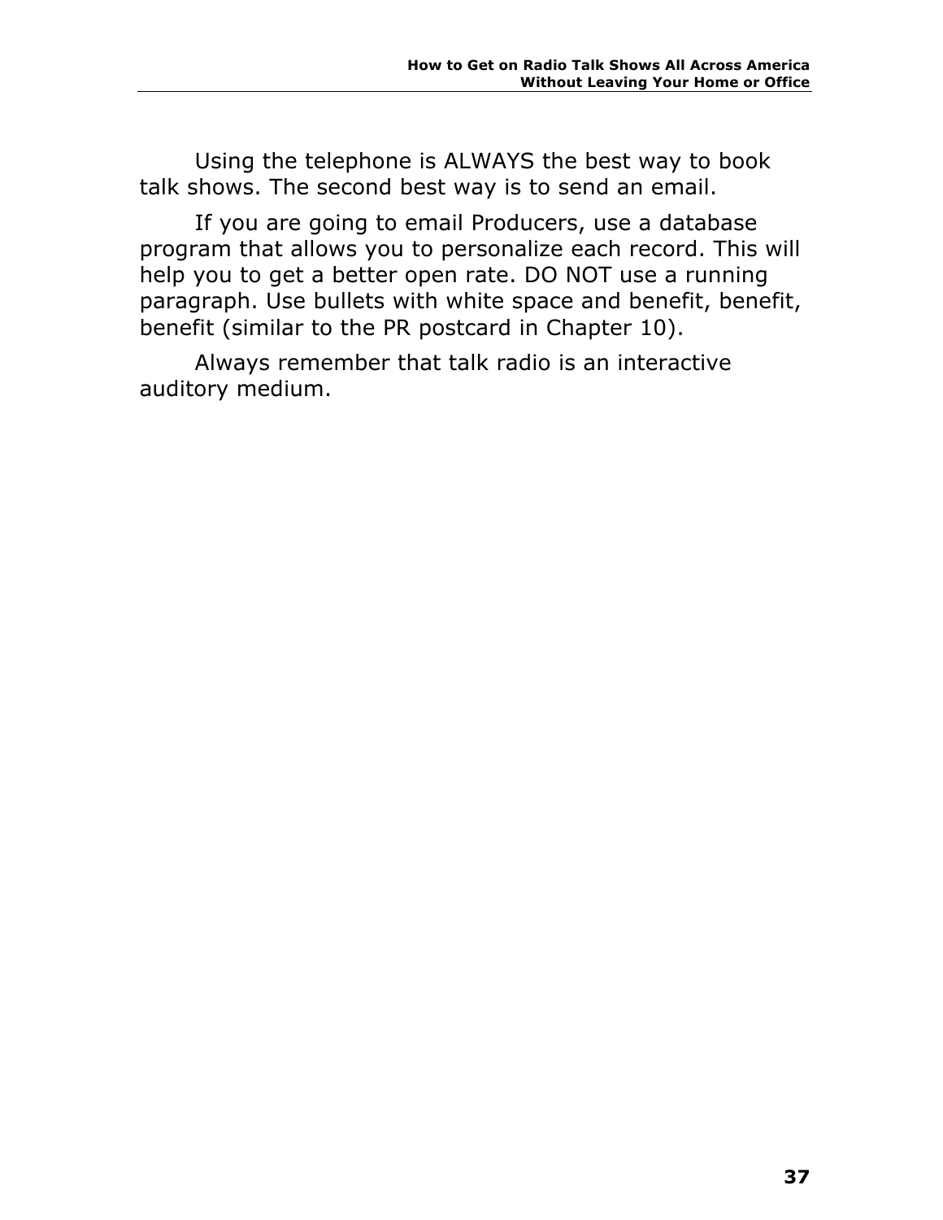Using the telephone is ALWAYS the best way to book talk shows. The second best way is to send an email.

If you are going to email Producers, use a database program that allows you to personalize each record. This will help you to get a better open rate. DO NOT use a running paragraph. Use bullets with white space and benefit, benefit, benefit (similar to the PR postcard in Chapter 10).

Always remember that talk radio is an interactive auditory medium.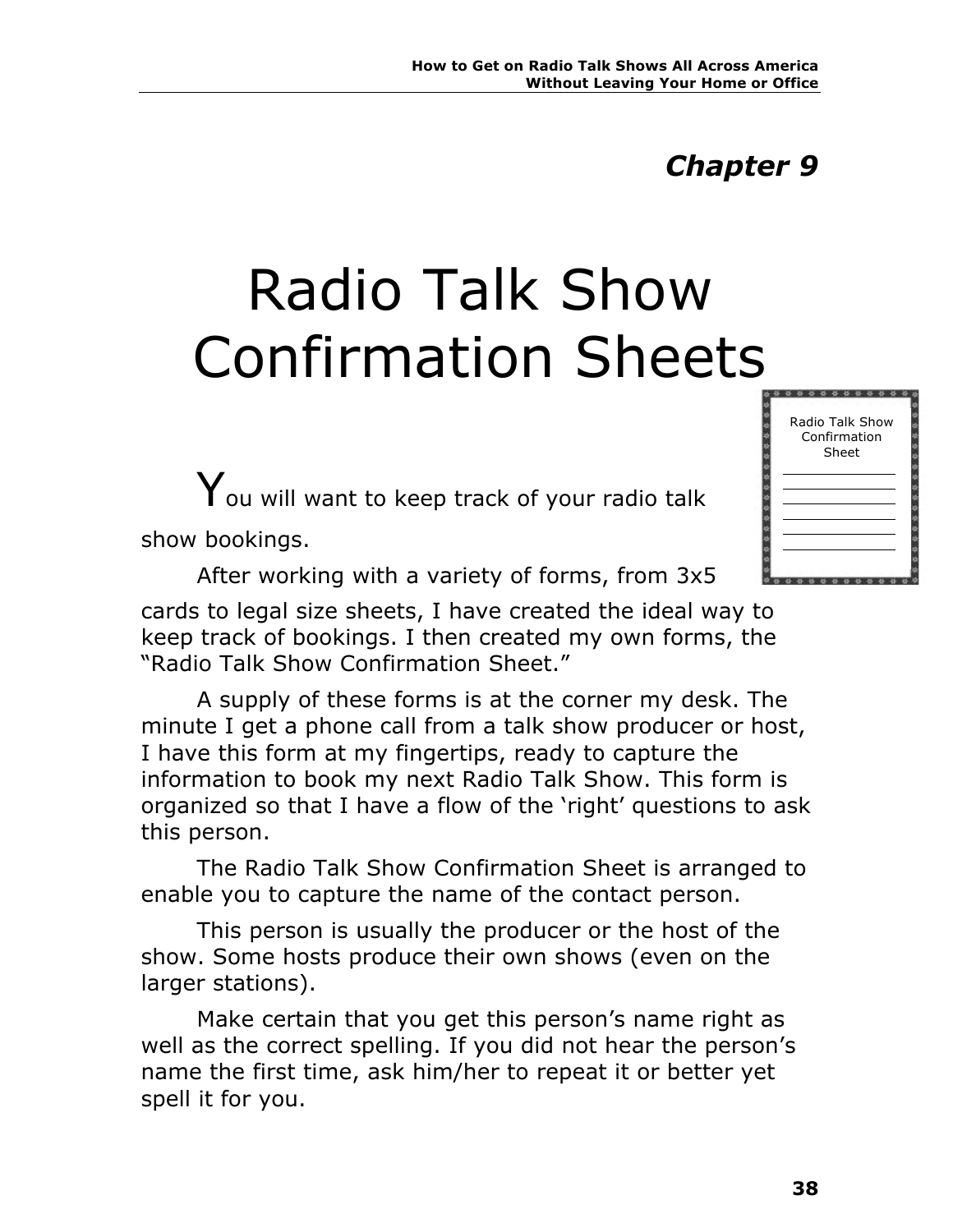*Chapter 9*

# Radio Talk Show Confirmation Sheets

You will want to keep track of your radio talk show bookings.

After working with a variety of forms, from 3x5 cards to legal size sheets, I have created the ideal way to keep track of bookings. I then created my own forms, the "Radio Talk Show Confirmation Sheet."

A supply of these forms is at the corner my desk. The minute I get a phone call from a talk show producer or host, I have this form at my fingertips, ready to capture the information to book my next Radio Talk Show. This form is organized so that I have a flow of the 'right' questions to ask this person.

The Radio Talk Show Confirmation Sheet is arranged to enable you to capture the name of the contact person.

This person is usually the producer or the host of the show. Some hosts produce their own shows (even on the larger stations).

Make certain that you get this person's name right as well as the correct spelling. If you did not hear the person's name the first time, ask him/her to repeat it or better yet spell it for you.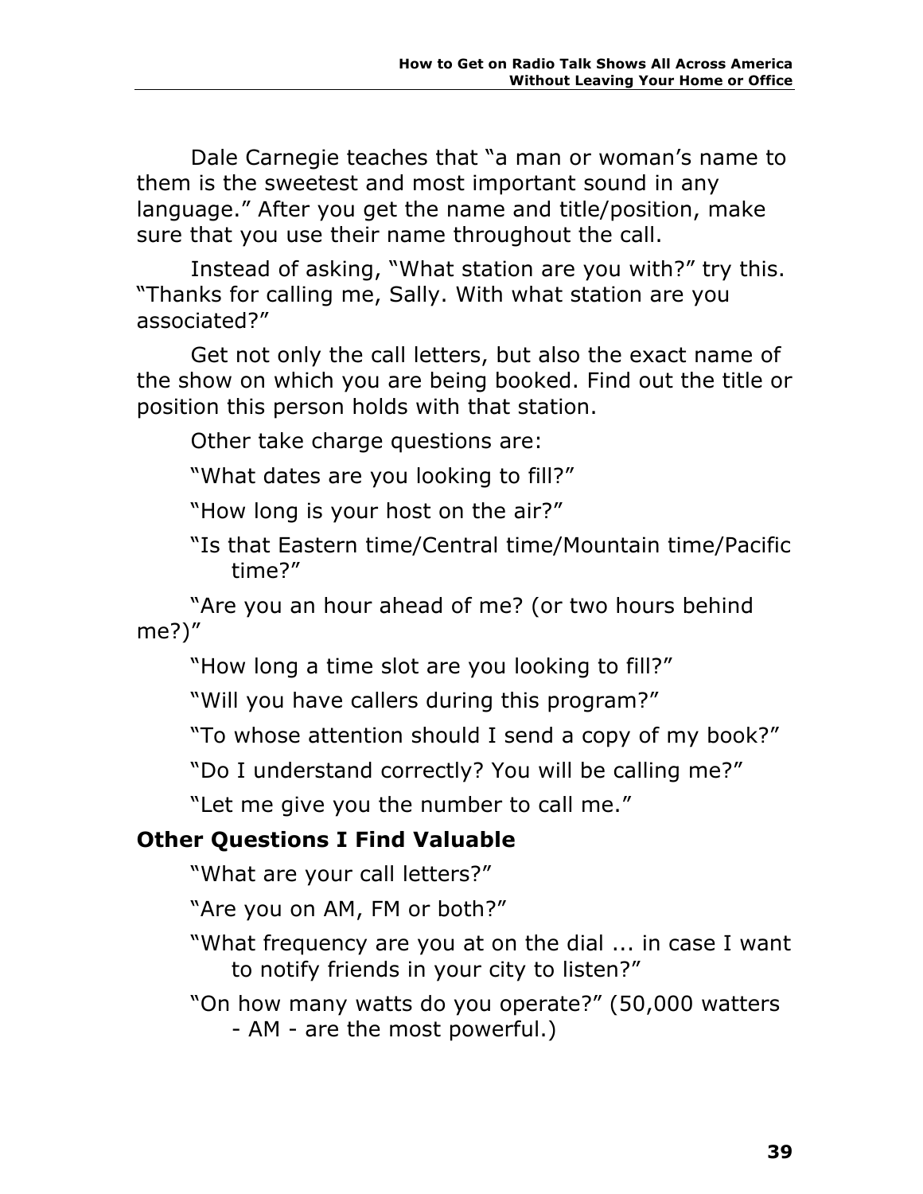Dale Carnegie teaches that "a man or woman's name to them is the sweetest and most important sound in any language." After you get the name and title/position, make sure that you use their name throughout the call.

Instead of asking, "What station are you with?" try this. "Thanks for calling me, Sally. With what station are you associated?"

Get not only the call letters, but also the exact name of the show on which you are being booked. Find out the title or position this person holds with that station.

Other take charge questions are:

"What dates are you looking to fill?"

"How long is your host on the air?"

"Is that Eastern time/Central time/Mountain time/Pacific time?"

"Are you an hour ahead of me? (or two hours behind me?)"

"How long a time slot are you looking to fill?"

"Will you have callers during this program?"

"To whose attention should I send a copy of my book?"

"Do I understand correctly? You will be calling me?"

"Let me give you the number to call me."

### Other Questions I Find Valuable

"What are your call letters?"

"Are you on AM, FM or both?"

"What frequency are you at on the dial ... in case I want to notify friends in your city to listen?"

"On how many watts do you operate?" (50,000 watters - AM - are the most powerful.)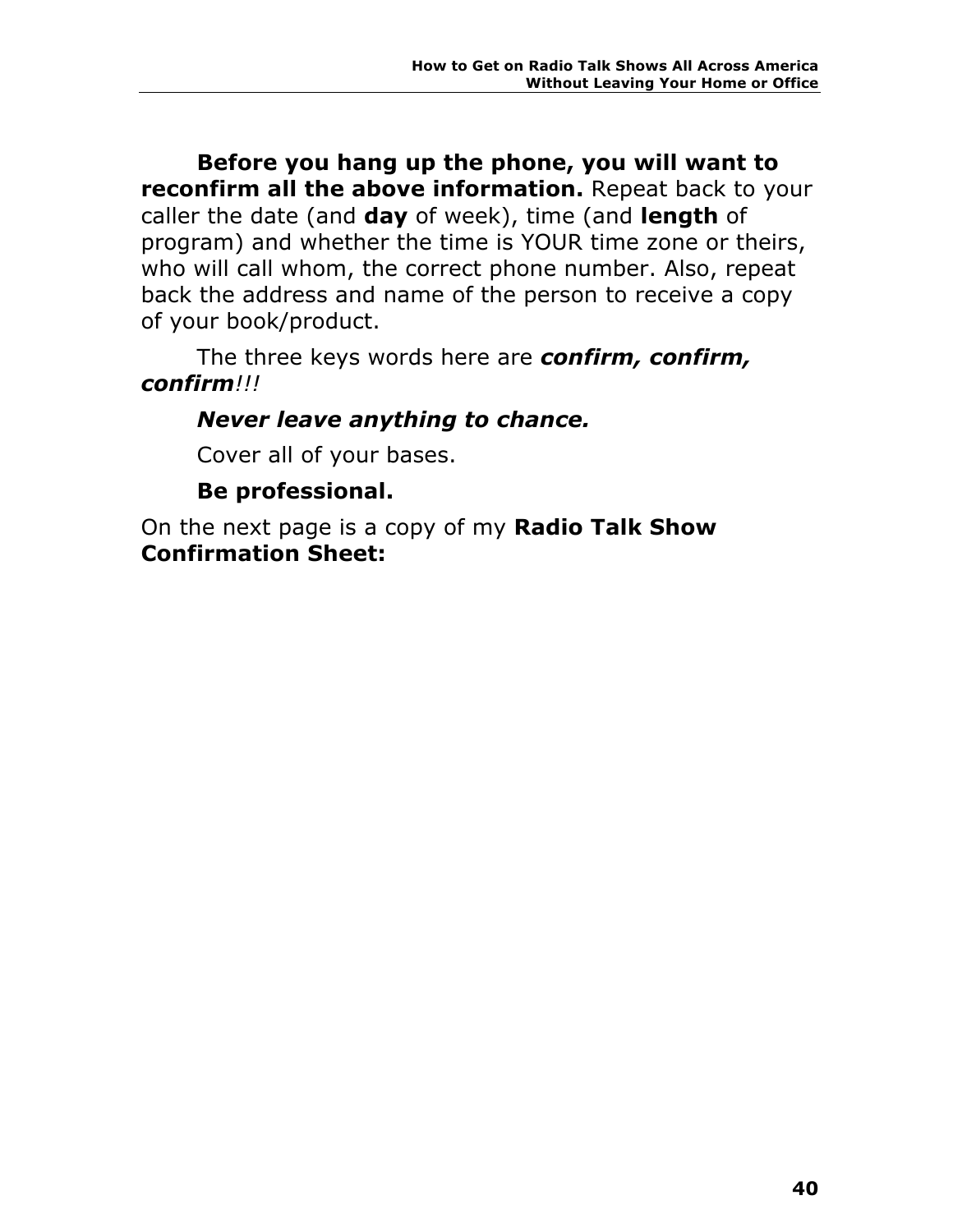**Before you hang up the phone, you will want to reconfirm all the above information.** Repeat back to your caller the date (and **day** of week), time (and **length** of program) and whether the time is YOUR time zone or theirs, who will call whom, the correct phone number. Also, repeat back the address and name of the person to receive a copy of your book/product.

The three keys words here are ***confirm, confirm, confirm****!!!*

***Never leave anything to chance.***

Cover all of your bases.

**Be professional.**

On the next page is a copy of my **Radio Talk Show Confirmation Sheet:**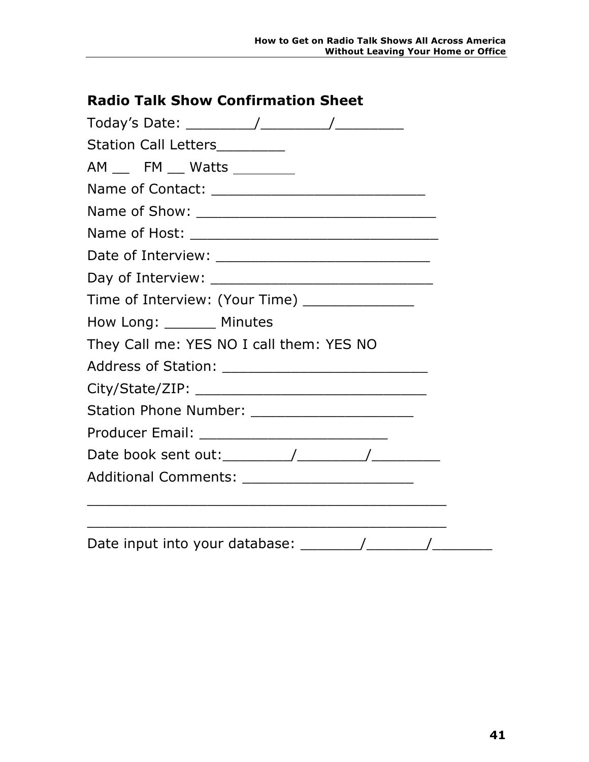## Radio Talk Show Confirmation Sheet

Today's Date: ________/________/________

Station Call Letters________

AM __ FM __ Watts ________

Name of Contact: _________________________

Name of Show: ____________________________

Name of Host: _____________________________

Date of Interview: _________________________

Day of Interview: __________________________

Time of Interview: (Your Time) _____________

How Long: ______ Minutes

They Call me: YES NO I call them: YES NO

Address of Station: ________________________

City/State/ZIP: ___________________________

Station Phone Number: ___________________

Producer Email: ______________________

Date book sent out:________/________/________

Additional Comments: ____________________

__________________________________________

__________________________________________

Date input into your database: _______/_______/_______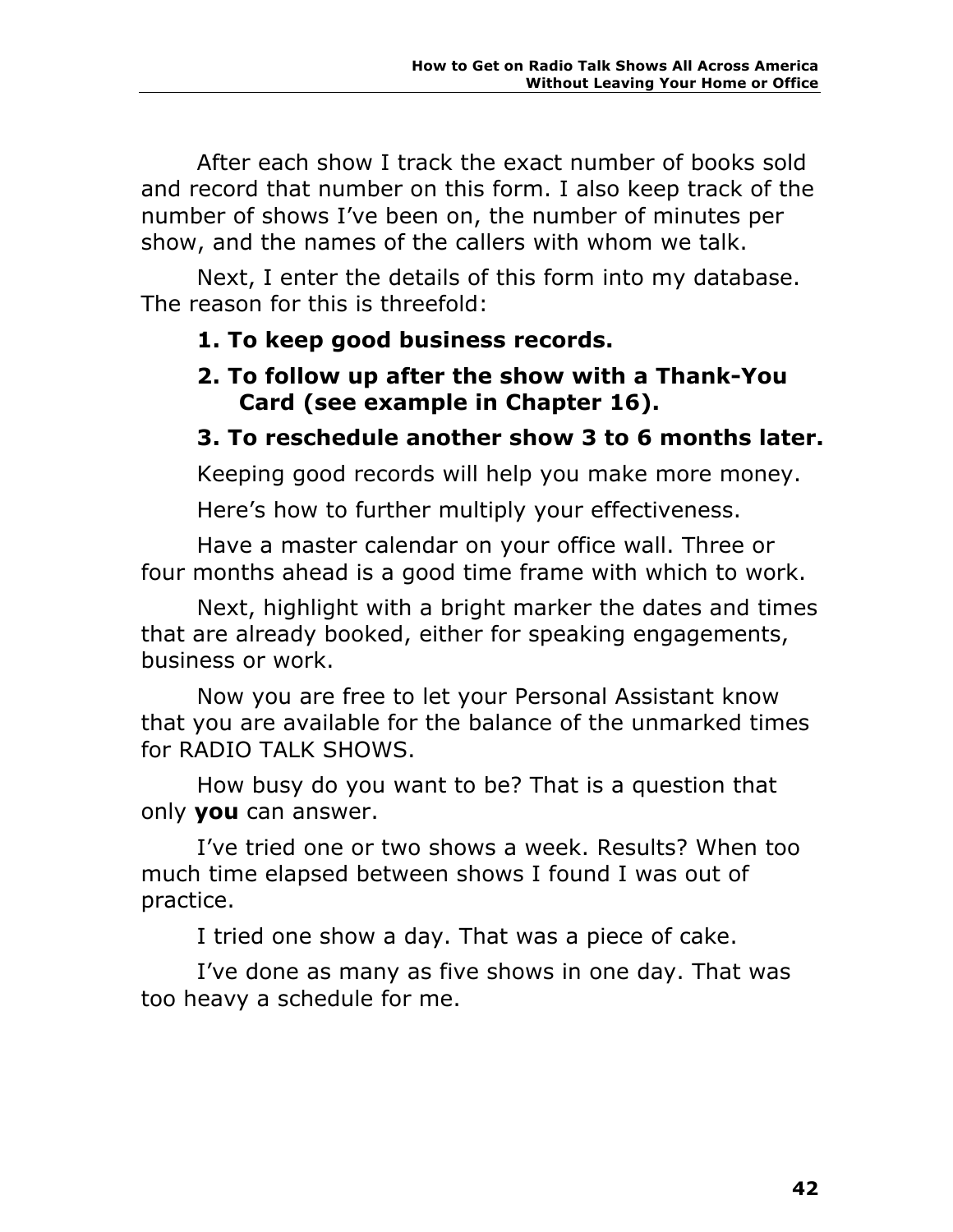After each show I track the exact number of books sold and record that number on this form. I also keep track of the number of shows I've been on, the number of minutes per show, and the names of the callers with whom we talk.

Next, I enter the details of this form into my database. The reason for this is threefold:

**1. To keep good business records.**

**2. To follow up after the show with a Thank-You Card (see example in Chapter 16).**

**3. To reschedule another show 3 to 6 months later.**

Keeping good records will help you make more money.

Here's how to further multiply your effectiveness.

Have a master calendar on your office wall. Three or four months ahead is a good time frame with which to work.

Next, highlight with a bright marker the dates and times that are already booked, either for speaking engagements, business or work.

Now you are free to let your Personal Assistant know that you are available for the balance of the unmarked times for RADIO TALK SHOWS.

How busy do you want to be? That is a question that only **you** can answer.

I've tried one or two shows a week. Results? When too much time elapsed between shows I found I was out of practice.

I tried one show a day. That was a piece of cake.

I've done as many as five shows in one day. That was too heavy a schedule for me.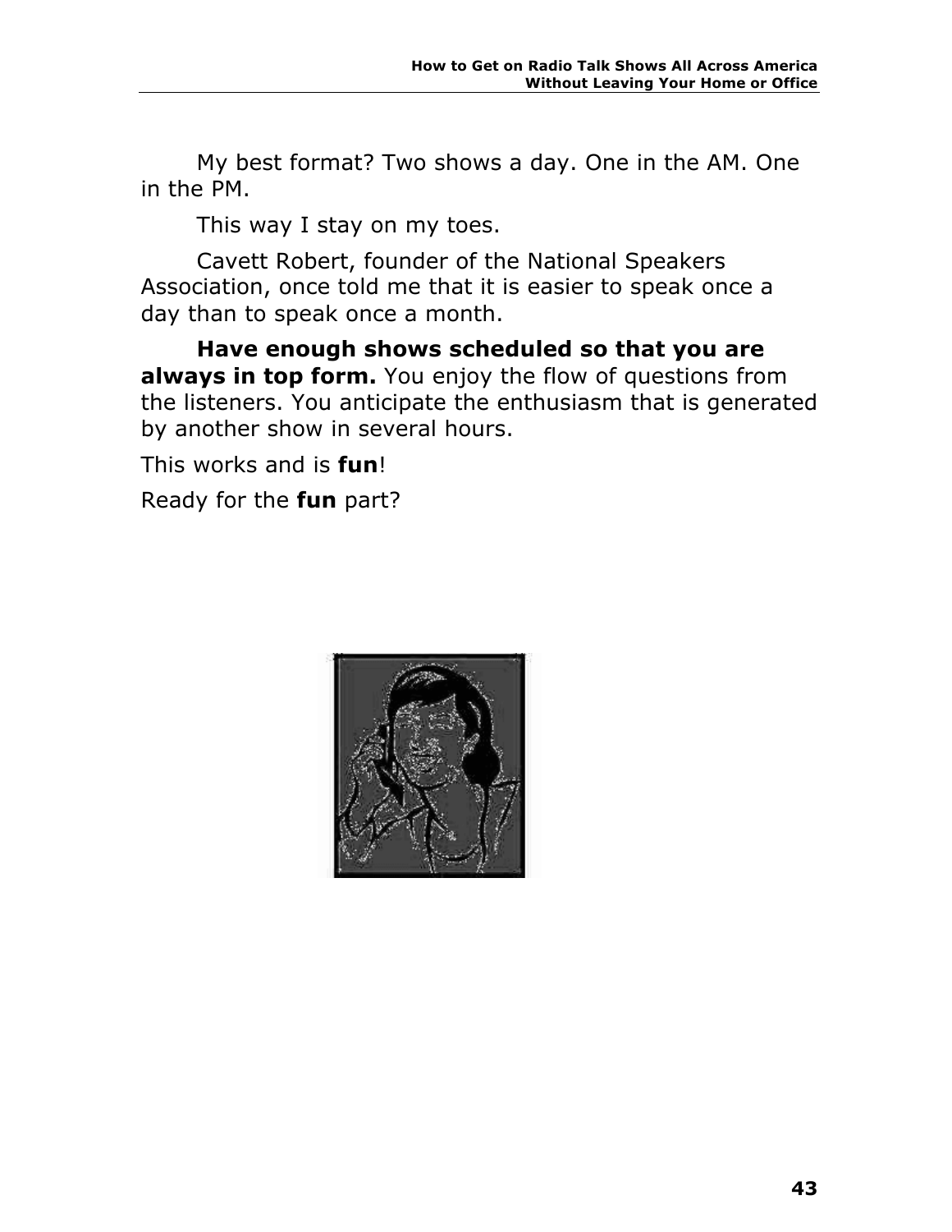My best format? Two shows a day. One in the AM. One in the PM.

This way I stay on my toes.

Cavett Robert, founder of the National Speakers Association, once told me that it is easier to speak once a day than to speak once a month.

**Have enough shows scheduled so that you are always in top form.** You enjoy the flow of questions from the listeners. You anticipate the enthusiasm that is generated by another show in several hours.

This works and is **fun**!

Ready for the **fun** part?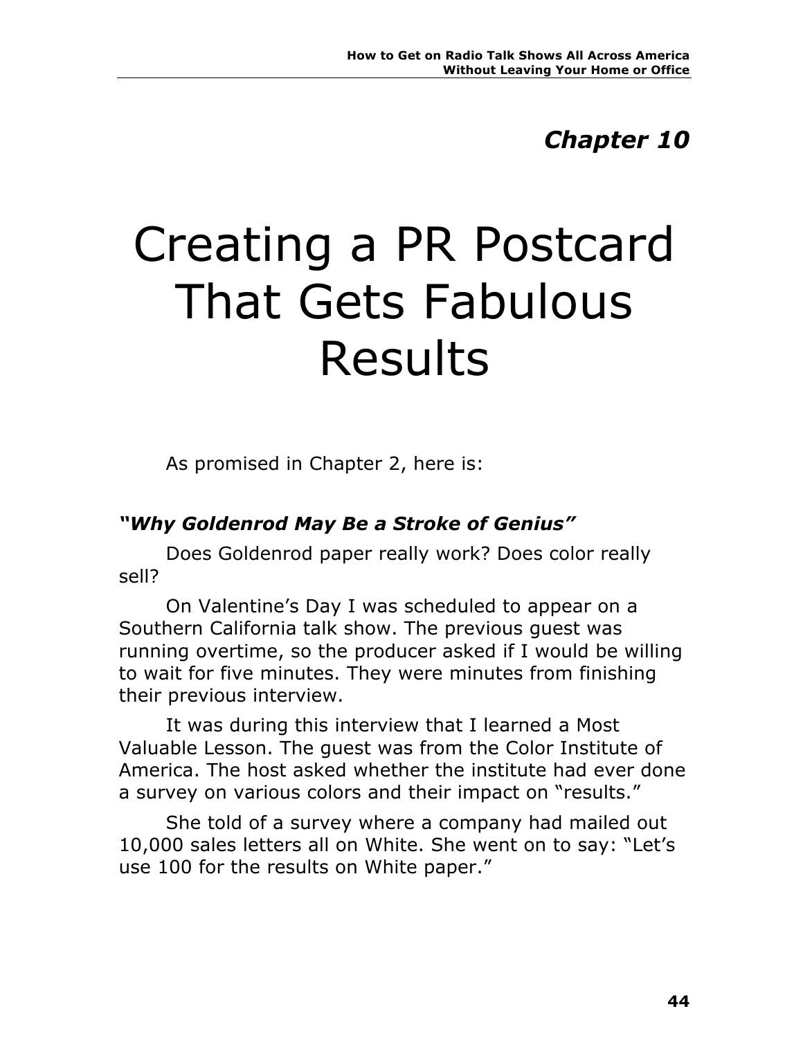*Chapter 10*

# Creating a PR Postcard That Gets Fabulous Results

As promised in Chapter 2, here is:

***"Why Goldenrod May Be a Stroke of Genius"***

Does Goldenrod paper really work? Does color really sell?

On Valentine's Day I was scheduled to appear on a Southern California talk show. The previous guest was running overtime, so the producer asked if I would be willing to wait for five minutes. They were minutes from finishing their previous interview.

It was during this interview that I learned a Most Valuable Lesson. The guest was from the Color Institute of America. The host asked whether the institute had ever done a survey on various colors and their impact on "results."

She told of a survey where a company had mailed out 10,000 sales letters all on White. She went on to say: "Let's use 100 for the results on White paper."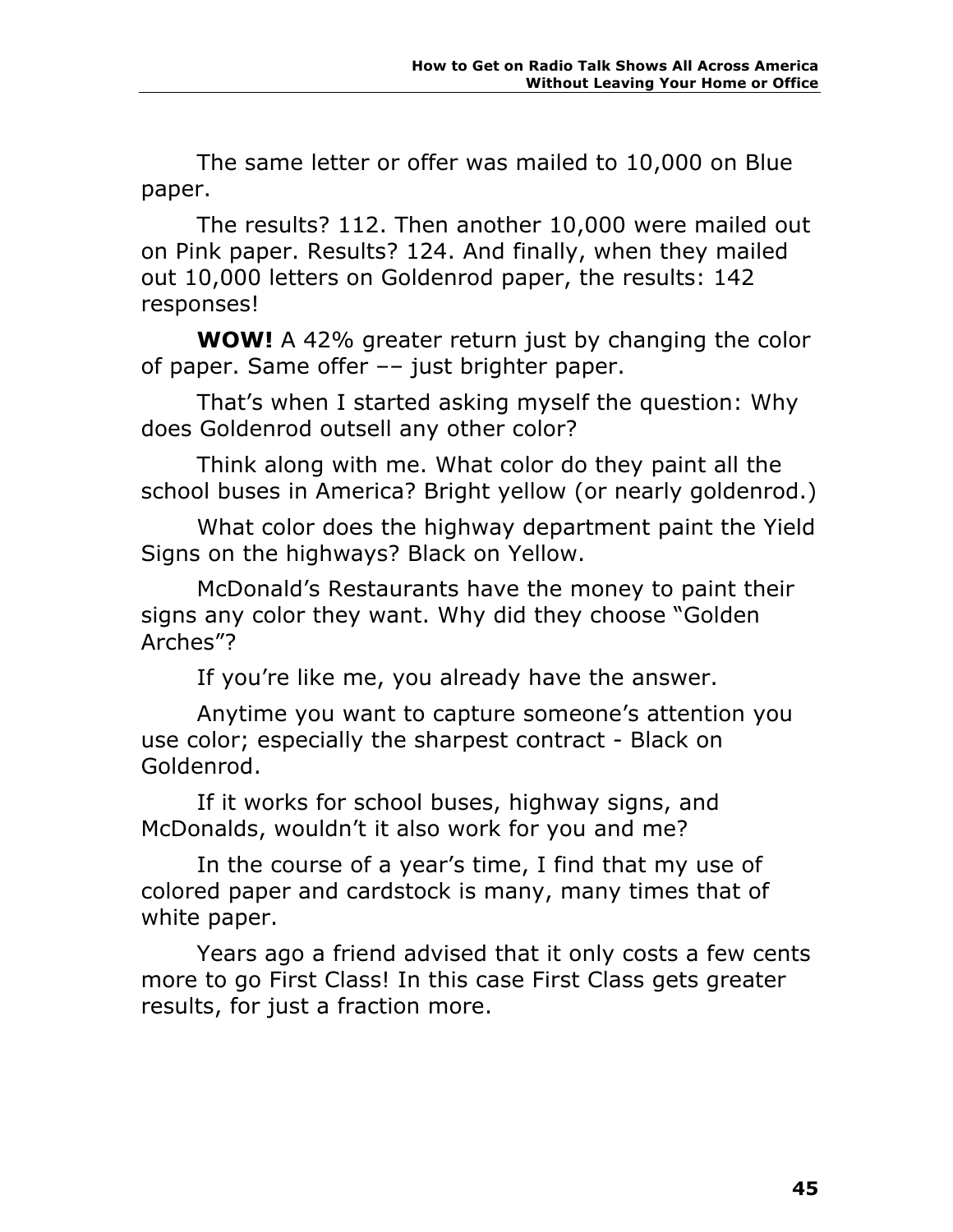The same letter or offer was mailed to 10,000 on Blue paper.

The results? 112. Then another 10,000 were mailed out on Pink paper. Results? 124. And finally, when they mailed out 10,000 letters on Goldenrod paper, the results: 142 responses!

**WOW!** A 42% greater return just by changing the color of paper. Same offer –– just brighter paper.

That's when I started asking myself the question: Why does Goldenrod outsell any other color?

Think along with me. What color do they paint all the school buses in America? Bright yellow (or nearly goldenrod.)

What color does the highway department paint the Yield Signs on the highways? Black on Yellow.

McDonald's Restaurants have the money to paint their signs any color they want. Why did they choose "Golden Arches"?

If you're like me, you already have the answer.

Anytime you want to capture someone's attention you use color; especially the sharpest contract - Black on Goldenrod.

If it works for school buses, highway signs, and McDonalds, wouldn't it also work for you and me?

In the course of a year's time, I find that my use of colored paper and cardstock is many, many times that of white paper.

Years ago a friend advised that it only costs a few cents more to go First Class! In this case First Class gets greater results, for just a fraction more.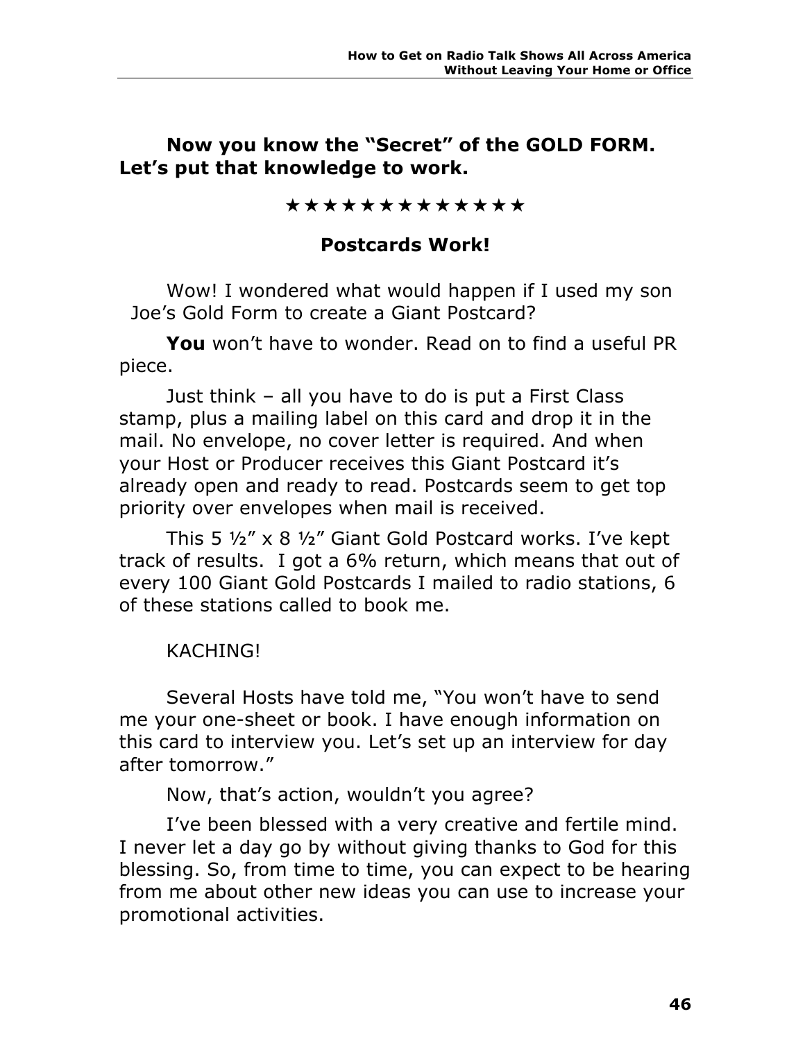**Now you know the "Secret" of the GOLD FORM. Let's put that knowledge to work.**

★★★★★★★★★★★★★

### Postcards Work!

Wow! I wondered what would happen if I used my son Joe's Gold Form to create a Giant Postcard?

**You** won't have to wonder. Read on to find a useful PR piece.

Just think – all you have to do is put a First Class stamp, plus a mailing label on this card and drop it in the mail. No envelope, no cover letter is required. And when your Host or Producer receives this Giant Postcard it's already open and ready to read. Postcards seem to get top priority over envelopes when mail is received.

This 5 ½" x 8 ½" Giant Gold Postcard works. I've kept track of results. I got a 6% return, which means that out of every 100 Giant Gold Postcards I mailed to radio stations, 6 of these stations called to book me.

KACHING!

Several Hosts have told me, "You won't have to send me your one-sheet or book. I have enough information on this card to interview you. Let's set up an interview for day after tomorrow."

Now, that's action, wouldn't you agree?

I've been blessed with a very creative and fertile mind. I never let a day go by without giving thanks to God for this blessing. So, from time to time, you can expect to be hearing from me about other new ideas you can use to increase your promotional activities.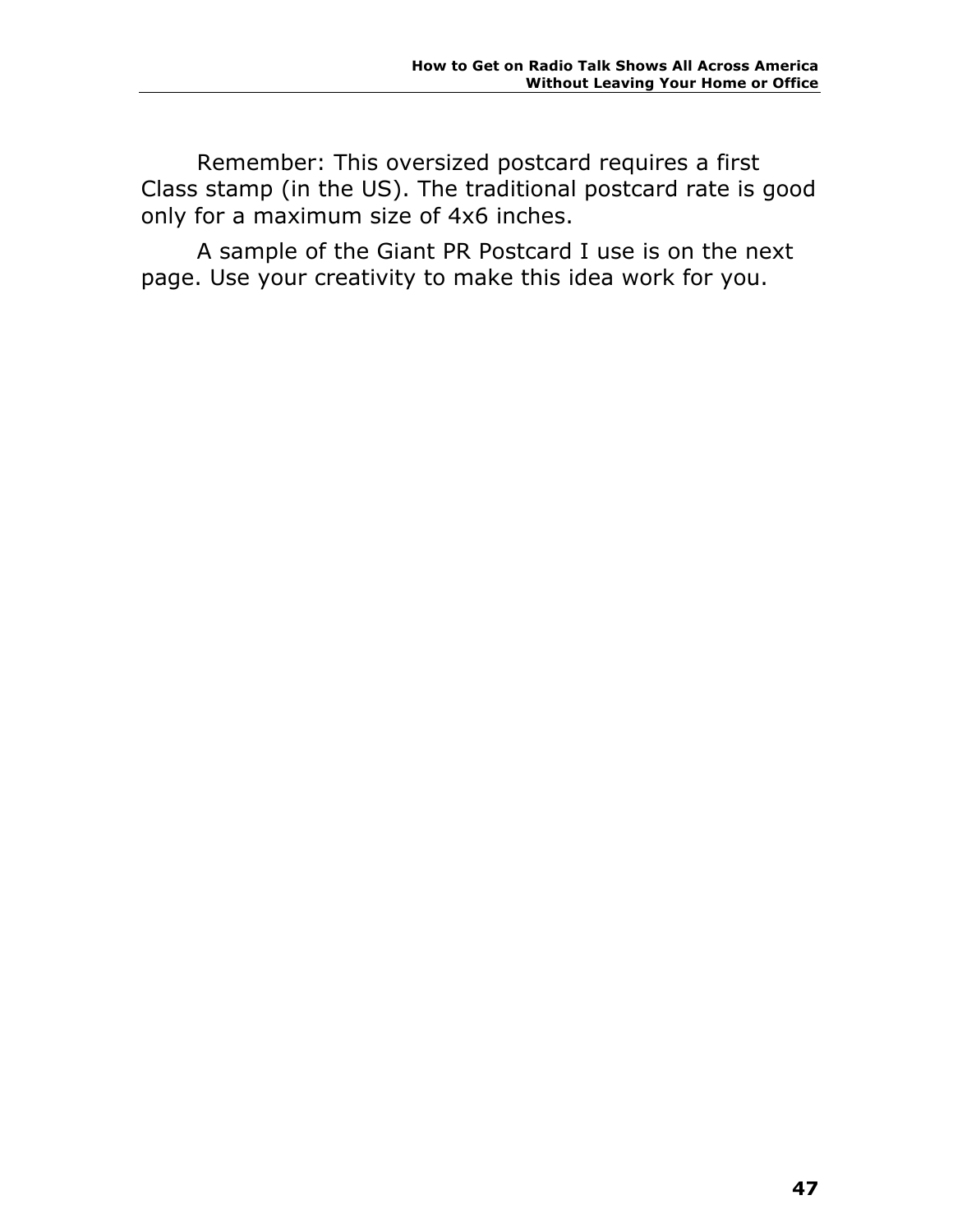Remember: This oversized postcard requires a first Class stamp (in the US). The traditional postcard rate is good only for a maximum size of 4x6 inches.

A sample of the Giant PR Postcard I use is on the next page. Use your creativity to make this idea work for you.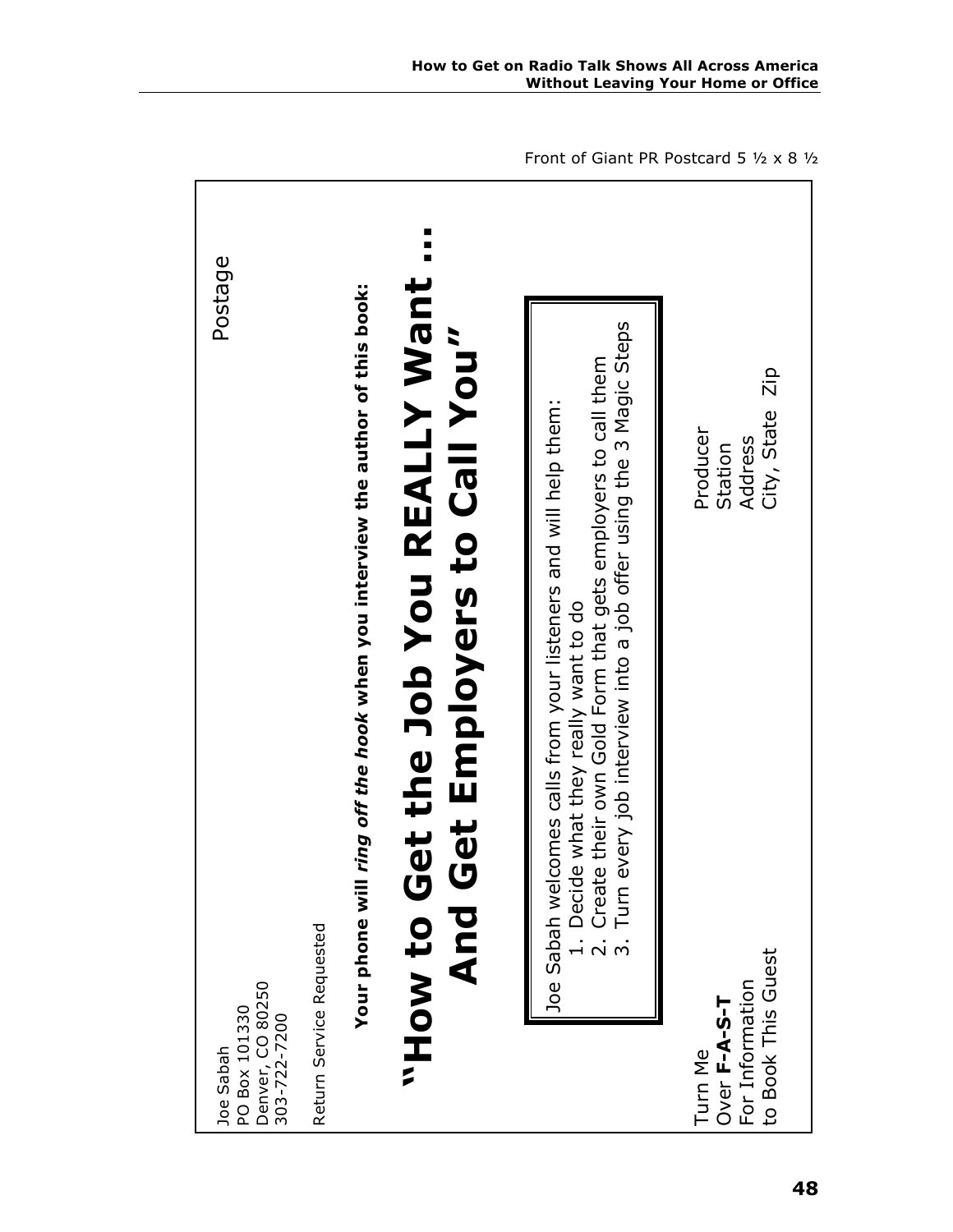Front of Giant PR Postcard 5 ½ x 8 ½

Joe Sabah
PO Box 101330
Denver, CO 80250
303-722-7200

Postage

Return Service Requested

**Your phone will *ring off the hook* when you interview the author of this book:**

# "How to Get the Job You REALLY Want … And Get Employers to Call You"

Joe Sabah welcomes calls from your listeners and will help them:

1. Decide what they really want to do
2. Create their own Gold Form that gets employers to call them
3. Turn every job interview into a job offer using the 3 Magic Steps

Turn Me
Over **F-A-S-T**
For Information
to Book This Guest

Producer
Station
Address
City, State Zip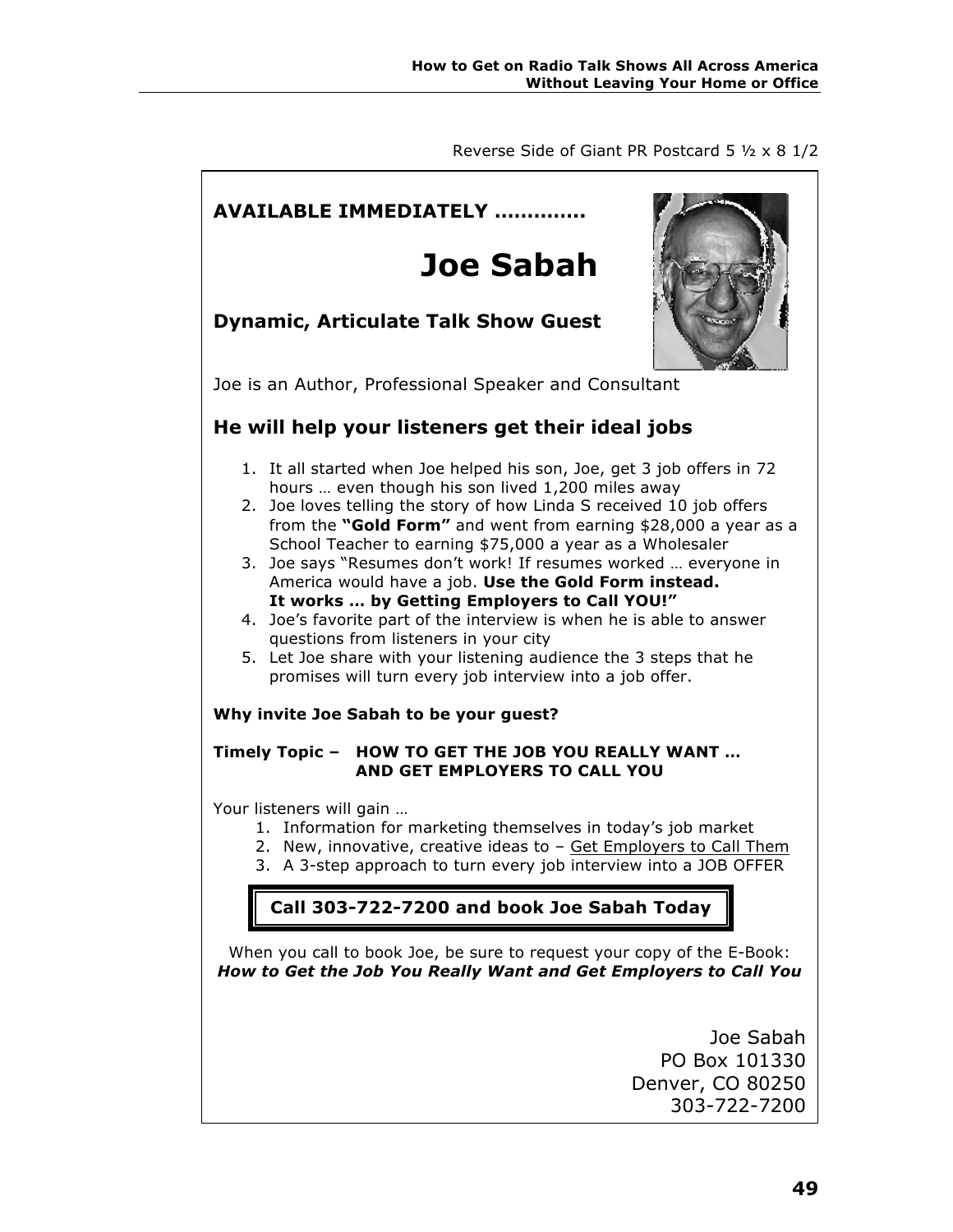Reverse Side of Giant PR Postcard 5 ½ x 8 1/2

**AVAILABLE IMMEDIATELY ………….**

# Joe Sabah

### Dynamic, Articulate Talk Show Guest

Joe is an Author, Professional Speaker and Consultant

## He will help your listeners get their ideal jobs

1. It all started when Joe helped his son, Joe, get 3 job offers in 72 hours … even though his son lived 1,200 miles away
2. Joe loves telling the story of how Linda S received 10 job offers from the **"Gold Form"** and went from earning $28,000 a year as a School Teacher to earning $75,000 a year as a Wholesaler
3. Joe says "Resumes don't work! If resumes worked … everyone in America would have a job. **Use the Gold Form instead. It works … by Getting Employers to Call YOU!"**
4. Joe's favorite part of the interview is when he is able to answer questions from listeners in your city
5. Let Joe share with your listening audience the 3 steps that he promises will turn every job interview into a job offer.

**Why invite Joe Sabah to be your guest?**

**Timely Topic – HOW TO GET THE JOB YOU REALLY WANT … AND GET EMPLOYERS TO CALL YOU**

Your listeners will gain …

1. Information for marketing themselves in today's job market
2. New, innovative, creative ideas to – Get Employers to Call Them
3. A 3-step approach to turn every job interview into a JOB OFFER

**Call 303-722-7200 and book Joe Sabah Today**

When you call to book Joe, be sure to request your copy of the E-Book:
***How to Get the Job You Really Want and Get Employers to Call You***

Joe Sabah
PO Box 101330
Denver, CO 80250
303-722-7200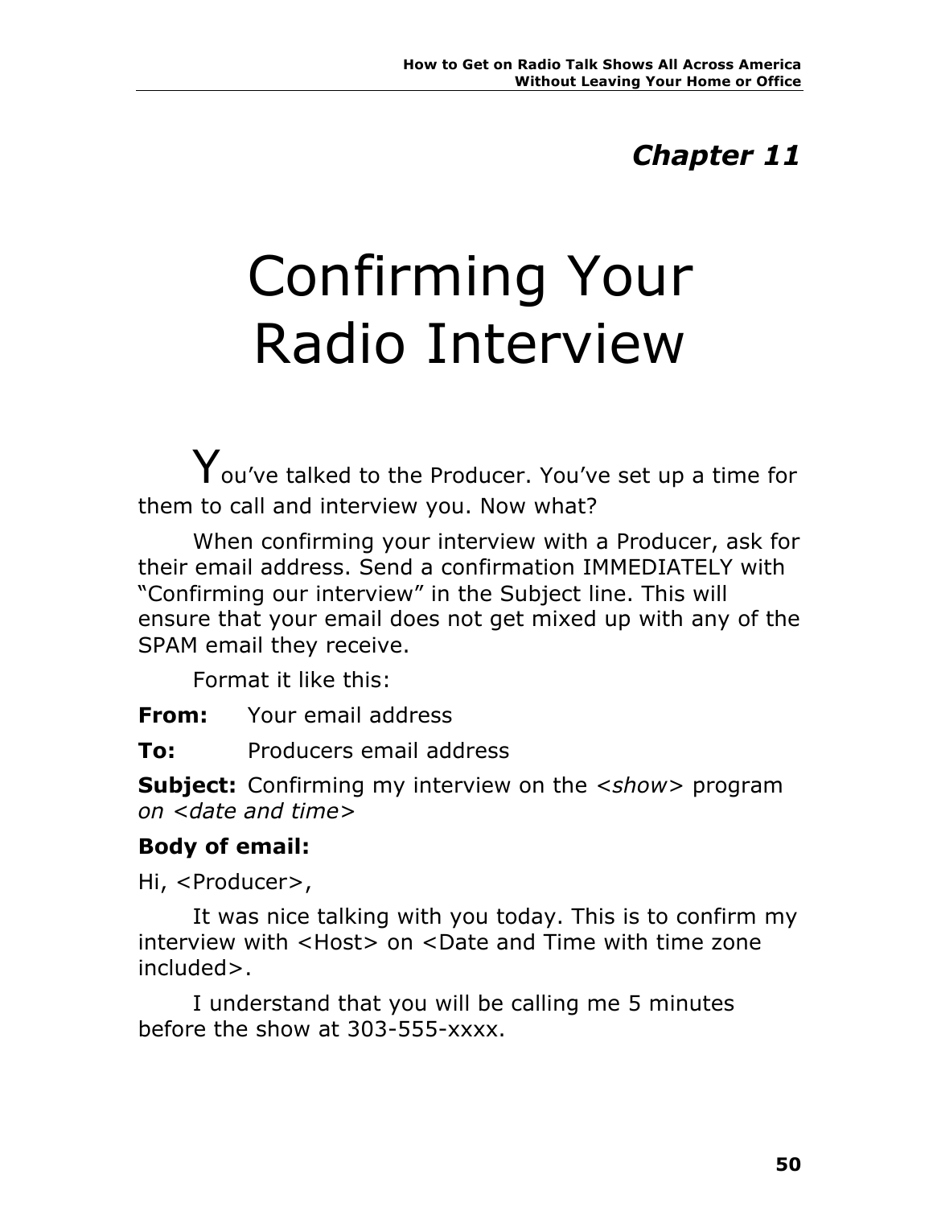*Chapter 11*

# Confirming Your Radio Interview

You've talked to the Producer. You've set up a time for them to call and interview you. Now what?

When confirming your interview with a Producer, ask for their email address. Send a confirmation IMMEDIATELY with "Confirming our interview" in the Subject line. This will ensure that your email does not get mixed up with any of the SPAM email they receive.

Format it like this:

**From:** Your email address

**To:** Producers email address

**Subject:** Confirming my interview on the <*show*> program *on <date and time>*

**Body of email:**

Hi, <Producer>,

It was nice talking with you today. This is to confirm my interview with <Host> on <Date and Time with time zone included>.

I understand that you will be calling me 5 minutes before the show at 303-555-xxxx.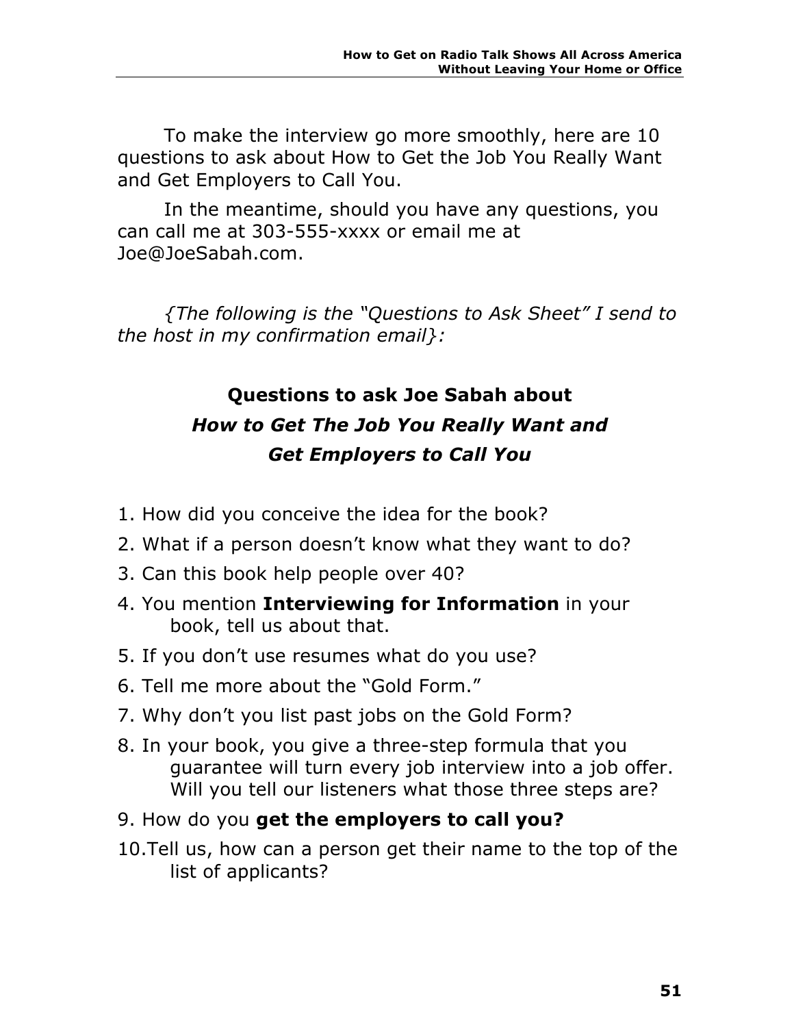To make the interview go more smoothly, here are 10 questions to ask about How to Get the Job You Really Want and Get Employers to Call You.

In the meantime, should you have any questions, you can call me at 303-555-xxxx or email me at Joe@JoeSabah.com.

*{The following is the "Questions to Ask Sheet" I send to the host in my confirmation email}:*

**Questions to ask Joe Sabah about**
***How to Get The Job You Really Want and Get Employers to Call You***

1. How did you conceive the idea for the book?
2. What if a person doesn't know what they want to do?
3. Can this book help people over 40?
4. You mention **Interviewing for Information** in your book, tell us about that.
5. If you don't use resumes what do you use?
6. Tell me more about the "Gold Form."
7. Why don't you list past jobs on the Gold Form?
8. In your book, you give a three-step formula that you guarantee will turn every job interview into a job offer. Will you tell our listeners what those three steps are?
9. How do you **get the employers to call you?**
10. Tell us, how can a person get their name to the top of the list of applicants?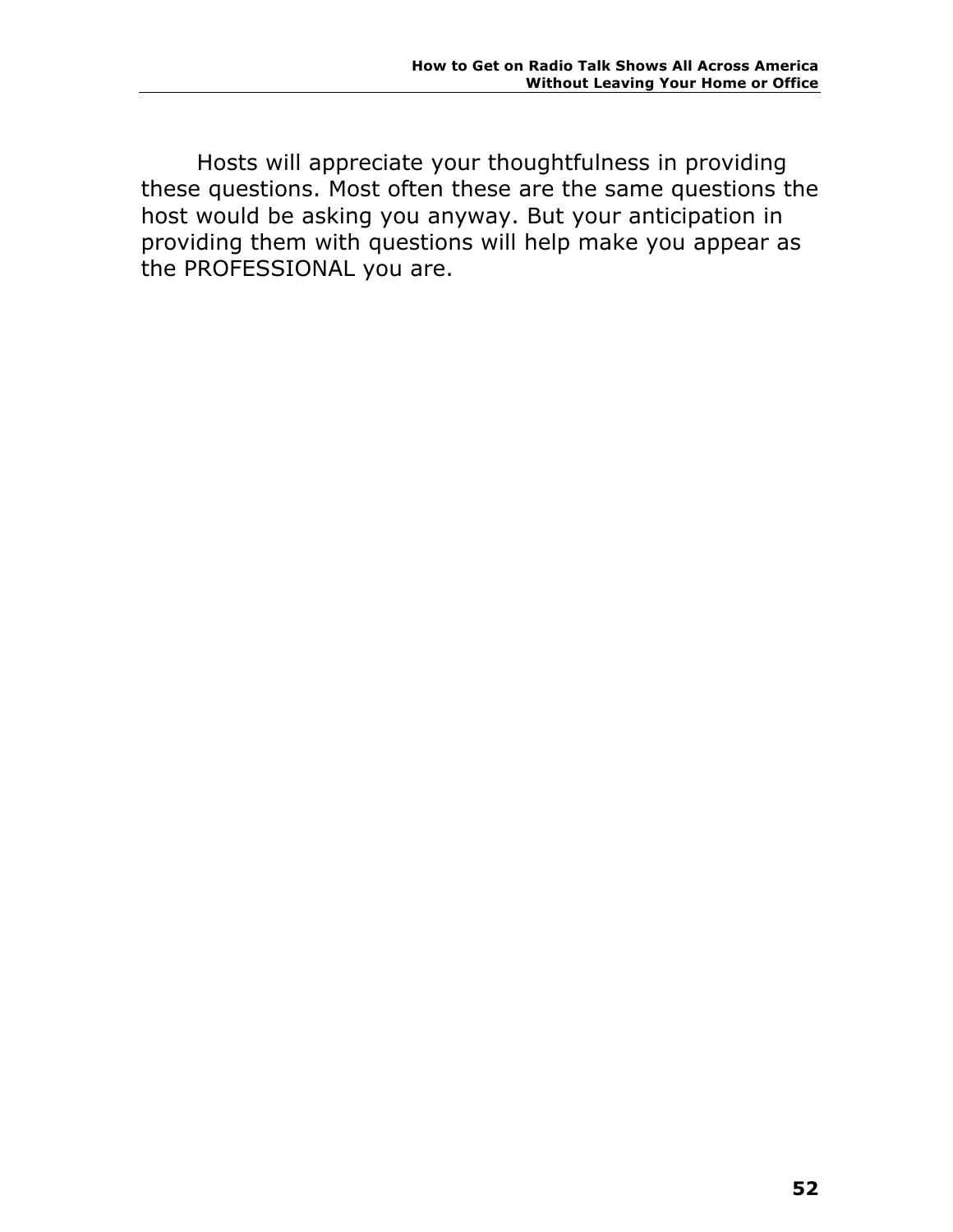Hosts will appreciate your thoughtfulness in providing these questions. Most often these are the same questions the host would be asking you anyway. But your anticipation in providing them with questions will help make you appear as the PROFESSIONAL you are.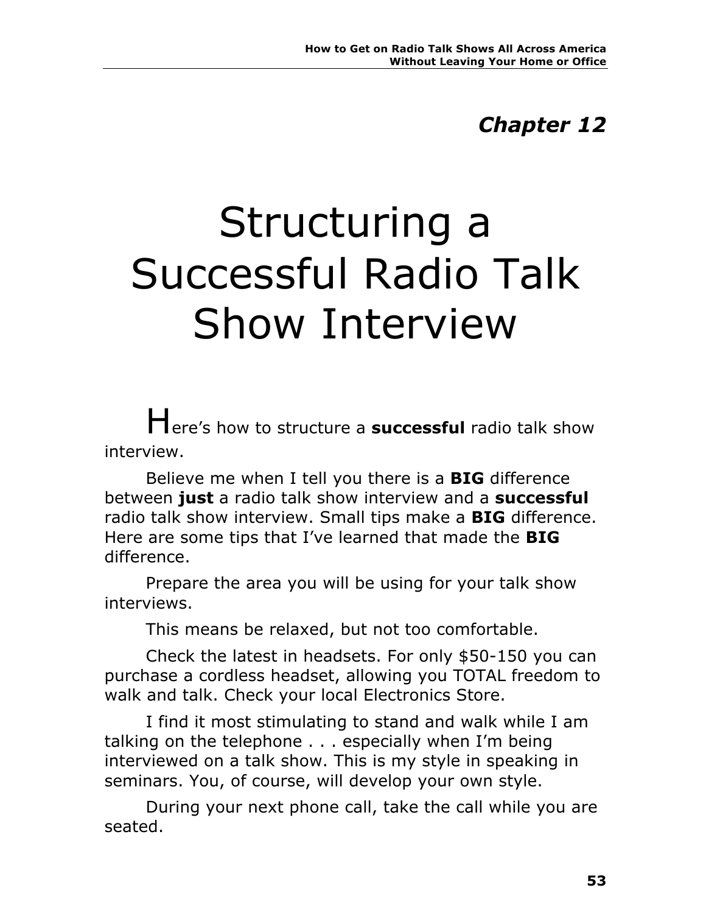## Chapter 12

# Structuring a Successful Radio Talk Show Interview

Here's how to structure a **successful** radio talk show interview.

Believe me when I tell you there is a **BIG** difference between **just** a radio talk show interview and a **successful** radio talk show interview. Small tips make a **BIG** difference. Here are some tips that I've learned that made the **BIG** difference.

Prepare the area you will be using for your talk show interviews.

This means be relaxed, but not too comfortable.

Check the latest in headsets. For only $50-150 you can purchase a cordless headset, allowing you TOTAL freedom to walk and talk. Check your local Electronics Store.

I find it most stimulating to stand and walk while I am talking on the telephone . . . especially when I'm being interviewed on a talk show. This is my style in speaking in seminars. You, of course, will develop your own style.

During your next phone call, take the call while you are seated.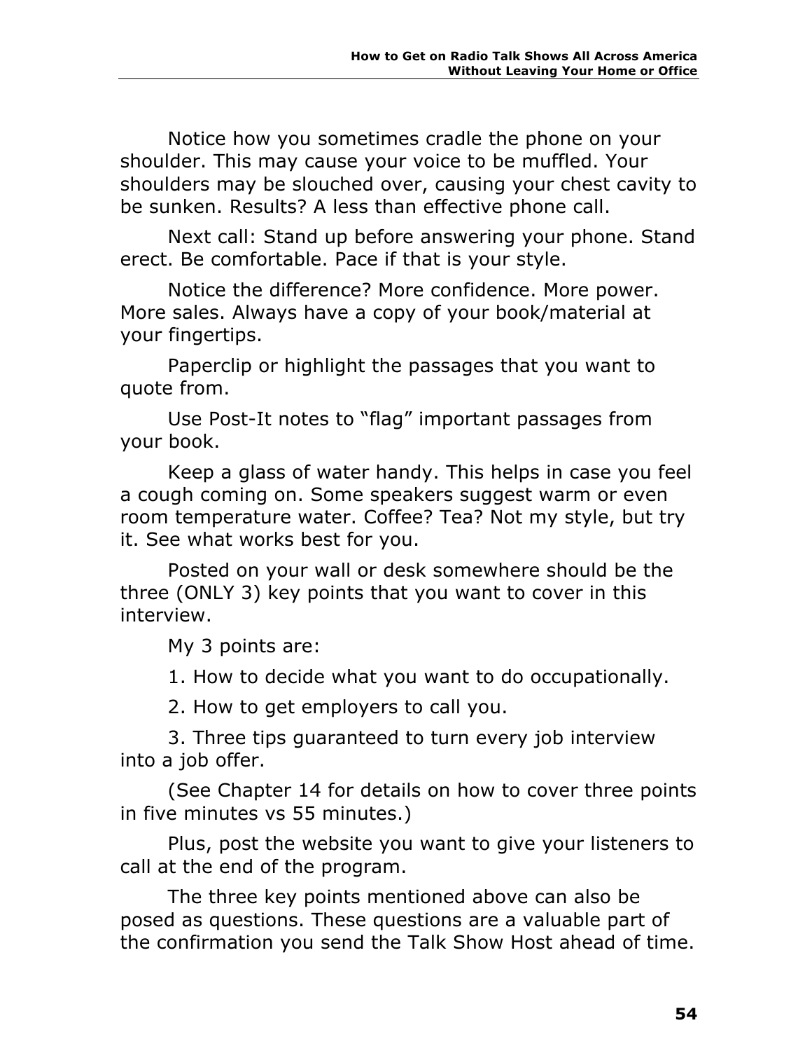Notice how you sometimes cradle the phone on your shoulder. This may cause your voice to be muffled. Your shoulders may be slouched over, causing your chest cavity to be sunken. Results? A less than effective phone call.

Next call: Stand up before answering your phone. Stand erect. Be comfortable. Pace if that is your style.

Notice the difference? More confidence. More power. More sales. Always have a copy of your book/material at your fingertips.

Paperclip or highlight the passages that you want to quote from.

Use Post-It notes to “flag” important passages from your book.

Keep a glass of water handy. This helps in case you feel a cough coming on. Some speakers suggest warm or even room temperature water. Coffee? Tea? Not my style, but try it. See what works best for you.

Posted on your wall or desk somewhere should be the three (ONLY 3) key points that you want to cover in this interview.

My 3 points are:

1. How to decide what you want to do occupationally.

2. How to get employers to call you.

3. Three tips guaranteed to turn every job interview into a job offer.

(See Chapter 14 for details on how to cover three points in five minutes vs 55 minutes.)

Plus, post the website you want to give your listeners to call at the end of the program.

The three key points mentioned above can also be posed as questions. These questions are a valuable part of the confirmation you send the Talk Show Host ahead of time.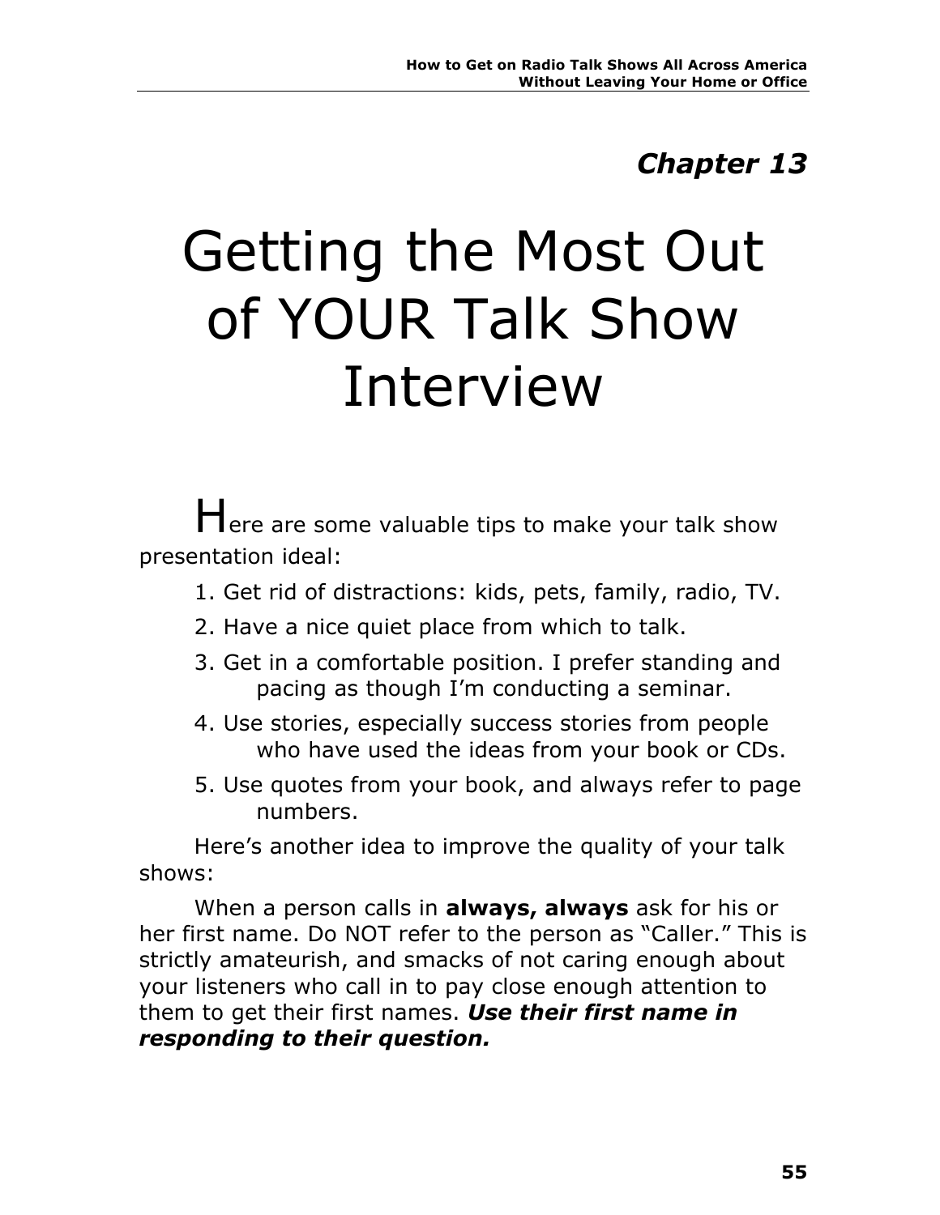## Chapter 13

# Getting the Most Out of YOUR Talk Show Interview

Here are some valuable tips to make your talk show presentation ideal:

1. Get rid of distractions: kids, pets, family, radio, TV.
2. Have a nice quiet place from which to talk.
3. Get in a comfortable position. I prefer standing and pacing as though I'm conducting a seminar.
4. Use stories, especially success stories from people who have used the ideas from your book or CDs.
5. Use quotes from your book, and always refer to page numbers.

Here's another idea to improve the quality of your talk shows:

When a person calls in **always, always** ask for his or her first name. Do NOT refer to the person as "Caller." This is strictly amateurish, and smacks of not caring enough about your listeners who call in to pay close enough attention to them to get their first names. ***Use their first name in responding to their question.***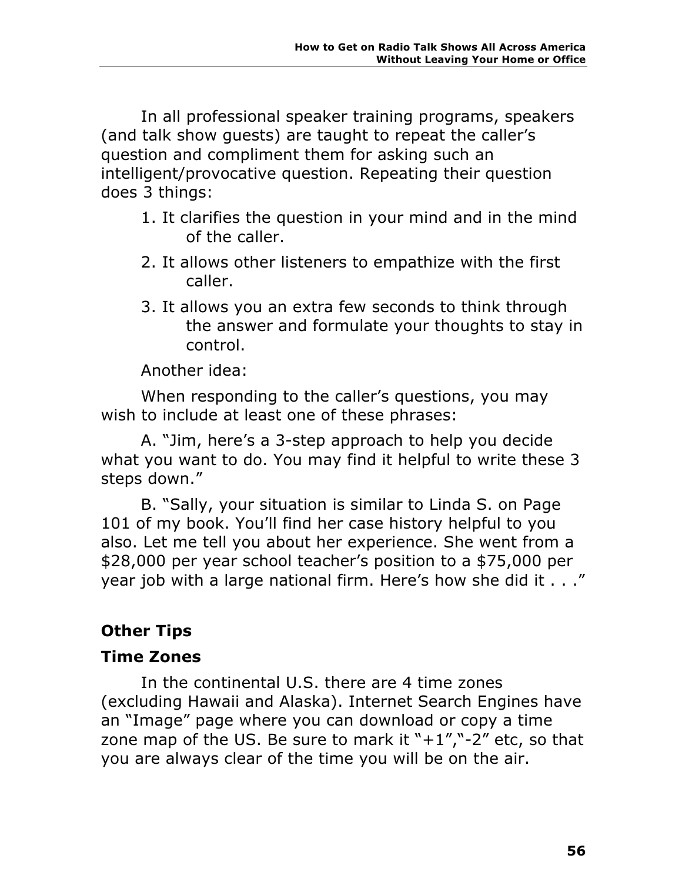In all professional speaker training programs, speakers (and talk show guests) are taught to repeat the caller's question and compliment them for asking such an intelligent/provocative question. Repeating their question does 3 things:

1. It clarifies the question in your mind and in the mind of the caller.
2. It allows other listeners to empathize with the first caller.
3. It allows you an extra few seconds to think through the answer and formulate your thoughts to stay in control.

Another idea:

When responding to the caller's questions, you may wish to include at least one of these phrases:

A. "Jim, here's a 3-step approach to help you decide what you want to do. You may find it helpful to write these 3 steps down."

B. "Sally, your situation is similar to Linda S. on Page 101 of my book. You'll find her case history helpful to you also. Let me tell you about her experience. She went from a $28,000 per year school teacher's position to a $75,000 per year job with a large national firm. Here's how she did it . . ."

### Other Tips

### Time Zones

In the continental U.S. there are 4 time zones (excluding Hawaii and Alaska). Internet Search Engines have an "Image" page where you can download or copy a time zone map of the US. Be sure to mark it "+1","-2" etc, so that you are always clear of the time you will be on the air.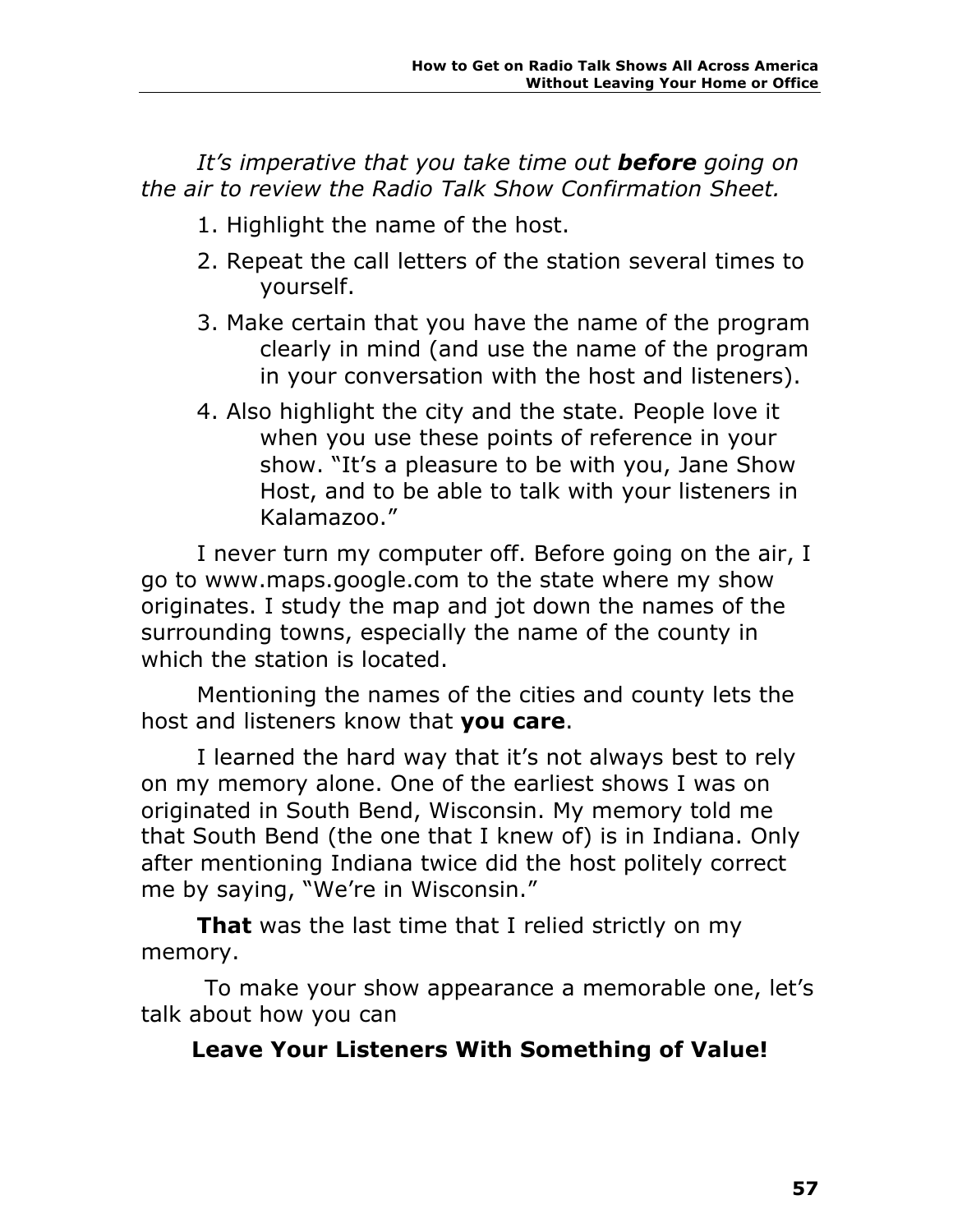*It's imperative that you take time out* ***before*** *going on the air to review the Radio Talk Show Confirmation Sheet.*

1. Highlight the name of the host.
2. Repeat the call letters of the station several times to yourself.
3. Make certain that you have the name of the program clearly in mind (and use the name of the program in your conversation with the host and listeners).
4. Also highlight the city and the state. People love it when you use these points of reference in your show. "It's a pleasure to be with you, Jane Show Host, and to be able to talk with your listeners in Kalamazoo."

I never turn my computer off. Before going on the air, I go to www.maps.google.com to the state where my show originates. I study the map and jot down the names of the surrounding towns, especially the name of the county in which the station is located.

Mentioning the names of the cities and county lets the host and listeners know that **you care**.

I learned the hard way that it's not always best to rely on my memory alone. One of the earliest shows I was on originated in South Bend, Wisconsin. My memory told me that South Bend (the one that I knew of) is in Indiana. Only after mentioning Indiana twice did the host politely correct me by saying, "We're in Wisconsin."

**That** was the last time that I relied strictly on my memory.

To make your show appearance a memorable one, let's talk about how you can

**Leave Your Listeners With Something of Value!**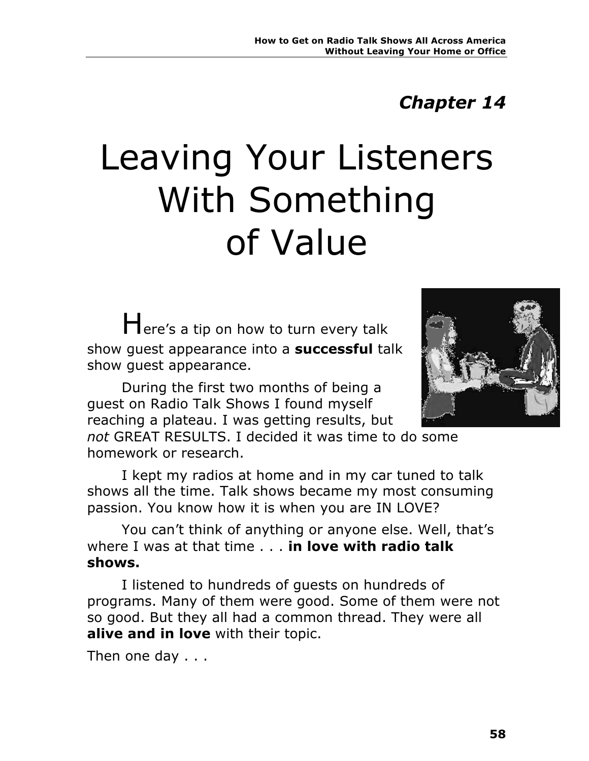*Chapter 14*

# Leaving Your Listeners With Something of Value

Here's a tip on how to turn every talk show guest appearance into a **successful** talk show guest appearance.

During the first two months of being a guest on Radio Talk Shows I found myself reaching a plateau. I was getting results, but *not* GREAT RESULTS. I decided it was time to do some homework or research.

I kept my radios at home and in my car tuned to talk shows all the time. Talk shows became my most consuming passion. You know how it is when you are IN LOVE?

You can't think of anything or anyone else. Well, that's where I was at that time . . . **in love with radio talk shows.**

I listened to hundreds of guests on hundreds of programs. Many of them were good. Some of them were not so good. But they all had a common thread. They were all **alive and in love** with their topic.

Then one day . . .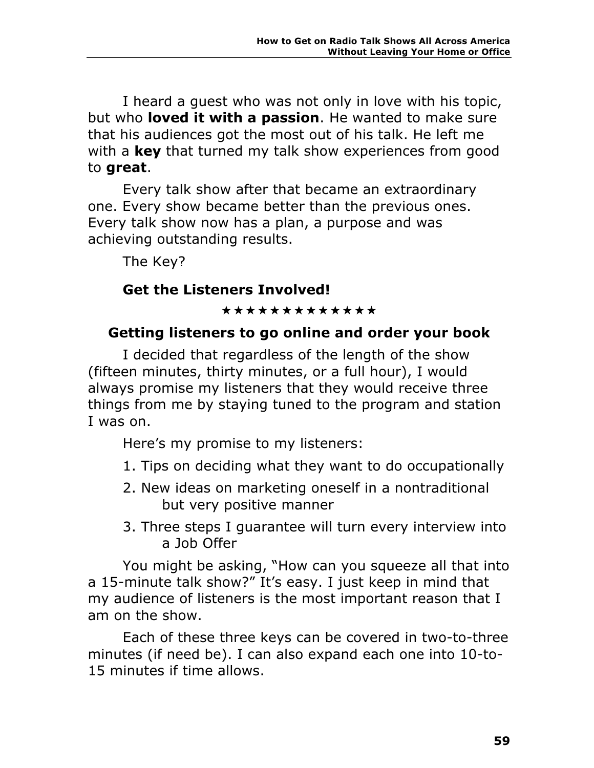I heard a guest who was not only in love with his topic, but who **loved it with a passion**. He wanted to make sure that his audiences got the most out of his talk. He left me with a **key** that turned my talk show experiences from good to **great**.

Every talk show after that became an extraordinary one. Every show became better than the previous ones. Every talk show now has a plan, a purpose and was achieving outstanding results.

The Key?

**Get the Listeners Involved!**

★★★★★★★★★★★★★

### Getting listeners to go online and order your book

I decided that regardless of the length of the show (fifteen minutes, thirty minutes, or a full hour), I would always promise my listeners that they would receive three things from me by staying tuned to the program and station I was on.

Here's my promise to my listeners:

1. Tips on deciding what they want to do occupationally
2. New ideas on marketing oneself in a nontraditional but very positive manner
3. Three steps I guarantee will turn every interview into a Job Offer

You might be asking, "How can you squeeze all that into a 15-minute talk show?" It's easy. I just keep in mind that my audience of listeners is the most important reason that I am on the show.

Each of these three keys can be covered in two-to-three minutes (if need be). I can also expand each one into 10-to-15 minutes if time allows.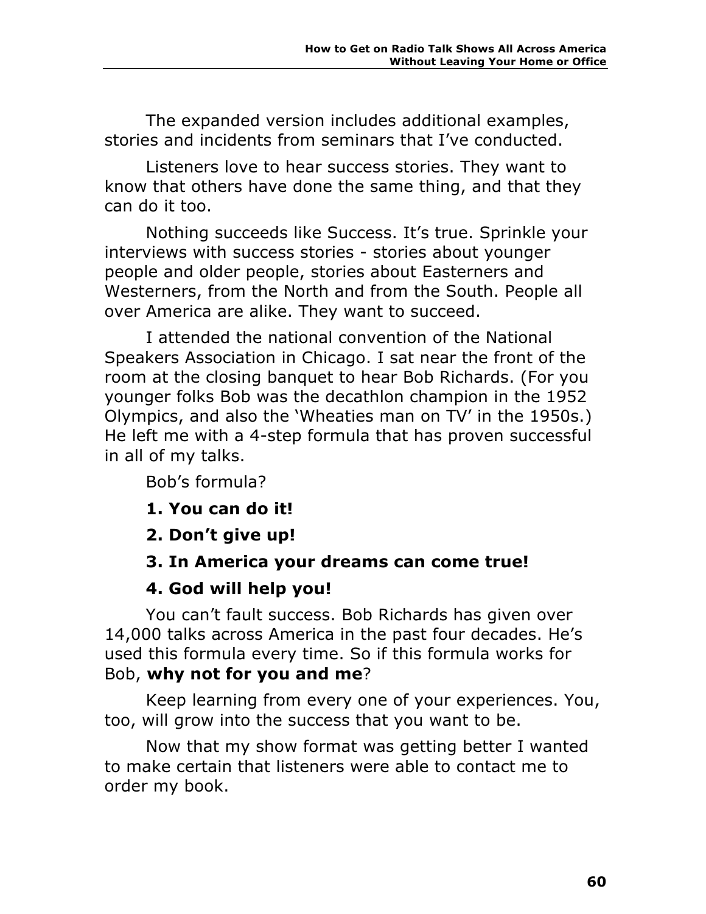The expanded version includes additional examples, stories and incidents from seminars that I've conducted.

Listeners love to hear success stories. They want to know that others have done the same thing, and that they can do it too.

Nothing succeeds like Success. It's true. Sprinkle your interviews with success stories - stories about younger people and older people, stories about Easterners and Westerners, from the North and from the South. People all over America are alike. They want to succeed.

I attended the national convention of the National Speakers Association in Chicago. I sat near the front of the room at the closing banquet to hear Bob Richards. (For you younger folks Bob was the decathlon champion in the 1952 Olympics, and also the 'Wheaties man on TV' in the 1950s.) He left me with a 4-step formula that has proven successful in all of my talks.

Bob's formula?

**1. You can do it!**

**2. Don't give up!**

**3. In America your dreams can come true!**

**4. God will help you!**

You can't fault success. Bob Richards has given over 14,000 talks across America in the past four decades. He's used this formula every time. So if this formula works for Bob, **why not for you and me**?

Keep learning from every one of your experiences. You, too, will grow into the success that you want to be.

Now that my show format was getting better I wanted to make certain that listeners were able to contact me to order my book.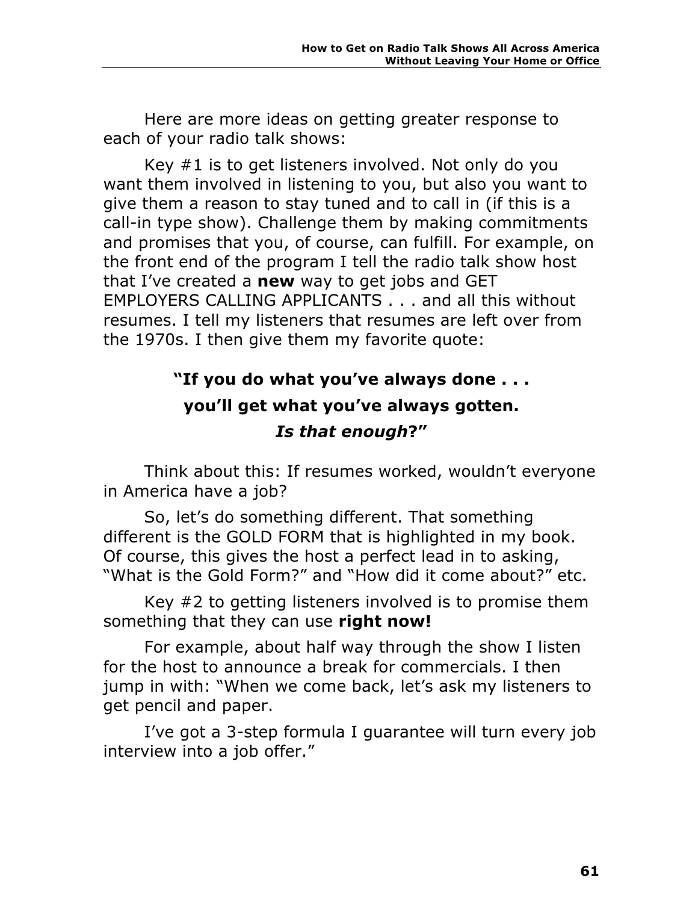Here are more ideas on getting greater response to each of your radio talk shows:

Key #1 is to get listeners involved. Not only do you want them involved in listening to you, but also you want to give them a reason to stay tuned and to call in (if this is a call-in type show). Challenge them by making commitments and promises that you, of course, can fulfill. For example, on the front end of the program I tell the radio talk show host that I've created a **new** way to get jobs and GET EMPLOYERS CALLING APPLICANTS . . . and all this without resumes. I tell my listeners that resumes are left over from the 1970s. I then give them my favorite quote:

**"If you do what you've always done . . .**
**you'll get what you've always gotten.**
***Is that enough*?"**

Think about this: If resumes worked, wouldn't everyone in America have a job?

So, let's do something different. That something different is the GOLD FORM that is highlighted in my book. Of course, this gives the host a perfect lead in to asking, "What is the Gold Form?" and "How did it come about?" etc.

Key #2 to getting listeners involved is to promise them something that they can use **right now!**

For example, about half way through the show I listen for the host to announce a break for commercials. I then jump in with: "When we come back, let's ask my listeners to get pencil and paper.

I've got a 3-step formula I guarantee will turn every job interview into a job offer."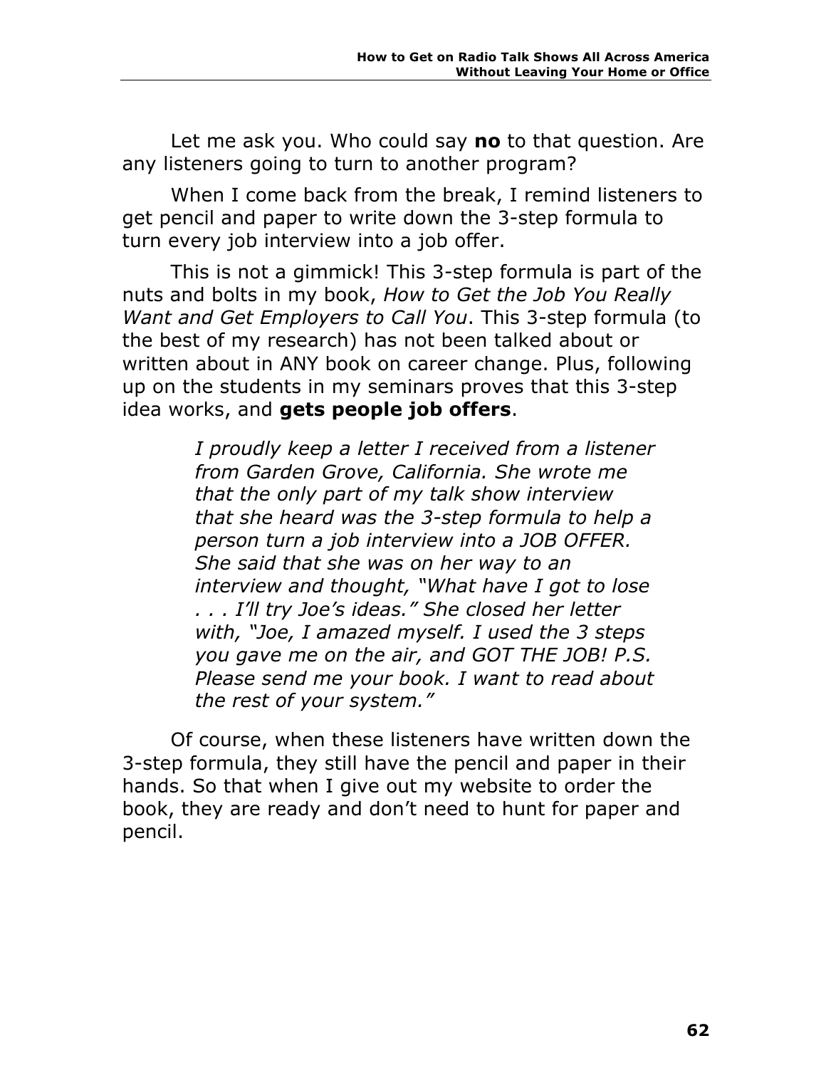Let me ask you. Who could say **no** to that question. Are any listeners going to turn to another program?

When I come back from the break, I remind listeners to get pencil and paper to write down the 3-step formula to turn every job interview into a job offer.

This is not a gimmick! This 3-step formula is part of the nuts and bolts in my book, *How to Get the Job You Really Want and Get Employers to Call You*. This 3-step formula (to the best of my research) has not been talked about or written about in ANY book on career change. Plus, following up on the students in my seminars proves that this 3-step idea works, and **gets people job offers**.

> *I proudly keep a letter I received from a listener from Garden Grove, California. She wrote me that the only part of my talk show interview that she heard was the 3-step formula to help a person turn a job interview into a JOB OFFER. She said that she was on her way to an interview and thought, "What have I got to lose . . . I'll try Joe's ideas." She closed her letter with, "Joe, I amazed myself. I used the 3 steps you gave me on the air, and GOT THE JOB! P.S. Please send me your book. I want to read about the rest of your system."*

Of course, when these listeners have written down the 3-step formula, they still have the pencil and paper in their hands. So that when I give out my website to order the book, they are ready and don't need to hunt for paper and pencil.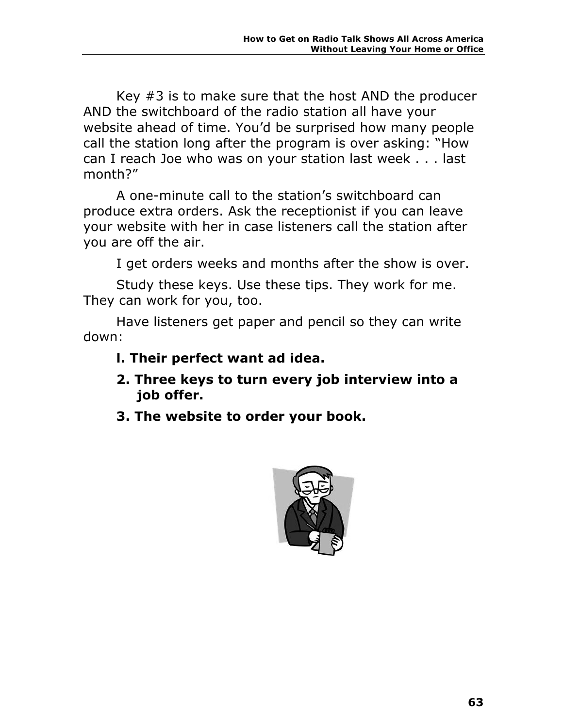Key #3 is to make sure that the host AND the producer AND the switchboard of the radio station all have your website ahead of time. You'd be surprised how many people call the station long after the program is over asking: "How can I reach Joe who was on your station last week . . . last month?"

A one-minute call to the station's switchboard can produce extra orders. Ask the receptionist if you can leave your website with her in case listeners call the station after you are off the air.

I get orders weeks and months after the show is over.

Study these keys. Use these tips. They work for me. They can work for you, too.

Have listeners get paper and pencil so they can write down:

**l. Their perfect want ad idea.**

**2. Three keys to turn every job interview into a job offer.**

**3. The website to order your book.**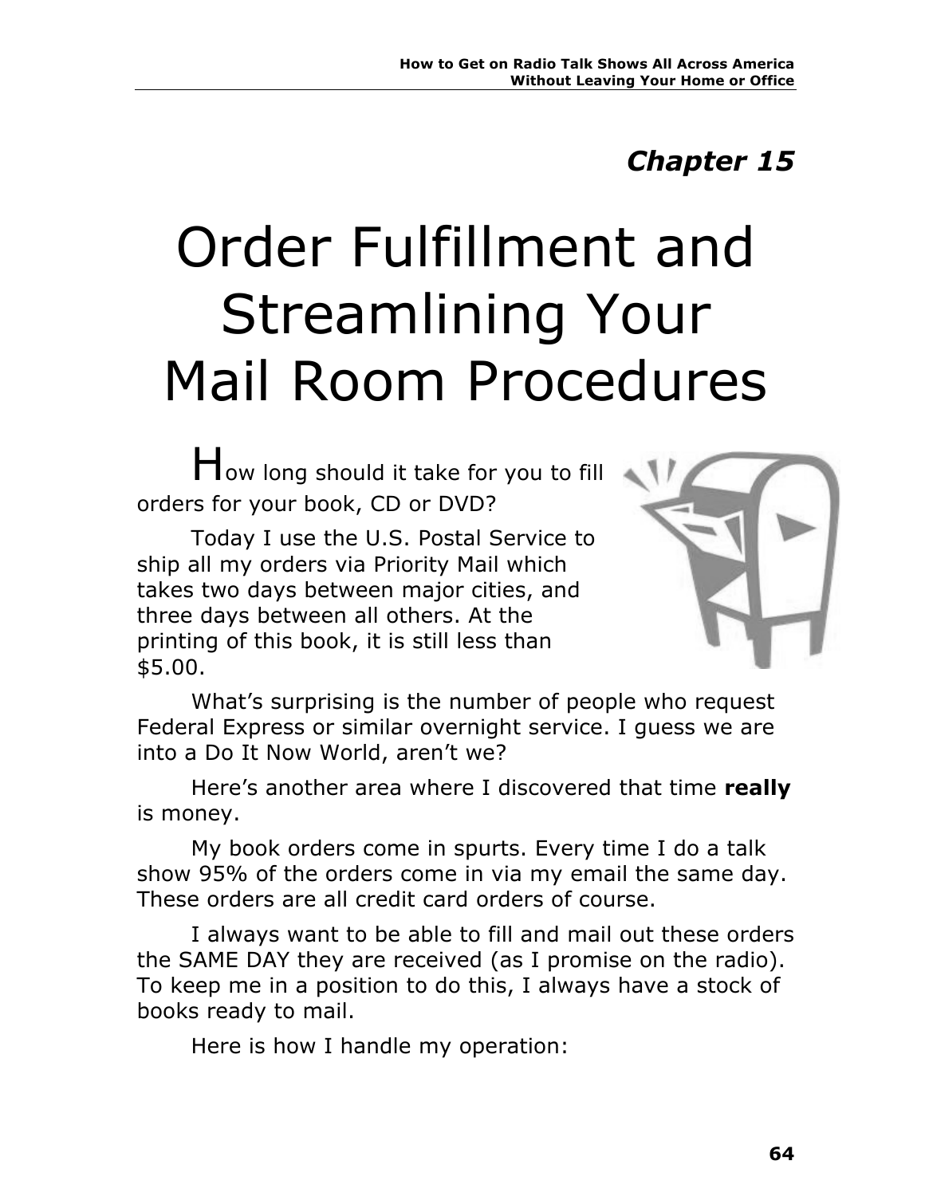*Chapter 15*

# Order Fulfillment and Streamlining Your Mail Room Procedures

How long should it take for you to fill orders for your book, CD or DVD?

Today I use the U.S. Postal Service to ship all my orders via Priority Mail which takes two days between major cities, and three days between all others. At the printing of this book, it is still less than $5.00.

What's surprising is the number of people who request Federal Express or similar overnight service. I guess we are into a Do It Now World, aren't we?

Here's another area where I discovered that time **really** is money.

My book orders come in spurts. Every time I do a talk show 95% of the orders come in via my email the same day. These orders are all credit card orders of course.

I always want to be able to fill and mail out these orders the SAME DAY they are received (as I promise on the radio). To keep me in a position to do this, I always have a stock of books ready to mail.

Here is how I handle my operation: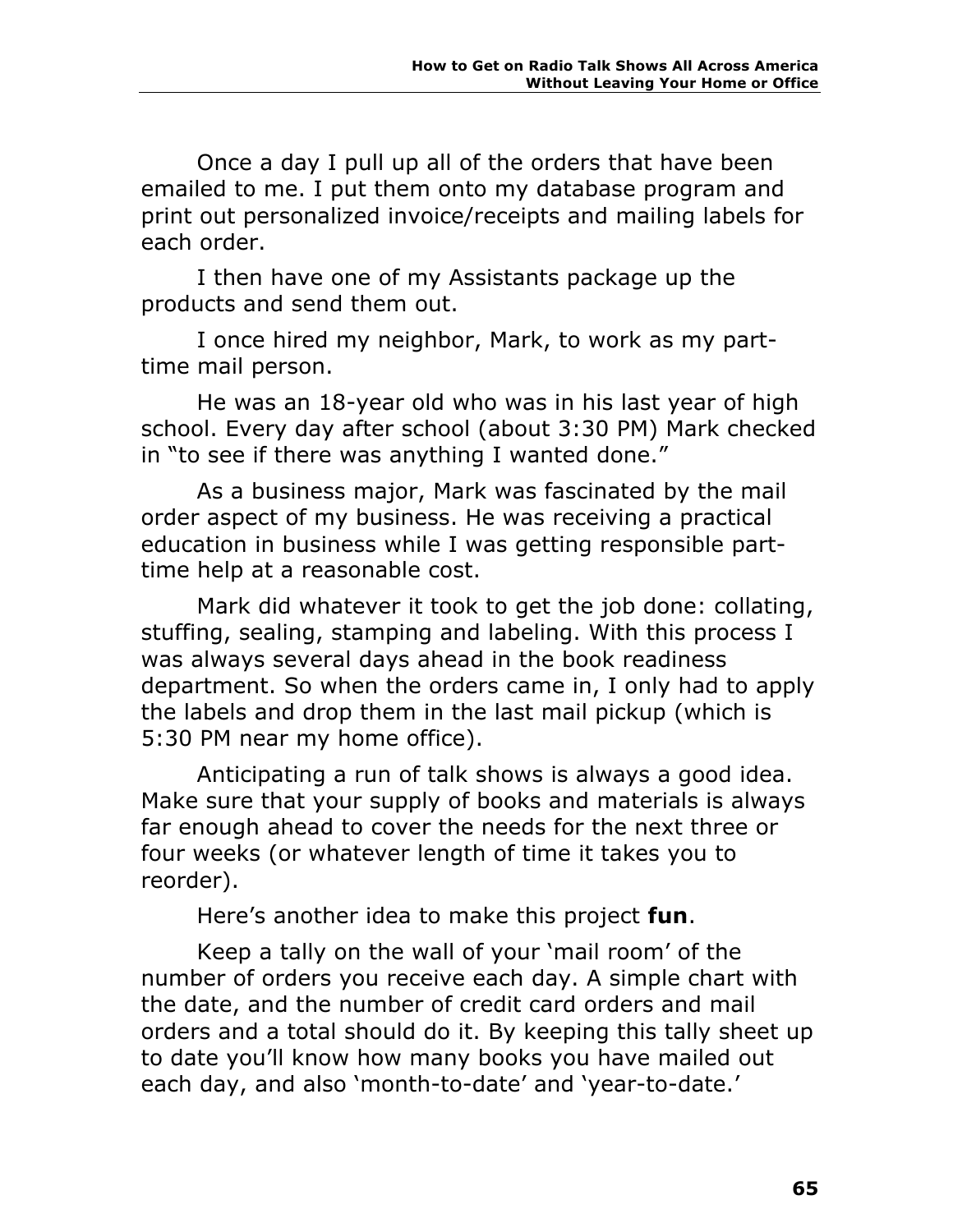Once a day I pull up all of the orders that have been emailed to me. I put them onto my database program and print out personalized invoice/receipts and mailing labels for each order.

I then have one of my Assistants package up the products and send them out.

I once hired my neighbor, Mark, to work as my part-time mail person.

He was an 18-year old who was in his last year of high school. Every day after school (about 3:30 PM) Mark checked in "to see if there was anything I wanted done."

As a business major, Mark was fascinated by the mail order aspect of my business. He was receiving a practical education in business while I was getting responsible part-time help at a reasonable cost.

Mark did whatever it took to get the job done: collating, stuffing, sealing, stamping and labeling. With this process I was always several days ahead in the book readiness department. So when the orders came in, I only had to apply the labels and drop them in the last mail pickup (which is 5:30 PM near my home office).

Anticipating a run of talk shows is always a good idea. Make sure that your supply of books and materials is always far enough ahead to cover the needs for the next three or four weeks (or whatever length of time it takes you to reorder).

Here's another idea to make this project **fun**.

Keep a tally on the wall of your 'mail room' of the number of orders you receive each day. A simple chart with the date, and the number of credit card orders and mail orders and a total should do it. By keeping this tally sheet up to date you'll know how many books you have mailed out each day, and also 'month-to-date' and 'year-to-date.'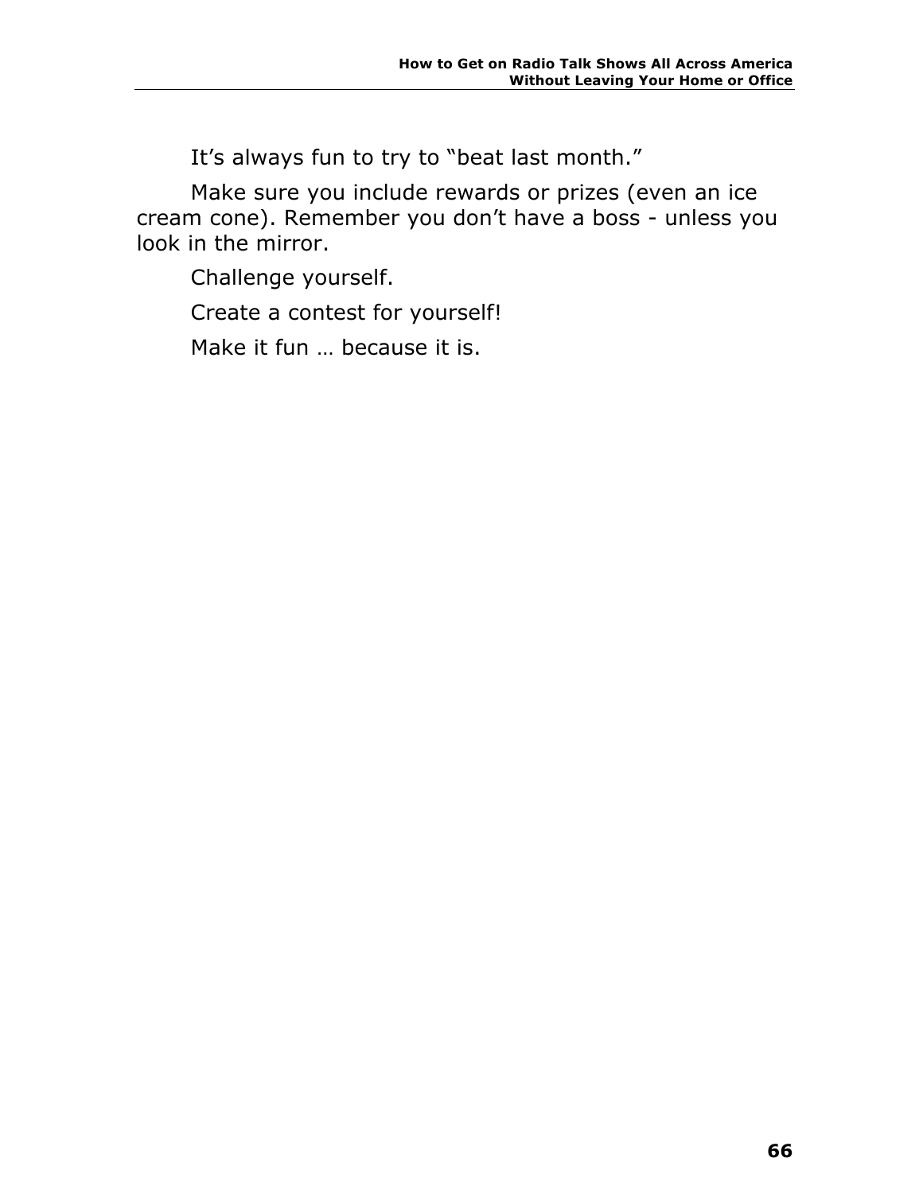It’s always fun to try to “beat last month.”

Make sure you include rewards or prizes (even an ice cream cone). Remember you don’t have a boss - unless you look in the mirror.

Challenge yourself.

Create a contest for yourself!

Make it fun … because it is.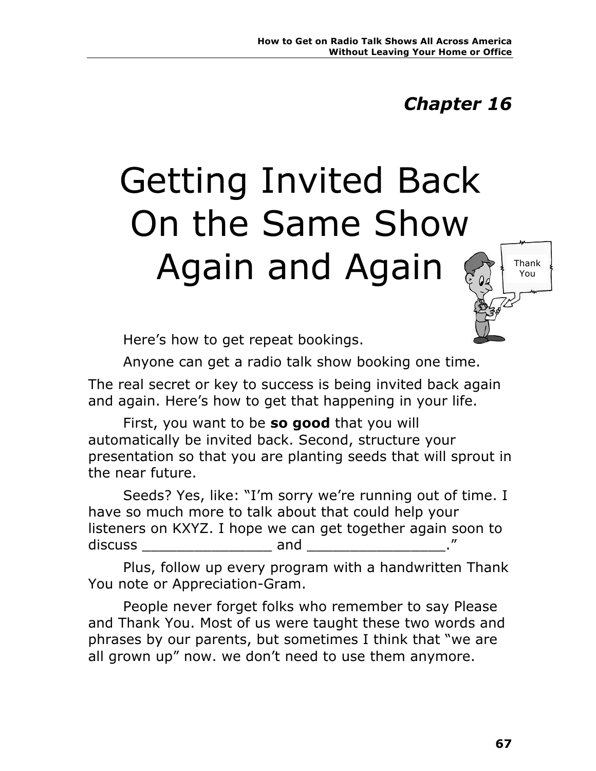*Chapter 16*

# Getting Invited Back On the Same Show Again and Again

Here's how to get repeat bookings.

Anyone can get a radio talk show booking one time. The real secret or key to success is being invited back again and again. Here's how to get that happening in your life.

First, you want to be **so good** that you will automatically be invited back. Second, structure your presentation so that you are planting seeds that will sprout in the near future.

Seeds? Yes, like: "I'm sorry we're running out of time. I have so much more to talk about that could help your listeners on KXYZ. I hope we can get together again soon to discuss _______________ and ________________."

Plus, follow up every program with a handwritten Thank You note or Appreciation-Gram.

People never forget folks who remember to say Please and Thank You. Most of us were taught these two words and phrases by our parents, but sometimes I think that "we are all grown up" now. we don't need to use them anymore.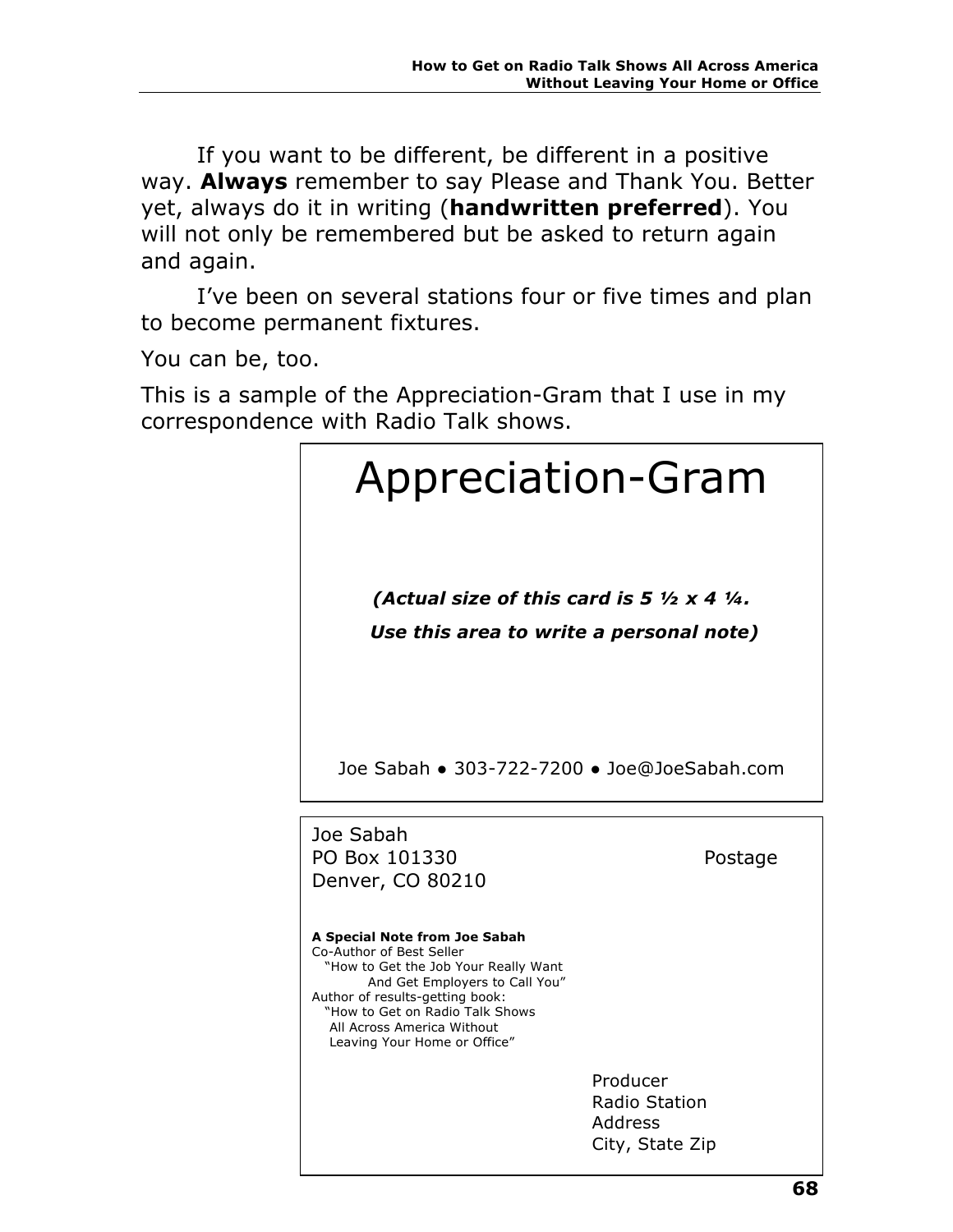If you want to be different, be different in a positive way. **Always** remember to say Please and Thank You. Better yet, always do it in writing (**handwritten preferred**). You will not only be remembered but be asked to return again and again.

I've been on several stations four or five times and plan to become permanent fixtures.

You can be, too.

This is a sample of the Appreciation-Gram that I use in my correspondence with Radio Talk shows.

# Appreciation-Gram

***(Actual size of this card is 5 ½ x 4 ¼.***

***Use this area to write a personal note)***

Joe Sabah ● 303-722-7200 ● Joe@JoeSabah.com

---

Joe Sabah
PO Box 101330
Denver, CO 80210

Postage

**A Special Note from Joe Sabah**
Co-Author of Best Seller
"How to Get the Job Your Really Want
And Get Employers to Call You"
Author of results-getting book:
"How to Get on Radio Talk Shows
All Across America Without
Leaving Your Home or Office"

Producer
Radio Station
Address
City, State Zip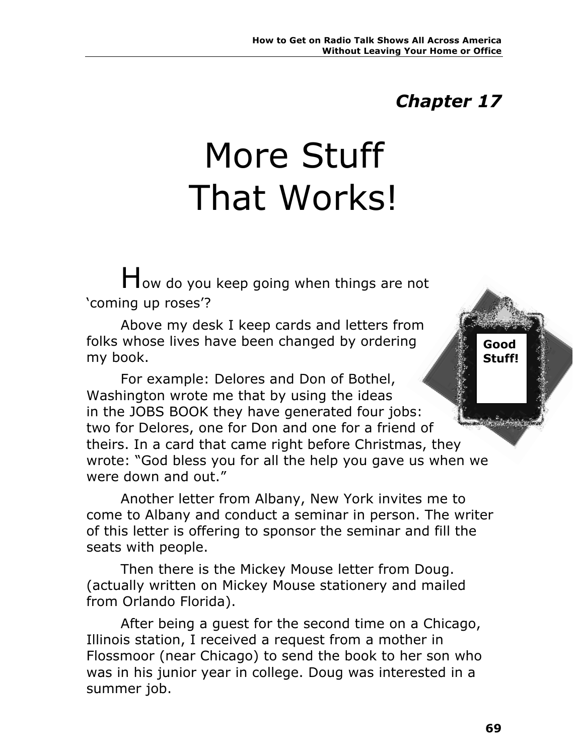*Chapter 17*

# More Stuff That Works!

How do you keep going when things are not 'coming up roses'?

Above my desk I keep cards and letters from folks whose lives have been changed by ordering my book.

**Good Stuff!**

For example: Delores and Don of Bothel, Washington wrote me that by using the ideas in the JOBS BOOK they have generated four jobs: two for Delores, one for Don and one for a friend of theirs. In a card that came right before Christmas, they wrote: "God bless you for all the help you gave us when we were down and out."

Another letter from Albany, New York invites me to come to Albany and conduct a seminar in person. The writer of this letter is offering to sponsor the seminar and fill the seats with people.

Then there is the Mickey Mouse letter from Doug. (actually written on Mickey Mouse stationery and mailed from Orlando Florida).

After being a guest for the second time on a Chicago, Illinois station, I received a request from a mother in Flossmoor (near Chicago) to send the book to her son who was in his junior year in college. Doug was interested in a summer job.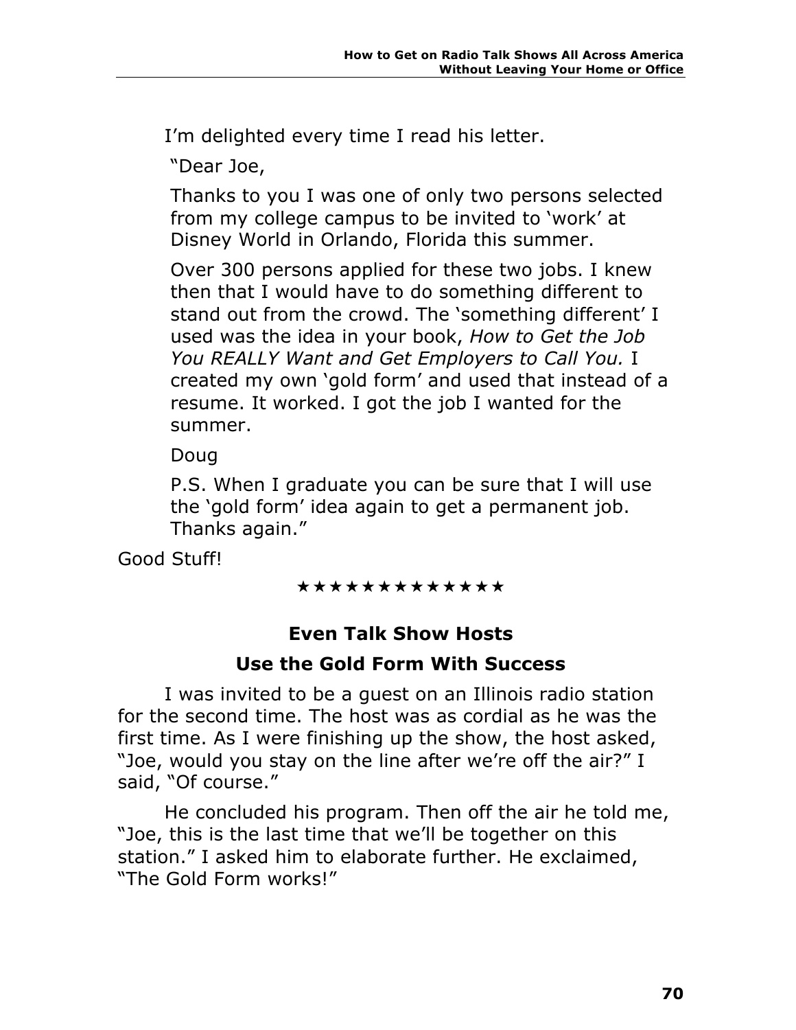I'm delighted every time I read his letter.

> "Dear Joe,
>
> Thanks to you I was one of only two persons selected from my college campus to be invited to 'work' at Disney World in Orlando, Florida this summer.
>
> Over 300 persons applied for these two jobs. I knew then that I would have to do something different to stand out from the crowd. The 'something different' I used was the idea in your book, *How to Get the Job You REALLY Want and Get Employers to Call You.* I created my own 'gold form' and used that instead of a resume. It worked. I got the job I wanted for the summer.
>
> Doug
>
> P.S. When I graduate you can be sure that I will use the 'gold form' idea again to get a permanent job. Thanks again."

Good Stuff!

★★★★★★★★★★★★★

### Even Talk Show Hosts Use the Gold Form With Success

I was invited to be a guest on an Illinois radio station for the second time. The host was as cordial as he was the first time. As I were finishing up the show, the host asked, "Joe, would you stay on the line after we're off the air?" I said, "Of course."

He concluded his program. Then off the air he told me, "Joe, this is the last time that we'll be together on this station." I asked him to elaborate further. He exclaimed, "The Gold Form works!"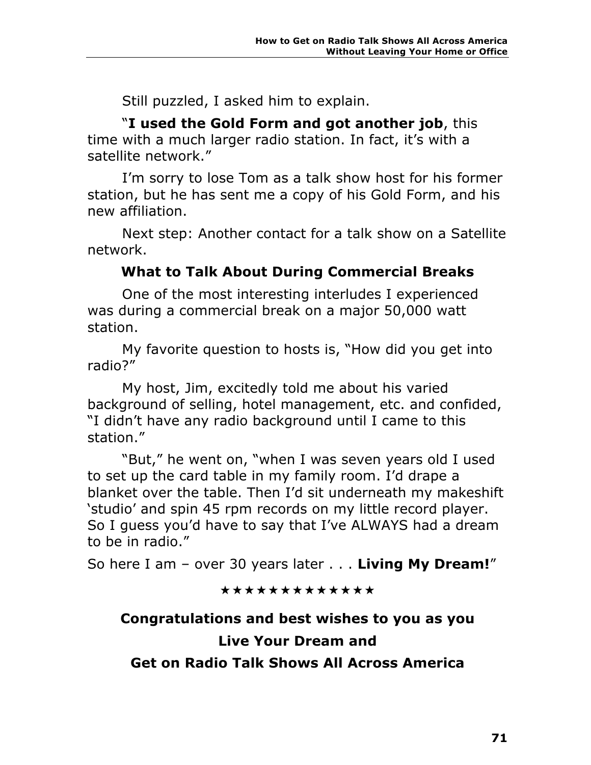Still puzzled, I asked him to explain.

"**I used the Gold Form and got another job**, this time with a much larger radio station. In fact, it's with a satellite network."

I'm sorry to lose Tom as a talk show host for his former station, but he has sent me a copy of his Gold Form, and his new affiliation.

Next step: Another contact for a talk show on a Satellite network.

### What to Talk About During Commercial Breaks

One of the most interesting interludes I experienced was during a commercial break on a major 50,000 watt station.

My favorite question to hosts is, "How did you get into radio?"

My host, Jim, excitedly told me about his varied background of selling, hotel management, etc. and confided, "I didn't have any radio background until I came to this station."

"But," he went on, "when I was seven years old I used to set up the card table in my family room. I'd drape a blanket over the table. Then I'd sit underneath my makeshift 'studio' and spin 45 rpm records on my little record player. So I guess you'd have to say that I've ALWAYS had a dream to be in radio."

So here I am – over 30 years later . . . **Living My Dream!**"

★★★★★★★★★★★★★

**Congratulations and best wishes to you as you**

**Live Your Dream and**

**Get on Radio Talk Shows All Across America**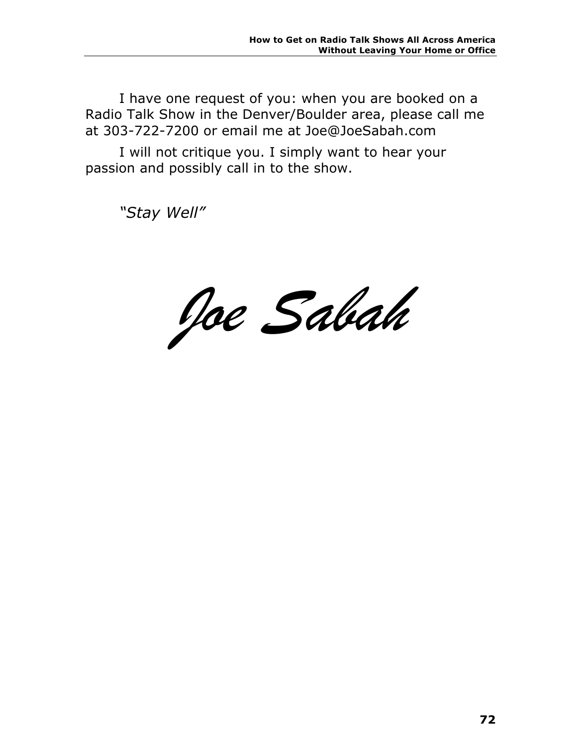I have one request of you: when you are booked on a Radio Talk Show in the Denver/Boulder area, please call me at 303-722-7200 or email me at Joe@JoeSabah.com

I will not critique you. I simply want to hear your passion and possibly call in to the show.

*"Stay Well"*

*Joe Sabah*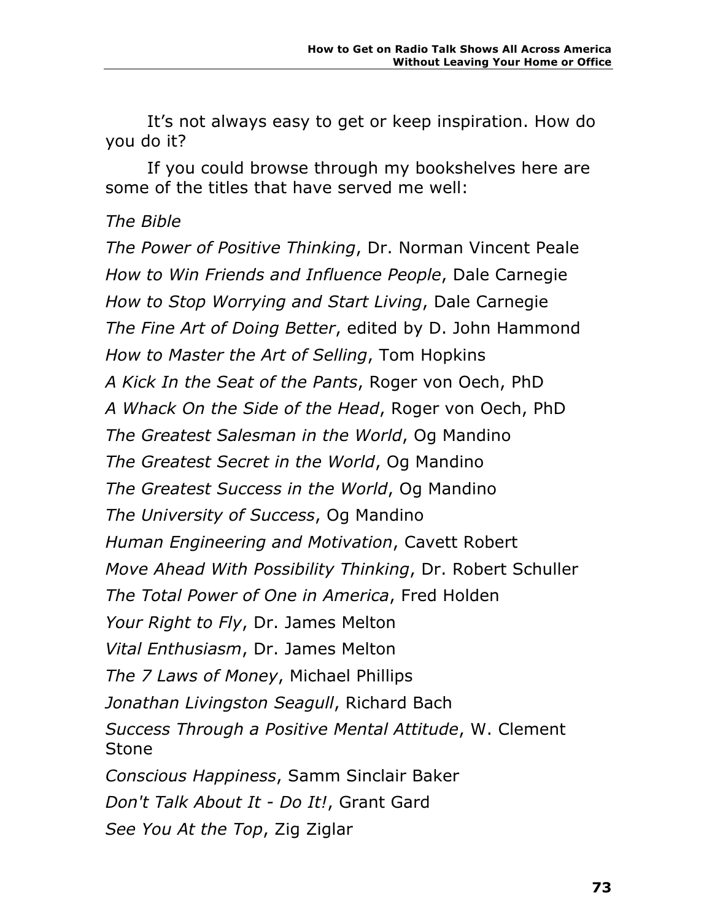It's not always easy to get or keep inspiration. How do you do it?

If you could browse through my bookshelves here are some of the titles that have served me well:

*The Bible*

*The Power of Positive Thinking*, Dr. Norman Vincent Peale

*How to Win Friends and Influence People*, Dale Carnegie

*How to Stop Worrying and Start Living*, Dale Carnegie

*The Fine Art of Doing Better*, edited by D. John Hammond

*How to Master the Art of Selling*, Tom Hopkins

*A Kick In the Seat of the Pants*, Roger von Oech, PhD

*A Whack On the Side of the Head*, Roger von Oech, PhD

*The Greatest Salesman in the World*, Og Mandino

*The Greatest Secret in the World*, Og Mandino

*The Greatest Success in the World*, Og Mandino

*The University of Success*, Og Mandino

*Human Engineering and Motivation*, Cavett Robert

*Move Ahead With Possibility Thinking*, Dr. Robert Schuller

*The Total Power of One in America*, Fred Holden

*Your Right to Fly*, Dr. James Melton

*Vital Enthusiasm*, Dr. James Melton

*The 7 Laws of Money*, Michael Phillips

*Jonathan Livingston Seagull*, Richard Bach

*Success Through a Positive Mental Attitude*, W. Clement Stone

*Conscious Happiness*, Samm Sinclair Baker

*Don't Talk About It - Do It!*, Grant Gard

*See You At the Top*, Zig Ziglar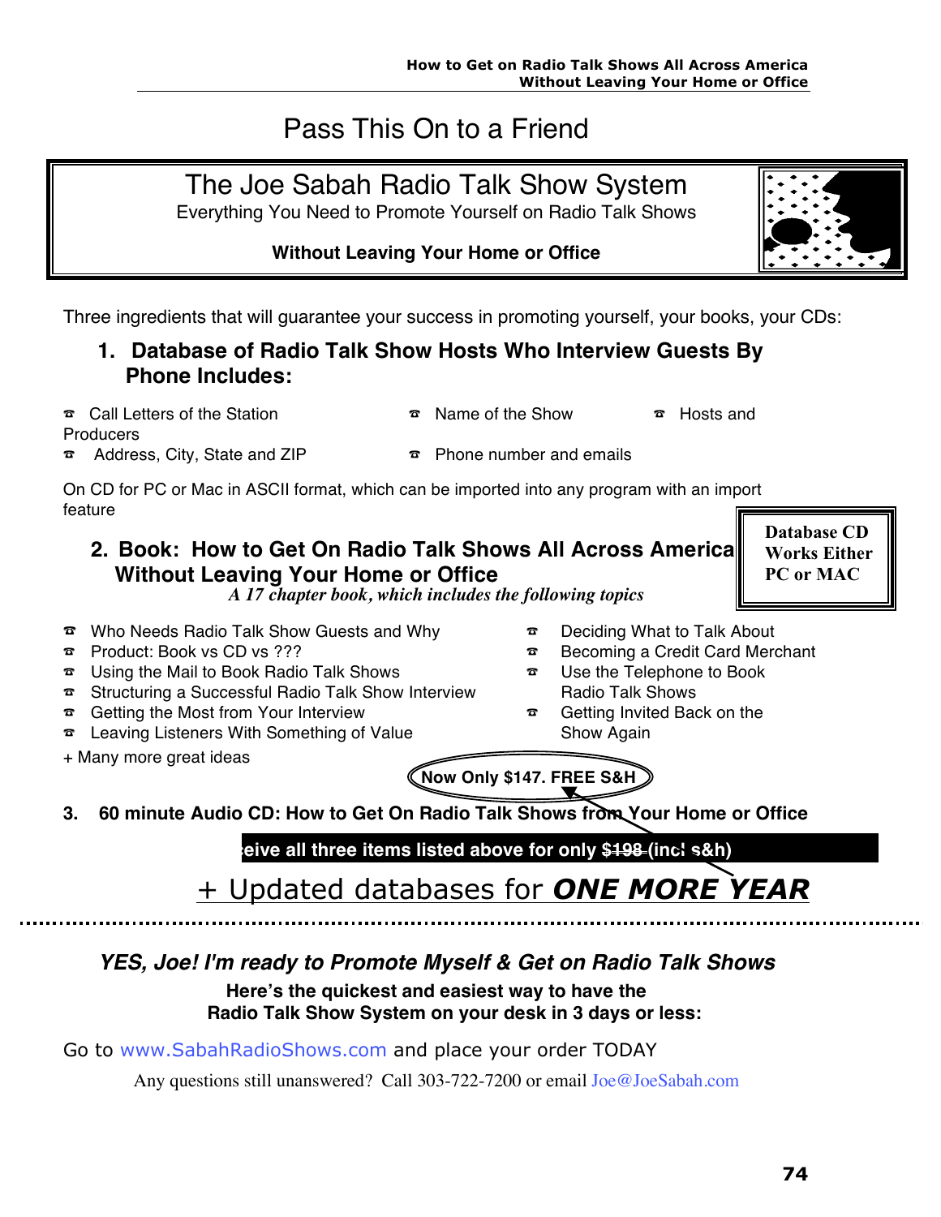# Pass This On to a Friend

## The Joe Sabah Radio Talk Show System

Everything You Need to Promote Yourself on Radio Talk Shows

**Without Leaving Your Home or Office**

Three ingredients that will guarantee your success in promoting yourself, your books, your CDs:

### 1. Database of Radio Talk Show Hosts Who Interview Guests By Phone Includes:

- Call Letters of the Station
- Name of the Show
- Hosts and Producers
- Address, City, State and ZIP
- Phone number and emails

On CD for PC or Mac in ASCII format, which can be imported into any program with an import feature

**Database CD Works Either PC or MAC**

### 2. Book: How to Get On Radio Talk Shows All Across America Without Leaving Your Home or Office

*A 17 chapter book, which includes the following topics*

- Who Needs Radio Talk Show Guests and Why
- Product: Book vs CD vs ???
- Using the Mail to Book Radio Talk Shows
- Structuring a Successful Radio Talk Show Interview
- Getting the Most from Your Interview
- Leaving Listeners With Something of Value
- Deciding What to Talk About
- Becoming a Credit Card Merchant
- Use the Telephone to Book Radio Talk Shows
- Getting Invited Back on the Show Again

+ Many more great ideas

**Now Only $147. FREE S&H**

### 3. 60 minute Audio CD: How to Get On Radio Talk Shows from Your Home or Office

**eive all three items listed above for only ~~$198~~ (incl s&h)**

+ Updated databases for ***ONE MORE YEAR***

---

***YES, Joe! I'm ready to Promote Myself & Get on Radio Talk Shows***

**Here's the quickest and easiest way to have the Radio Talk Show System on your desk in 3 days or less:**

Go to www.SabahRadioShows.com and place your order TODAY

Any questions still unanswered? Call 303-722-7200 or email Joe@JoeSabah.com